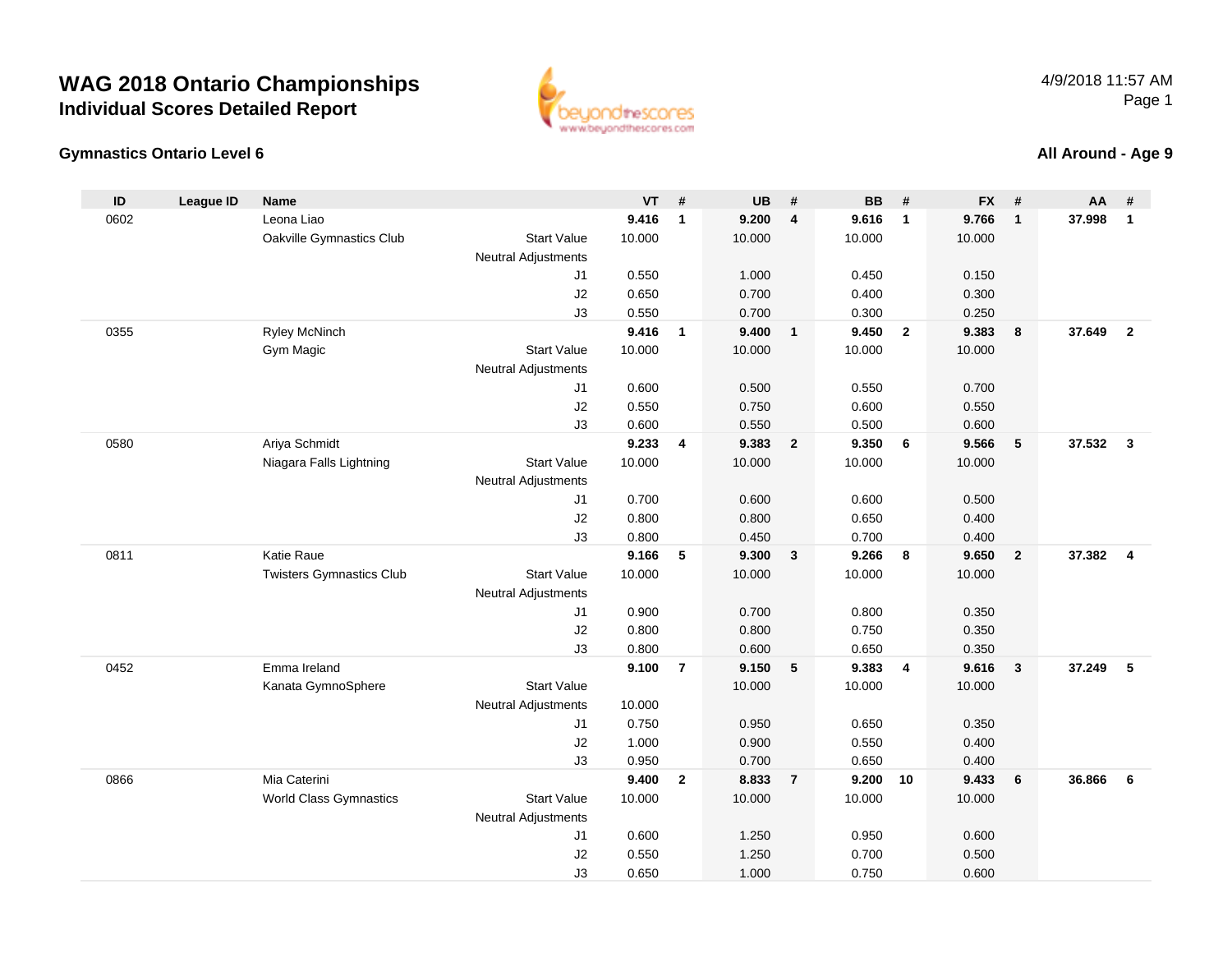# WAG 2018 Ontario Championships

## Individual Scores Detailed Report

4/9/2018 11:57 AM

### Gymnastics Ontario Level 6

### All Around - Age 9

| ID | League ID | Name | | VT | # | UB | # | BB | # | FX | # | AA | # |
|---|---|---|---|---|---|---|---|---|---|---|---|---|---|
| 0602 | | Leona Liao | | **9.416** | **1** | **9.200** | **4** | **9.616** | **1** | **9.766** | **1** | **37.998** | **1** |
| | | Oakville Gymnastics Club | Start Value | 10.000 | | 10.000 | | 10.000 | | 10.000 | | | |
| | | | Neutral Adjustments | | | | | | | | | | |
| | | | J1 | 0.550 | | 1.000 | | 0.450 | | 0.150 | | | |
| | | | J2 | 0.650 | | 0.700 | | 0.400 | | 0.300 | | | |
| | | | J3 | 0.550 | | 0.700 | | 0.300 | | 0.250 | | | |
| 0355 | | Ryley McNinch | | **9.416** | **1** | **9.400** | **1** | **9.450** | **2** | **9.383** | **8** | **37.649** | **2** |
| | | Gym Magic | Start Value | 10.000 | | 10.000 | | 10.000 | | 10.000 | | | |
| | | | Neutral Adjustments | | | | | | | | | | |
| | | | J1 | 0.600 | | 0.500 | | 0.550 | | 0.700 | | | |
| | | | J2 | 0.550 | | 0.750 | | 0.600 | | 0.550 | | | |
| | | | J3 | 0.600 | | 0.550 | | 0.500 | | 0.600 | | | |
| 0580 | | Ariya Schmidt | | **9.233** | **4** | **9.383** | **2** | **9.350** | **6** | **9.566** | **5** | **37.532** | **3** |
| | | Niagara Falls Lightning | Start Value | 10.000 | | 10.000 | | 10.000 | | 10.000 | | | |
| | | | Neutral Adjustments | | | | | | | | | | |
| | | | J1 | 0.700 | | 0.600 | | 0.600 | | 0.500 | | | |
| | | | J2 | 0.800 | | 0.800 | | 0.650 | | 0.400 | | | |
| | | | J3 | 0.800 | | 0.450 | | 0.700 | | 0.400 | | | |
| 0811 | | Katie Raue | | **9.166** | **5** | **9.300** | **3** | **9.266** | **8** | **9.650** | **2** | **37.382** | **4** |
| | | Twisters Gymnastics Club | Start Value | 10.000 | | 10.000 | | 10.000 | | 10.000 | | | |
| | | | Neutral Adjustments | | | | | | | | | | |
| | | | J1 | 0.900 | | 0.700 | | 0.800 | | 0.350 | | | |
| | | | J2 | 0.800 | | 0.800 | | 0.750 | | 0.350 | | | |
| | | | J3 | 0.800 | | 0.600 | | 0.650 | | 0.350 | | | |
| 0452 | | Emma Ireland | | **9.100** | **7** | **9.150** | **5** | **9.383** | **4** | **9.616** | **3** | **37.249** | **5** |
| | | Kanata GymnoSphere | Start Value | | | 10.000 | | 10.000 | | 10.000 | | | |
| | | | Neutral Adjustments | 10.000 | | | | | | | | | |
| | | | J1 | 0.750 | | 0.950 | | 0.650 | | 0.350 | | | |
| | | | J2 | 1.000 | | 0.900 | | 0.550 | | 0.400 | | | |
| | | | J3 | 0.950 | | 0.700 | | 0.650 | | 0.400 | | | |
| 0866 | | Mia Caterini | | **9.400** | **2** | **8.833** | **7** | **9.200** | **10** | **9.433** | **6** | **36.866** | **6** |
| | | World Class Gymnastics | Start Value | 10.000 | | 10.000 | | 10.000 | | 10.000 | | | |
| | | | Neutral Adjustments | | | | | | | | | | |
| | | | J1 | 0.600 | | 1.250 | | 0.950 | | 0.600 | | | |
| | | | J2 | 0.550 | | 1.250 | | 0.700 | | 0.500 | | | |
| | | | J3 | 0.650 | | 1.000 | | 0.750 | | 0.600 | | | |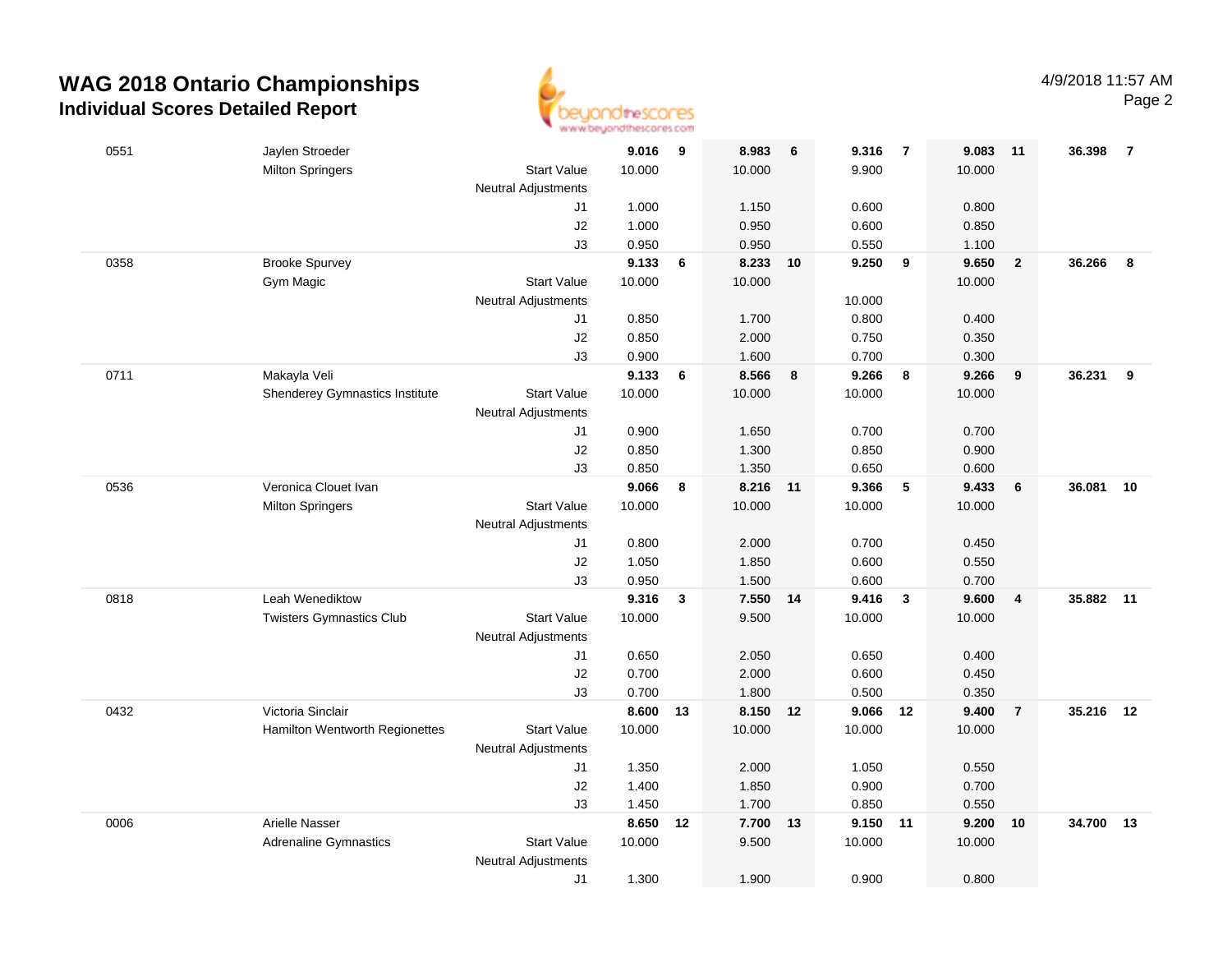# WAG 2018 Ontario Championships

## Individual Scores Detailed Report

4/9/2018 11:57 AM

| # | Name / Club | | Vault | Rank | Bars | Rank | Beam | Rank | Floor | Rank | AA | Rank |
|---|---|---|---|---|---|---|---|---|---|---|---|---|
| 0551 | Jaylen Stroeder | | **9.016** | **9** | **8.983** | **6** | **9.316** | **7** | **9.083** | **11** | **36.398** | **7** |
| | Milton Springers | Start Value | 10.000 | | 10.000 | | 9.900 | | 10.000 | | | |
| | | Neutral Adjustments | | | | | | | | | | |
| | | J1 | 1.000 | | 1.150 | | 0.600 | | 0.800 | | | |
| | | J2 | 1.000 | | 0.950 | | 0.600 | | 0.850 | | | |
| | | J3 | 0.950 | | 0.950 | | 0.550 | | 1.100 | | | |
| 0358 | Brooke Spurvey | | **9.133** | **6** | **8.233** | **10** | **9.250** | **9** | **9.650** | **2** | **36.266** | **8** |
| | Gym Magic | Start Value | 10.000 | | 10.000 | | | | 10.000 | | | |
| | | Neutral Adjustments | | | | | 10.000 | | | | | |
| | | J1 | 0.850 | | 1.700 | | 0.800 | | 0.400 | | | |
| | | J2 | 0.850 | | 2.000 | | 0.750 | | 0.350 | | | |
| | | J3 | 0.900 | | 1.600 | | 0.700 | | 0.300 | | | |
| 0711 | Makayla Veli | | **9.133** | **6** | **8.566** | **8** | **9.266** | **8** | **9.266** | **9** | **36.231** | **9** |
| | Shenderey Gymnastics Institute | Start Value | 10.000 | | 10.000 | | 10.000 | | 10.000 | | | |
| | | Neutral Adjustments | | | | | | | | | | |
| | | J1 | 0.900 | | 1.650 | | 0.700 | | 0.700 | | | |
| | | J2 | 0.850 | | 1.300 | | 0.850 | | 0.900 | | | |
| | | J3 | 0.850 | | 1.350 | | 0.650 | | 0.600 | | | |
| 0536 | Veronica Clouet Ivan | | **9.066** | **8** | **8.216** | **11** | **9.366** | **5** | **9.433** | **6** | **36.081** | **10** |
| | Milton Springers | Start Value | 10.000 | | 10.000 | | 10.000 | | 10.000 | | | |
| | | Neutral Adjustments | | | | | | | | | | |
| | | J1 | 0.800 | | 2.000 | | 0.700 | | 0.450 | | | |
| | | J2 | 1.050 | | 1.850 | | 0.600 | | 0.550 | | | |
| | | J3 | 0.950 | | 1.500 | | 0.600 | | 0.700 | | | |
| 0818 | Leah Wenediktow | | **9.316** | **3** | **7.550** | **14** | **9.416** | **3** | **9.600** | **4** | **35.882** | **11** |
| | Twisters Gymnastics Club | Start Value | 10.000 | | 9.500 | | 10.000 | | 10.000 | | | |
| | | Neutral Adjustments | | | | | | | | | | |
| | | J1 | 0.650 | | 2.050 | | 0.650 | | 0.400 | | | |
| | | J2 | 0.700 | | 2.000 | | 0.600 | | 0.450 | | | |
| | | J3 | 0.700 | | 1.800 | | 0.500 | | 0.350 | | | |
| 0432 | Victoria Sinclair | | **8.600** | **13** | **8.150** | **12** | **9.066** | **12** | **9.400** | **7** | **35.216** | **12** |
| | Hamilton Wentworth Regionettes | Start Value | 10.000 | | 10.000 | | 10.000 | | 10.000 | | | |
| | | Neutral Adjustments | | | | | | | | | | |
| | | J1 | 1.350 | | 2.000 | | 1.050 | | 0.550 | | | |
| | | J2 | 1.400 | | 1.850 | | 0.900 | | 0.700 | | | |
| | | J3 | 1.450 | | 1.700 | | 0.850 | | 0.550 | | | |
| 0006 | Arielle Nasser | | **8.650** | **12** | **7.700** | **13** | **9.150** | **11** | **9.200** | **10** | **34.700** | **13** |
| | Adrenaline Gymnastics | Start Value | 10.000 | | 9.500 | | 10.000 | | 10.000 | | | |
| | | Neutral Adjustments | | | | | | | | | | |
| | | J1 | 1.300 | | 1.900 | | 0.900 | | 0.800 | | | |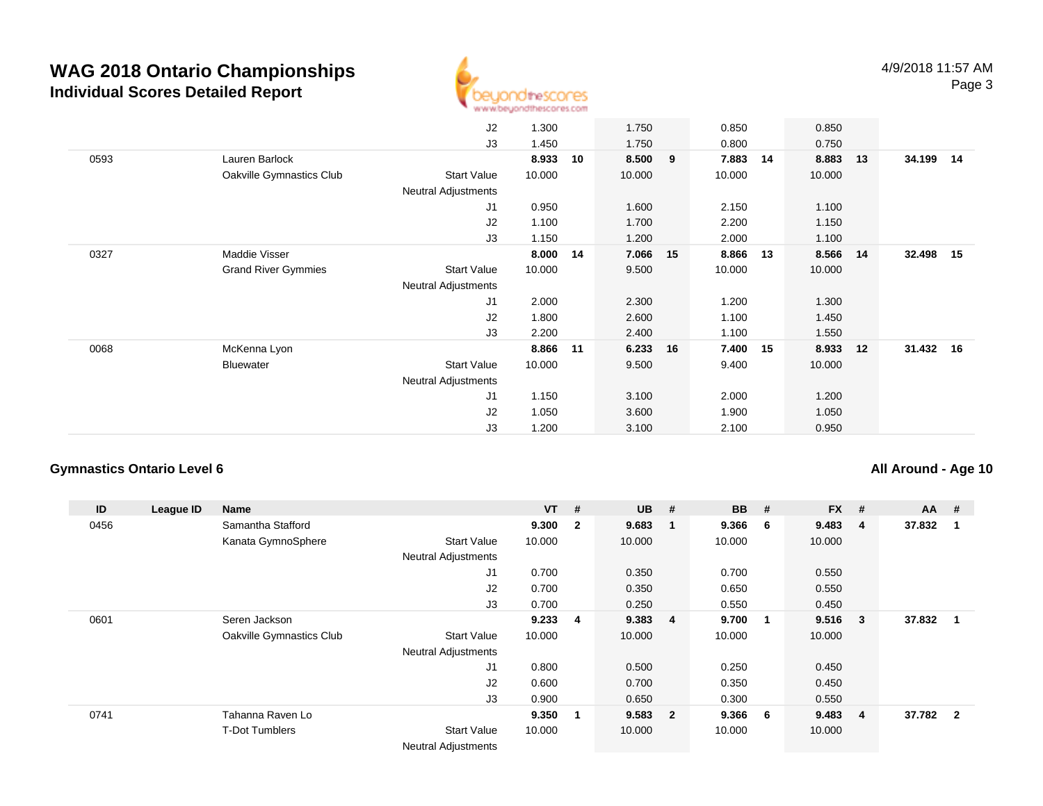# WAG 2018 Ontario Championships

## Individual Scores Detailed Report

4/9/2018 11:57 AM

| ID | League ID | Name | | VT | # | UB | # | BB | # | FX | # | AA | # |
|---|---|---|---|---|---|---|---|---|---|---|---|---|---|
| | | | J2 | 1.300 | | 1.750 | | 0.850 | | 0.850 | | | |
| | | | J3 | 1.450 | | 1.750 | | 0.800 | | 0.750 | | | |
| 0593 | | Lauren Barlock | | **8.933** | **10** | **8.500** | **9** | **7.883** | **14** | **8.883** | **13** | **34.199** | **14** |
| | | Oakville Gymnastics Club | Start Value | 10.000 | | 10.000 | | 10.000 | | 10.000 | | | |
| | | | Neutral Adjustments | | | | | | | | | | |
| | | | J1 | 0.950 | | 1.600 | | 2.150 | | 1.100 | | | |
| | | | J2 | 1.100 | | 1.700 | | 2.200 | | 1.150 | | | |
| | | | J3 | 1.150 | | 1.200 | | 2.000 | | 1.100 | | | |
| 0327 | | Maddie Visser | | **8.000** | **14** | **7.066** | **15** | **8.866** | **13** | **8.566** | **14** | **32.498** | **15** |
| | | Grand River Gymmies | Start Value | 10.000 | | 9.500 | | 10.000 | | 10.000 | | | |
| | | | Neutral Adjustments | | | | | | | | | | |
| | | | J1 | 2.000 | | 2.300 | | 1.200 | | 1.300 | | | |
| | | | J2 | 1.800 | | 2.600 | | 1.100 | | 1.450 | | | |
| | | | J3 | 2.200 | | 2.400 | | 1.100 | | 1.550 | | | |
| 0068 | | McKenna Lyon | | **8.866** | **11** | **6.233** | **16** | **7.400** | **15** | **8.933** | **12** | **31.432** | **16** |
| | | Bluewater | Start Value | 10.000 | | 9.500 | | 9.400 | | 10.000 | | | |
| | | | Neutral Adjustments | | | | | | | | | | |
| | | | J1 | 1.150 | | 3.100 | | 2.000 | | 1.200 | | | |
| | | | J2 | 1.050 | | 3.600 | | 1.900 | | 1.050 | | | |
| | | | J3 | 1.200 | | 3.100 | | 2.100 | | 0.950 | | | |

### Gymnastics Ontario Level 6

### All Around - Age 10

| ID | League ID | Name | | VT | # | UB | # | BB | # | FX | # | AA | # |
|---|---|---|---|---|---|---|---|---|---|---|---|---|---|
| 0456 | | Samantha Stafford | | **9.300** | **2** | **9.683** | **1** | **9.366** | **6** | **9.483** | **4** | **37.832** | **1** |
| | | Kanata GymnoSphere | Start Value | 10.000 | | 10.000 | | 10.000 | | 10.000 | | | |
| | | | Neutral Adjustments | | | | | | | | | | |
| | | | J1 | 0.700 | | 0.350 | | 0.700 | | 0.550 | | | |
| | | | J2 | 0.700 | | 0.350 | | 0.650 | | 0.550 | | | |
| | | | J3 | 0.700 | | 0.250 | | 0.550 | | 0.450 | | | |
| 0601 | | Seren Jackson | | **9.233** | **4** | **9.383** | **4** | **9.700** | **1** | **9.516** | **3** | **37.832** | **1** |
| | | Oakville Gymnastics Club | Start Value | 10.000 | | 10.000 | | 10.000 | | 10.000 | | | |
| | | | Neutral Adjustments | | | | | | | | | | |
| | | | J1 | 0.800 | | 0.500 | | 0.250 | | 0.450 | | | |
| | | | J2 | 0.600 | | 0.700 | | 0.350 | | 0.450 | | | |
| | | | J3 | 0.900 | | 0.650 | | 0.300 | | 0.550 | | | |
| 0741 | | Tahanna Raven Lo | | **9.350** | **1** | **9.583** | **2** | **9.366** | **6** | **9.483** | **4** | **37.782** | **2** |
| | | T-Dot Tumblers | Start Value | 10.000 | | 10.000 | | 10.000 | | 10.000 | | | |
| | | | Neutral Adjustments | | | | | | | | | | |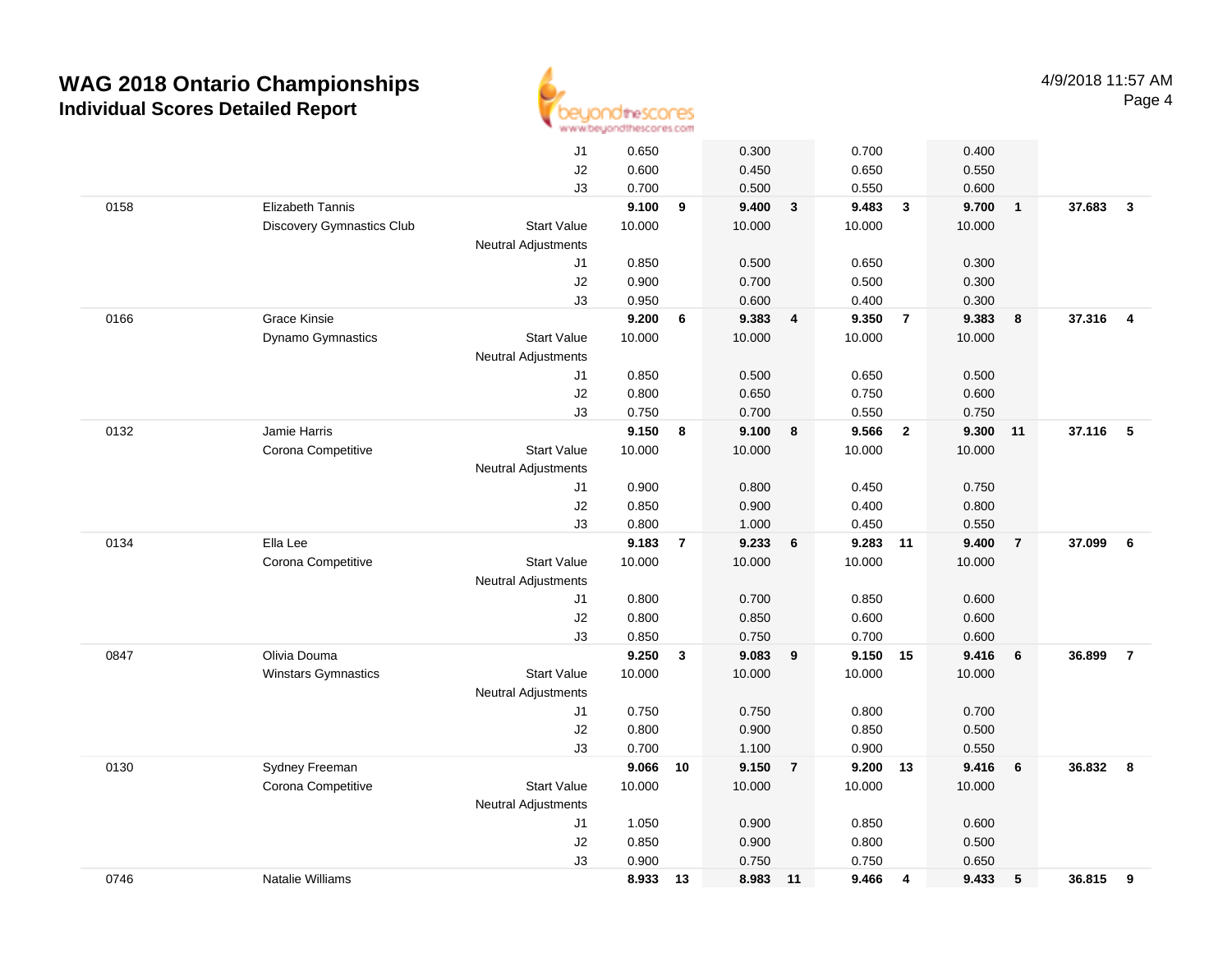# WAG 2018 Ontario Championships

## Individual Scores Detailed Report

4/9/2018 11:57 AM

| | | | | | | | | | | | | |
|---|---|---|---|---|---|---|---|---|---|---|---|---|
| | | J1 | 0.650 | | 0.300 | | 0.700 | | 0.400 | | | |
| | | J2 | 0.600 | | 0.450 | | 0.650 | | 0.550 | | | |
| | | J3 | 0.700 | | 0.500 | | 0.550 | | 0.600 | | | |
| 0158 | Elizabeth Tannis | | **9.100** | **9** | **9.400** | **3** | **9.483** | **3** | **9.700** | **1** | **37.683** | **3** |
| | Discovery Gymnastics Club | Start Value | 10.000 | | 10.000 | | 10.000 | | 10.000 | | | |
| | | Neutral Adjustments | | | | | | | | | | |
| | | J1 | 0.850 | | 0.500 | | 0.650 | | 0.300 | | | |
| | | J2 | 0.900 | | 0.700 | | 0.500 | | 0.300 | | | |
| | | J3 | 0.950 | | 0.600 | | 0.400 | | 0.300 | | | |
| 0166 | Grace Kinsie | | **9.200** | **6** | **9.383** | **4** | **9.350** | **7** | **9.383** | **8** | **37.316** | **4** |
| | Dynamo Gymnastics | Start Value | 10.000 | | 10.000 | | 10.000 | | 10.000 | | | |
| | | Neutral Adjustments | | | | | | | | | | |
| | | J1 | 0.850 | | 0.500 | | 0.650 | | 0.500 | | | |
| | | J2 | 0.800 | | 0.650 | | 0.750 | | 0.600 | | | |
| | | J3 | 0.750 | | 0.700 | | 0.550 | | 0.750 | | | |
| 0132 | Jamie Harris | | **9.150** | **8** | **9.100** | **8** | **9.566** | **2** | **9.300** | **11** | **37.116** | **5** |
| | Corona Competitive | Start Value | 10.000 | | 10.000 | | 10.000 | | 10.000 | | | |
| | | Neutral Adjustments | | | | | | | | | | |
| | | J1 | 0.900 | | 0.800 | | 0.450 | | 0.750 | | | |
| | | J2 | 0.850 | | 0.900 | | 0.400 | | 0.800 | | | |
| | | J3 | 0.800 | | 1.000 | | 0.450 | | 0.550 | | | |
| 0134 | Ella Lee | | **9.183** | **7** | **9.233** | **6** | **9.283** | **11** | **9.400** | **7** | **37.099** | **6** |
| | Corona Competitive | Start Value | 10.000 | | 10.000 | | 10.000 | | 10.000 | | | |
| | | Neutral Adjustments | | | | | | | | | | |
| | | J1 | 0.800 | | 0.700 | | 0.850 | | 0.600 | | | |
| | | J2 | 0.800 | | 0.850 | | 0.600 | | 0.600 | | | |
| | | J3 | 0.850 | | 0.750 | | 0.700 | | 0.600 | | | |
| 0847 | Olivia Douma | | **9.250** | **3** | **9.083** | **9** | **9.150** | **15** | **9.416** | **6** | **36.899** | **7** |
| | Winstars Gymnastics | Start Value | 10.000 | | 10.000 | | 10.000 | | 10.000 | | | |
| | | Neutral Adjustments | | | | | | | | | | |
| | | J1 | 0.750 | | 0.750 | | 0.800 | | 0.700 | | | |
| | | J2 | 0.800 | | 0.900 | | 0.850 | | 0.500 | | | |
| | | J3 | 0.700 | | 1.100 | | 0.900 | | 0.550 | | | |
| 0130 | Sydney Freeman | | **9.066** | **10** | **9.150** | **7** | **9.200** | **13** | **9.416** | **6** | **36.832** | **8** |
| | Corona Competitive | Start Value | 10.000 | | 10.000 | | 10.000 | | 10.000 | | | |
| | | Neutral Adjustments | | | | | | | | | | |
| | | J1 | 1.050 | | 0.900 | | 0.850 | | 0.600 | | | |
| | | J2 | 0.850 | | 0.900 | | 0.800 | | 0.500 | | | |
| | | J3 | 0.900 | | 0.750 | | 0.750 | | 0.650 | | | |
| 0746 | Natalie Williams | | **8.933** | **13** | **8.983** | **11** | **9.466** | **4** | **9.433** | **5** | **36.815** | **9** |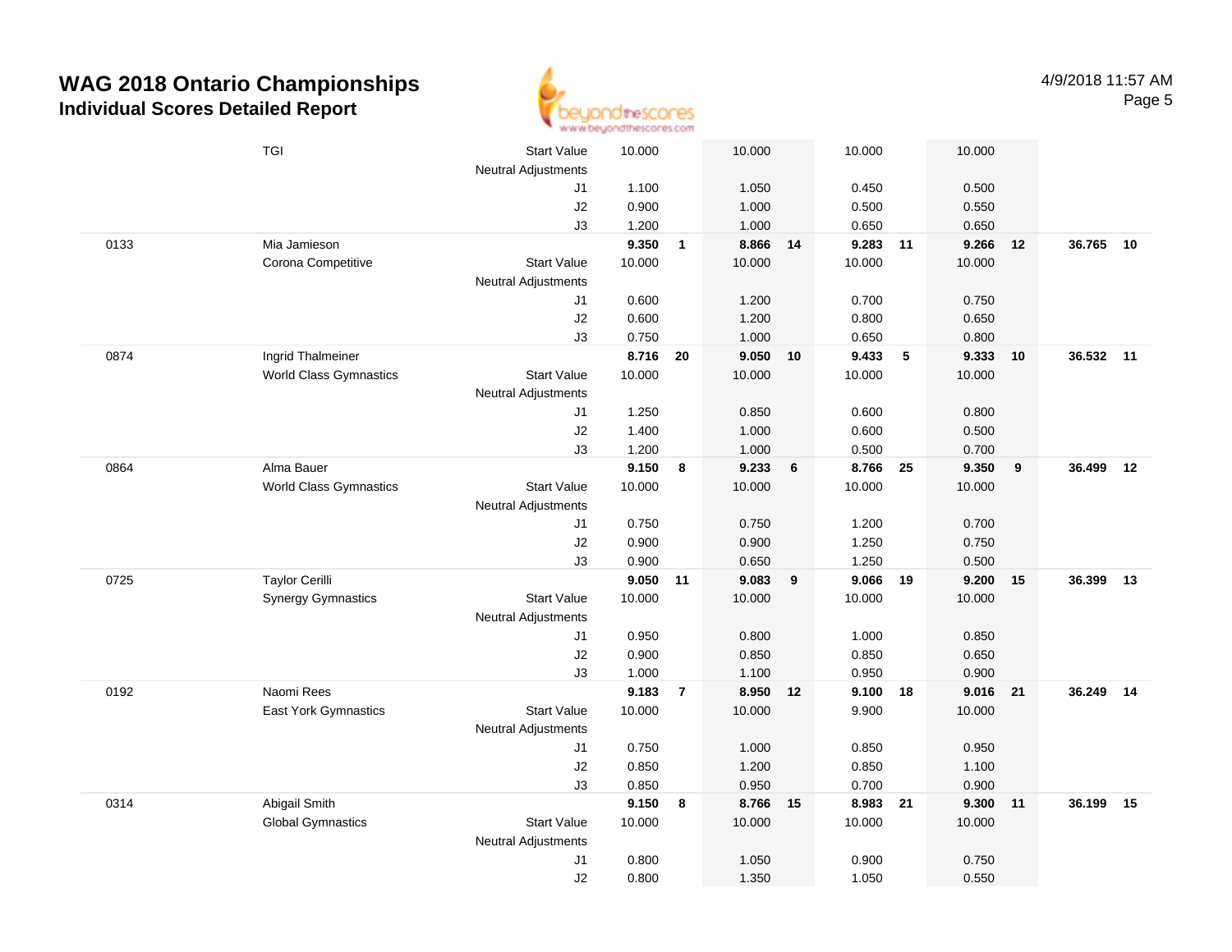# WAG 2018 Ontario Championships
## Individual Scores Detailed Report

4/9/2018 11:57 AM

| # | Name / Club | | Vault | Rank | Bars | Rank | Beam | Rank | Floor | Rank | AA | Rank |
|---|---|---|---|---|---|---|---|---|---|---|---|---|
| | TGI | Start Value | 10.000 | | 10.000 | | 10.000 | | 10.000 | | | |
| | | Neutral Adjustments | | | | | | | | | | |
| | | J1 | 1.100 | | 1.050 | | 0.450 | | 0.500 | | | |
| | | J2 | 0.900 | | 1.000 | | 0.500 | | 0.550 | | | |
| | | J3 | 1.200 | | 1.000 | | 0.650 | | 0.650 | | | |
| 0133 | Mia Jamieson | | **9.350** | **1** | **8.866** | **14** | **9.283** | **11** | **9.266** | **12** | **36.765** | **10** |
| | Corona Competitive | Start Value | 10.000 | | 10.000 | | 10.000 | | 10.000 | | | |
| | | Neutral Adjustments | | | | | | | | | | |
| | | J1 | 0.600 | | 1.200 | | 0.700 | | 0.750 | | | |
| | | J2 | 0.600 | | 1.200 | | 0.800 | | 0.650 | | | |
| | | J3 | 0.750 | | 1.000 | | 0.650 | | 0.800 | | | |
| 0874 | Ingrid Thalmeiner | | **8.716** | **20** | **9.050** | **10** | **9.433** | **5** | **9.333** | **10** | **36.532** | **11** |
| | World Class Gymnastics | Start Value | 10.000 | | 10.000 | | 10.000 | | 10.000 | | | |
| | | Neutral Adjustments | | | | | | | | | | |
| | | J1 | 1.250 | | 0.850 | | 0.600 | | 0.800 | | | |
| | | J2 | 1.400 | | 1.000 | | 0.600 | | 0.500 | | | |
| | | J3 | 1.200 | | 1.000 | | 0.500 | | 0.700 | | | |
| 0864 | Alma Bauer | | **9.150** | **8** | **9.233** | **6** | **8.766** | **25** | **9.350** | **9** | **36.499** | **12** |
| | World Class Gymnastics | Start Value | 10.000 | | 10.000 | | 10.000 | | 10.000 | | | |
| | | Neutral Adjustments | | | | | | | | | | |
| | | J1 | 0.750 | | 0.750 | | 1.200 | | 0.700 | | | |
| | | J2 | 0.900 | | 0.900 | | 1.250 | | 0.750 | | | |
| | | J3 | 0.900 | | 0.650 | | 1.250 | | 0.500 | | | |
| 0725 | Taylor Cerilli | | **9.050** | **11** | **9.083** | **9** | **9.066** | **19** | **9.200** | **15** | **36.399** | **13** |
| | Synergy Gymnastics | Start Value | 10.000 | | 10.000 | | 10.000 | | 10.000 | | | |
| | | Neutral Adjustments | | | | | | | | | | |
| | | J1 | 0.950 | | 0.800 | | 1.000 | | 0.850 | | | |
| | | J2 | 0.900 | | 0.850 | | 0.850 | | 0.650 | | | |
| | | J3 | 1.000 | | 1.100 | | 0.950 | | 0.900 | | | |
| 0192 | Naomi Rees | | **9.183** | **7** | **8.950** | **12** | **9.100** | **18** | **9.016** | **21** | **36.249** | **14** |
| | East York Gymnastics | Start Value | 10.000 | | 10.000 | | 9.900 | | 10.000 | | | |
| | | Neutral Adjustments | | | | | | | | | | |
| | | J1 | 0.750 | | 1.000 | | 0.850 | | 0.950 | | | |
| | | J2 | 0.850 | | 1.200 | | 0.850 | | 1.100 | | | |
| | | J3 | 0.850 | | 0.950 | | 0.700 | | 0.900 | | | |
| 0314 | Abigail Smith | | **9.150** | **8** | **8.766** | **15** | **8.983** | **21** | **9.300** | **11** | **36.199** | **15** |
| | Global Gymnastics | Start Value | 10.000 | | 10.000 | | 10.000 | | 10.000 | | | |
| | | Neutral Adjustments | | | | | | | | | | |
| | | J1 | 0.800 | | 1.050 | | 0.900 | | 0.750 | | | |
| | | J2 | 0.800 | | 1.350 | | 1.050 | | 0.550 | | | |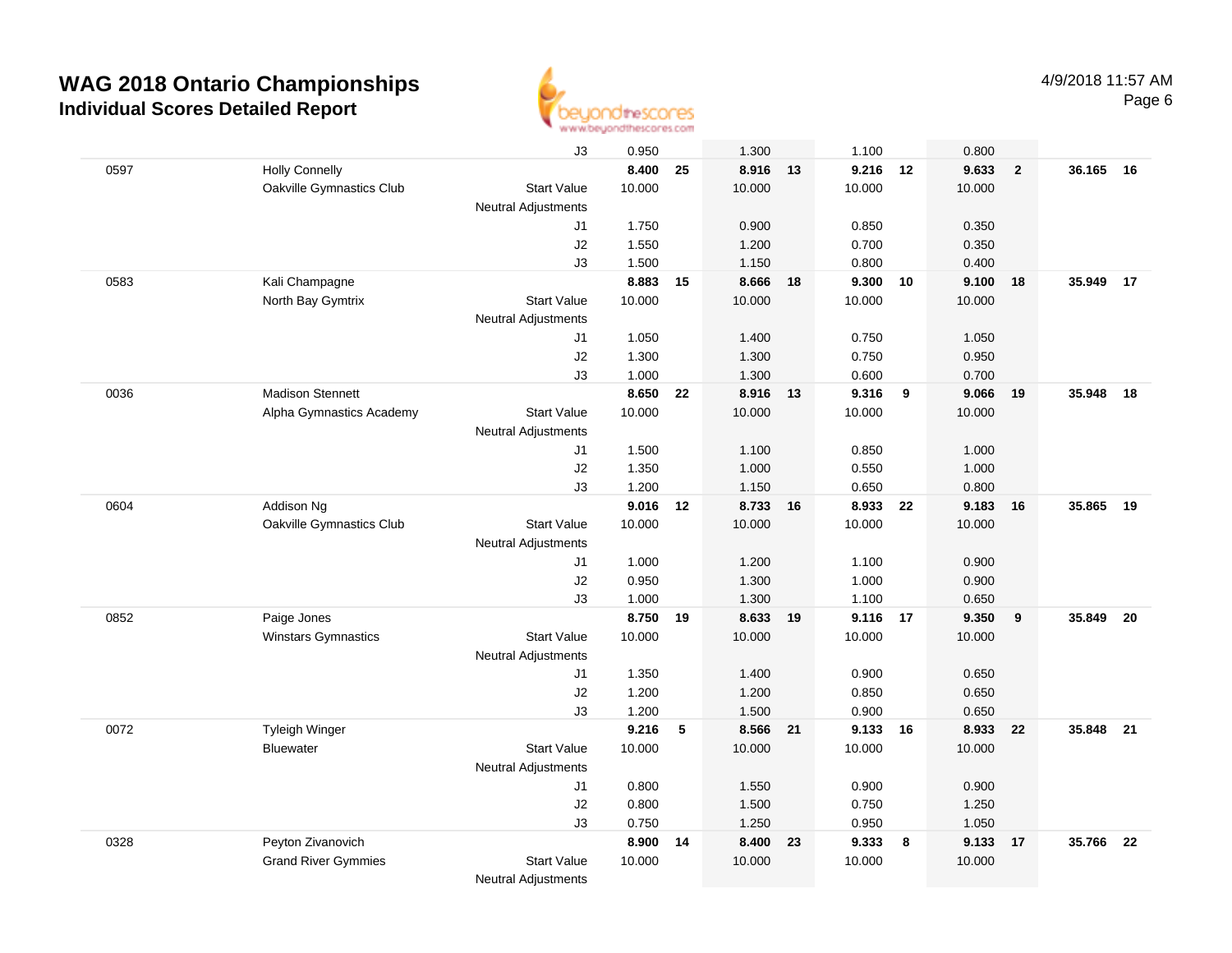# WAG 2018 Ontario Championships

## Individual Scores Detailed Report

4/9/2018 11:57 AM

| # | Name | | | Vault | Rank | Bars | Rank | Beam | Rank | Floor | Rank | AA | Rank |
|---|---|---|---|---|---|---|---|---|---|---|---|---|---|
| | | | J3 | 0.950 | | 1.300 | | 1.100 | | 0.800 | | | |
| 0597 | Holly Connelly | | | 8.400 | 25 | 8.916 | 13 | 9.216 | 12 | 9.633 | 2 | 36.165 | 16 |
| | Oakville Gymnastics Club | Start Value | | 10.000 | | 10.000 | | 10.000 | | 10.000 | | | |
| | | Neutral Adjustments | | | | | | | | | | | |
| | | | J1 | 1.750 | | 0.900 | | 0.850 | | 0.350 | | | |
| | | | J2 | 1.550 | | 1.200 | | 0.700 | | 0.350 | | | |
| | | | J3 | 1.500 | | 1.150 | | 0.800 | | 0.400 | | | |
| 0583 | Kali Champagne | | | 8.883 | 15 | 8.666 | 18 | 9.300 | 10 | 9.100 | 18 | 35.949 | 17 |
| | North Bay Gymtrix | Start Value | | 10.000 | | 10.000 | | 10.000 | | 10.000 | | | |
| | | Neutral Adjustments | | | | | | | | | | | |
| | | | J1 | 1.050 | | 1.400 | | 0.750 | | 1.050 | | | |
| | | | J2 | 1.300 | | 1.300 | | 0.750 | | 0.950 | | | |
| | | | J3 | 1.000 | | 1.300 | | 0.600 | | 0.700 | | | |
| 0036 | Madison Stennett | | | 8.650 | 22 | 8.916 | 13 | 9.316 | 9 | 9.066 | 19 | 35.948 | 18 |
| | Alpha Gymnastics Academy | Start Value | | 10.000 | | 10.000 | | 10.000 | | 10.000 | | | |
| | | Neutral Adjustments | | | | | | | | | | | |
| | | | J1 | 1.500 | | 1.100 | | 0.850 | | 1.000 | | | |
| | | | J2 | 1.350 | | 1.000 | | 0.550 | | 1.000 | | | |
| | | | J3 | 1.200 | | 1.150 | | 0.650 | | 0.800 | | | |
| 0604 | Addison Ng | | | 9.016 | 12 | 8.733 | 16 | 8.933 | 22 | 9.183 | 16 | 35.865 | 19 |
| | Oakville Gymnastics Club | Start Value | | 10.000 | | 10.000 | | 10.000 | | 10.000 | | | |
| | | Neutral Adjustments | | | | | | | | | | | |
| | | | J1 | 1.000 | | 1.200 | | 1.100 | | 0.900 | | | |
| | | | J2 | 0.950 | | 1.300 | | 1.000 | | 0.900 | | | |
| | | | J3 | 1.000 | | 1.300 | | 1.100 | | 0.650 | | | |
| 0852 | Paige Jones | | | 8.750 | 19 | 8.633 | 19 | 9.116 | 17 | 9.350 | 9 | 35.849 | 20 |
| | Winstars Gymnastics | Start Value | | 10.000 | | 10.000 | | 10.000 | | 10.000 | | | |
| | | Neutral Adjustments | | | | | | | | | | | |
| | | | J1 | 1.350 | | 1.400 | | 0.900 | | 0.650 | | | |
| | | | J2 | 1.200 | | 1.200 | | 0.850 | | 0.650 | | | |
| | | | J3 | 1.200 | | 1.500 | | 0.900 | | 0.650 | | | |
| 0072 | Tyleigh Winger | | | 9.216 | 5 | 8.566 | 21 | 9.133 | 16 | 8.933 | 22 | 35.848 | 21 |
| | Bluewater | Start Value | | 10.000 | | 10.000 | | 10.000 | | 10.000 | | | |
| | | Neutral Adjustments | | | | | | | | | | | |
| | | | J1 | 0.800 | | 1.550 | | 0.900 | | 0.900 | | | |
| | | | J2 | 0.800 | | 1.500 | | 0.750 | | 1.250 | | | |
| | | | J3 | 0.750 | | 1.250 | | 0.950 | | 1.050 | | | |
| 0328 | Peyton Zivanovich | | | 8.900 | 14 | 8.400 | 23 | 9.333 | 8 | 9.133 | 17 | 35.766 | 22 |
| | Grand River Gymmies | Start Value | | 10.000 | | 10.000 | | 10.000 | | 10.000 | | | |
| | | Neutral Adjustments | | | | | | | | | | | |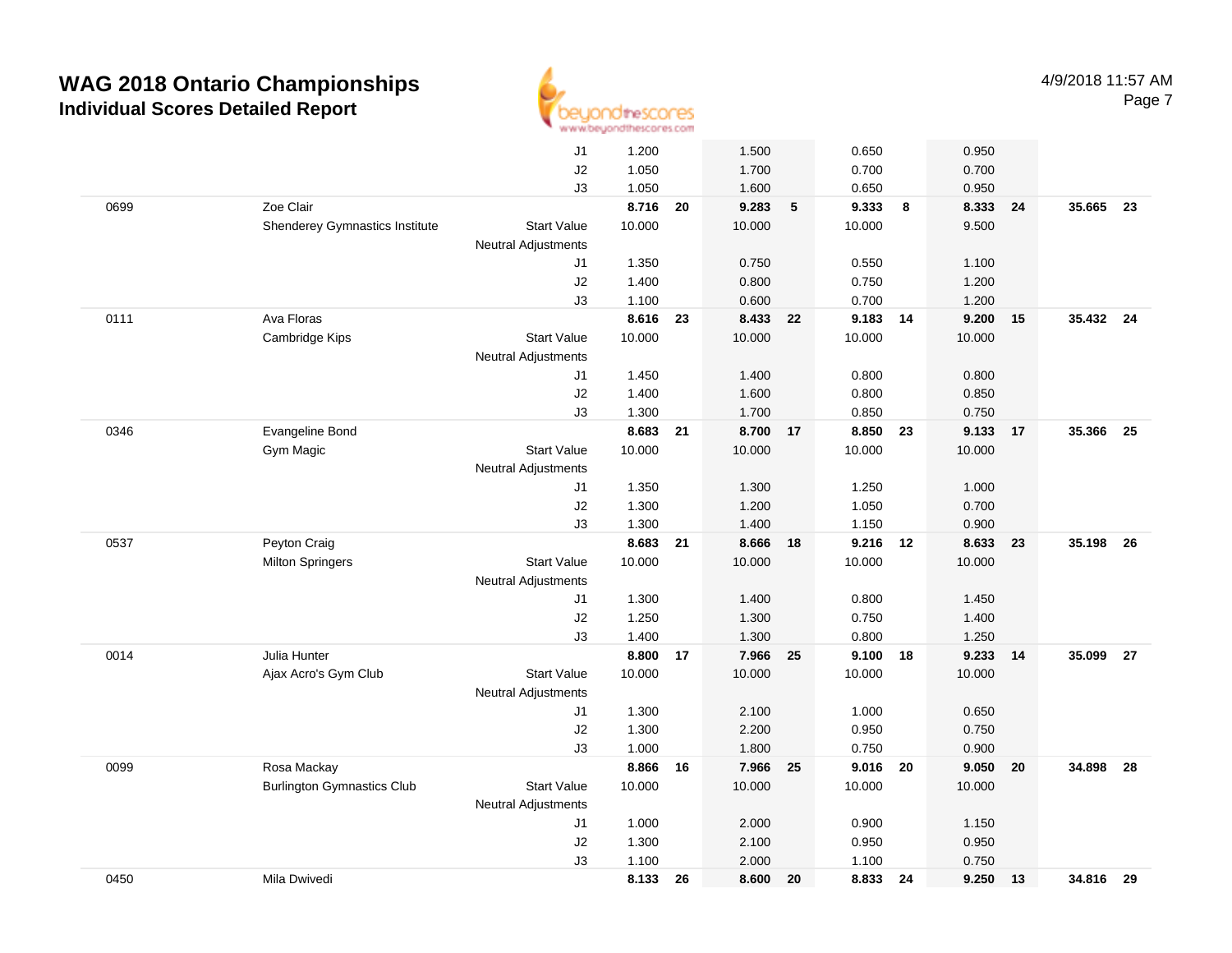# WAG 2018 Ontario Championships

## Individual Scores Detailed Report

4/9/2018 11:57 AM

| | | | | | | | | | | | | |
|---|---|---|---|---|---|---|---|---|---|---|---|---|
| | | J1 | 1.200 | | 1.500 | | 0.650 | | 0.950 | | | |
| | | J2 | 1.050 | | 1.700 | | 0.700 | | 0.700 | | | |
| | | J3 | 1.050 | | 1.600 | | 0.650 | | 0.950 | | | |
| 0699 | Zoe Clair | | **8.716** | **20** | **9.283** | **5** | **9.333** | **8** | **8.333** | **24** | **35.665** | **23** |
| | Shenderey Gymnastics Institute | Start Value | 10.000 | | 10.000 | | 10.000 | | 9.500 | | | |
| | | Neutral Adjustments | | | | | | | | | | |
| | | J1 | 1.350 | | 0.750 | | 0.550 | | 1.100 | | | |
| | | J2 | 1.400 | | 0.800 | | 0.750 | | 1.200 | | | |
| | | J3 | 1.100 | | 0.600 | | 0.700 | | 1.200 | | | |
| 0111 | Ava Floras | | **8.616** | **23** | **8.433** | **22** | **9.183** | **14** | **9.200** | **15** | **35.432** | **24** |
| | Cambridge Kips | Start Value | 10.000 | | 10.000 | | 10.000 | | 10.000 | | | |
| | | Neutral Adjustments | | | | | | | | | | |
| | | J1 | 1.450 | | 1.400 | | 0.800 | | 0.800 | | | |
| | | J2 | 1.400 | | 1.600 | | 0.800 | | 0.850 | | | |
| | | J3 | 1.300 | | 1.700 | | 0.850 | | 0.750 | | | |
| 0346 | Evangeline Bond | | **8.683** | **21** | **8.700** | **17** | **8.850** | **23** | **9.133** | **17** | **35.366** | **25** |
| | Gym Magic | Start Value | 10.000 | | 10.000 | | 10.000 | | 10.000 | | | |
| | | Neutral Adjustments | | | | | | | | | | |
| | | J1 | 1.350 | | 1.300 | | 1.250 | | 1.000 | | | |
| | | J2 | 1.300 | | 1.200 | | 1.050 | | 0.700 | | | |
| | | J3 | 1.300 | | 1.400 | | 1.150 | | 0.900 | | | |
| 0537 | Peyton Craig | | **8.683** | **21** | **8.666** | **18** | **9.216** | **12** | **8.633** | **23** | **35.198** | **26** |
| | Milton Springers | Start Value | 10.000 | | 10.000 | | 10.000 | | 10.000 | | | |
| | | Neutral Adjustments | | | | | | | | | | |
| | | J1 | 1.300 | | 1.400 | | 0.800 | | 1.450 | | | |
| | | J2 | 1.250 | | 1.300 | | 0.750 | | 1.400 | | | |
| | | J3 | 1.400 | | 1.300 | | 0.800 | | 1.250 | | | |
| 0014 | Julia Hunter | | **8.800** | **17** | **7.966** | **25** | **9.100** | **18** | **9.233** | **14** | **35.099** | **27** |
| | Ajax Acro's Gym Club | Start Value | 10.000 | | 10.000 | | 10.000 | | 10.000 | | | |
| | | Neutral Adjustments | | | | | | | | | | |
| | | J1 | 1.300 | | 2.100 | | 1.000 | | 0.650 | | | |
| | | J2 | 1.300 | | 2.200 | | 0.950 | | 0.750 | | | |
| | | J3 | 1.000 | | 1.800 | | 0.750 | | 0.900 | | | |
| 0099 | Rosa Mackay | | **8.866** | **16** | **7.966** | **25** | **9.016** | **20** | **9.050** | **20** | **34.898** | **28** |
| | Burlington Gymnastics Club | Start Value | 10.000 | | 10.000 | | 10.000 | | 10.000 | | | |
| | | Neutral Adjustments | | | | | | | | | | |
| | | J1 | 1.000 | | 2.000 | | 0.900 | | 1.150 | | | |
| | | J2 | 1.300 | | 2.100 | | 0.950 | | 0.950 | | | |
| | | J3 | 1.100 | | 2.000 | | 1.100 | | 0.750 | | | |
| 0450 | Mila Dwivedi | | **8.133** | **26** | **8.600** | **20** | **8.833** | **24** | **9.250** | **13** | **34.816** | **29** |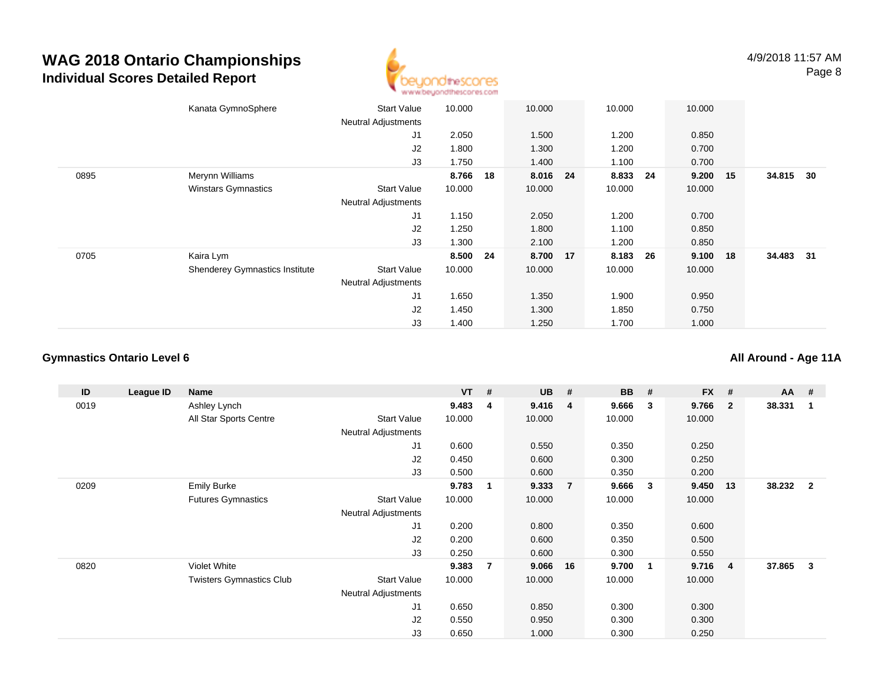# WAG 2018 Ontario Championships

## Individual Scores Detailed Report

4/9/2018 11:57 AM

| ID | League ID | Name | | VT | # | UB | # | BB | # | FX | # | AA | # |
|---|---|---|---|---|---|---|---|---|---|---|---|---|---|
| | | Kanata GymnoSphere | Start Value | 10.000 | | 10.000 | | 10.000 | | 10.000 | | | |
| | | | Neutral Adjustments | | | | | | | | | | |
| | | | J1 | 2.050 | | 1.500 | | 1.200 | | 0.850 | | | |
| | | | J2 | 1.800 | | 1.300 | | 1.200 | | 0.700 | | | |
| | | | J3 | 1.750 | | 1.400 | | 1.100 | | 0.700 | | | |
| 0895 | | Merynn Williams | | **8.766** | **18** | **8.016** | **24** | **8.833** | **24** | **9.200** | **15** | **34.815** | **30** |
| | | Winstars Gymnastics | Start Value | 10.000 | | 10.000 | | 10.000 | | 10.000 | | | |
| | | | Neutral Adjustments | | | | | | | | | | |
| | | | J1 | 1.150 | | 2.050 | | 1.200 | | 0.700 | | | |
| | | | J2 | 1.250 | | 1.800 | | 1.100 | | 0.850 | | | |
| | | | J3 | 1.300 | | 2.100 | | 1.200 | | 0.850 | | | |
| 0705 | | Kaira Lym | | **8.500** | **24** | **8.700** | **17** | **8.183** | **26** | **9.100** | **18** | **34.483** | **31** |
| | | Shenderey Gymnastics Institute | Start Value | 10.000 | | 10.000 | | 10.000 | | 10.000 | | | |
| | | | Neutral Adjustments | | | | | | | | | | |
| | | | J1 | 1.650 | | 1.350 | | 1.900 | | 0.950 | | | |
| | | | J2 | 1.450 | | 1.300 | | 1.850 | | 0.750 | | | |
| | | | J3 | 1.400 | | 1.250 | | 1.700 | | 1.000 | | | |

### Gymnastics Ontario Level 6

**All Around - Age 11A**

| ID | League ID | Name | | VT | # | UB | # | BB | # | FX | # | AA | # |
|---|---|---|---|---|---|---|---|---|---|---|---|---|---|
| 0019 | | Ashley Lynch | | **9.483** | **4** | **9.416** | **4** | **9.666** | **3** | **9.766** | **2** | **38.331** | **1** |
| | | All Star Sports Centre | Start Value | 10.000 | | 10.000 | | 10.000 | | 10.000 | | | |
| | | | Neutral Adjustments | | | | | | | | | | |
| | | | J1 | 0.600 | | 0.550 | | 0.350 | | 0.250 | | | |
| | | | J2 | 0.450 | | 0.600 | | 0.300 | | 0.250 | | | |
| | | | J3 | 0.500 | | 0.600 | | 0.350 | | 0.200 | | | |
| 0209 | | Emily Burke | | **9.783** | **1** | **9.333** | **7** | **9.666** | **3** | **9.450** | **13** | **38.232** | **2** |
| | | Futures Gymnastics | Start Value | 10.000 | | 10.000 | | 10.000 | | 10.000 | | | |
| | | | Neutral Adjustments | | | | | | | | | | |
| | | | J1 | 0.200 | | 0.800 | | 0.350 | | 0.600 | | | |
| | | | J2 | 0.200 | | 0.600 | | 0.350 | | 0.500 | | | |
| | | | J3 | 0.250 | | 0.600 | | 0.300 | | 0.550 | | | |
| 0820 | | Violet White | | **9.383** | **7** | **9.066** | **16** | **9.700** | **1** | **9.716** | **4** | **37.865** | **3** |
| | | Twisters Gymnastics Club | Start Value | 10.000 | | 10.000 | | 10.000 | | 10.000 | | | |
| | | | Neutral Adjustments | | | | | | | | | | |
| | | | J1 | 0.650 | | 0.850 | | 0.300 | | 0.300 | | | |
| | | | J2 | 0.550 | | 0.950 | | 0.300 | | 0.300 | | | |
| | | | J3 | 0.650 | | 1.000 | | 0.300 | | 0.250 | | | |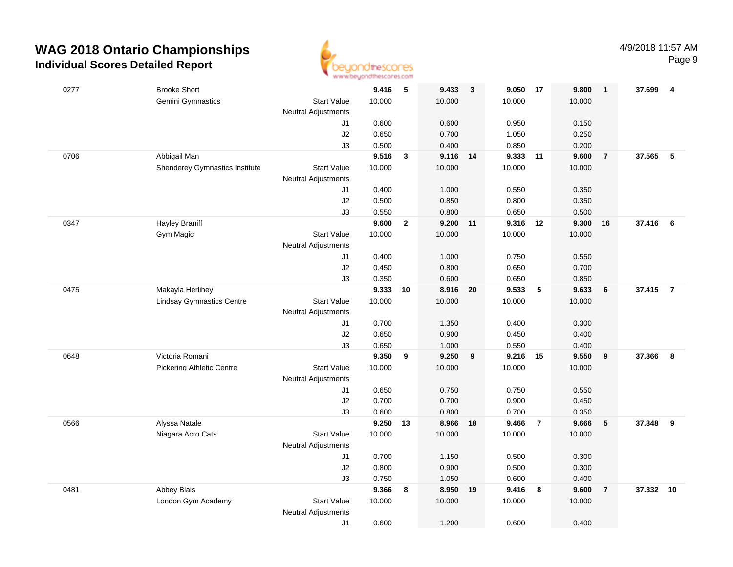# WAG 2018 Ontario Championships
## Individual Scores Detailed Report

4/9/2018 11:57 AM

| # | Name / Club | | Vault | Rank | Bars | Rank | Beam | Rank | Floor | Rank | AA | Rank |
|---|---|---|---|---|---|---|---|---|---|---|---|---|
| 0277 | Brooke Short | | **9.416** | **5** | **9.433** | **3** | **9.050** | **17** | **9.800** | **1** | **37.699** | **4** |
| | Gemini Gymnastics | Start Value | 10.000 | | 10.000 | | 10.000 | | 10.000 | | | |
| | | Neutral Adjustments | | | | | | | | | | |
| | | J1 | 0.600 | | 0.600 | | 0.950 | | 0.150 | | | |
| | | J2 | 0.650 | | 0.700 | | 1.050 | | 0.250 | | | |
| | | J3 | 0.500 | | 0.400 | | 0.850 | | 0.200 | | | |
| 0706 | Abbigail Man | | **9.516** | **3** | **9.116** | **14** | **9.333** | **11** | **9.600** | **7** | **37.565** | **5** |
| | Shenderey Gymnastics Institute | Start Value | 10.000 | | 10.000 | | 10.000 | | 10.000 | | | |
| | | Neutral Adjustments | | | | | | | | | | |
| | | J1 | 0.400 | | 1.000 | | 0.550 | | 0.350 | | | |
| | | J2 | 0.500 | | 0.850 | | 0.800 | | 0.350 | | | |
| | | J3 | 0.550 | | 0.800 | | 0.650 | | 0.500 | | | |
| 0347 | Hayley Braniff | | **9.600** | **2** | **9.200** | **11** | **9.316** | **12** | **9.300** | **16** | **37.416** | **6** |
| | Gym Magic | Start Value | 10.000 | | 10.000 | | 10.000 | | 10.000 | | | |
| | | Neutral Adjustments | | | | | | | | | | |
| | | J1 | 0.400 | | 1.000 | | 0.750 | | 0.550 | | | |
| | | J2 | 0.450 | | 0.800 | | 0.650 | | 0.700 | | | |
| | | J3 | 0.350 | | 0.600 | | 0.650 | | 0.850 | | | |
| 0475 | Makayla Herlihey | | **9.333** | **10** | **8.916** | **20** | **9.533** | **5** | **9.633** | **6** | **37.415** | **7** |
| | Lindsay Gymnastics Centre | Start Value | 10.000 | | 10.000 | | 10.000 | | 10.000 | | | |
| | | Neutral Adjustments | | | | | | | | | | |
| | | J1 | 0.700 | | 1.350 | | 0.400 | | 0.300 | | | |
| | | J2 | 0.650 | | 0.900 | | 0.450 | | 0.400 | | | |
| | | J3 | 0.650 | | 1.000 | | 0.550 | | 0.400 | | | |
| 0648 | Victoria Romani | | **9.350** | **9** | **9.250** | **9** | **9.216** | **15** | **9.550** | **9** | **37.366** | **8** |
| | Pickering Athletic Centre | Start Value | 10.000 | | 10.000 | | 10.000 | | 10.000 | | | |
| | | Neutral Adjustments | | | | | | | | | | |
| | | J1 | 0.650 | | 0.750 | | 0.750 | | 0.550 | | | |
| | | J2 | 0.700 | | 0.700 | | 0.900 | | 0.450 | | | |
| | | J3 | 0.600 | | 0.800 | | 0.700 | | 0.350 | | | |
| 0566 | Alyssa Natale | | **9.250** | **13** | **8.966** | **18** | **9.466** | **7** | **9.666** | **5** | **37.348** | **9** |
| | Niagara Acro Cats | Start Value | 10.000 | | 10.000 | | 10.000 | | 10.000 | | | |
| | | Neutral Adjustments | | | | | | | | | | |
| | | J1 | 0.700 | | 1.150 | | 0.500 | | 0.300 | | | |
| | | J2 | 0.800 | | 0.900 | | 0.500 | | 0.300 | | | |
| | | J3 | 0.750 | | 1.050 | | 0.600 | | 0.400 | | | |
| 0481 | Abbey Blais | | **9.366** | **8** | **8.950** | **19** | **9.416** | **8** | **9.600** | **7** | **37.332** | **10** |
| | London Gym Academy | Start Value | 10.000 | | 10.000 | | 10.000 | | 10.000 | | | |
| | | Neutral Adjustments | | | | | | | | | | |
| | | J1 | 0.600 | | 1.200 | | 0.600 | | 0.400 | | | |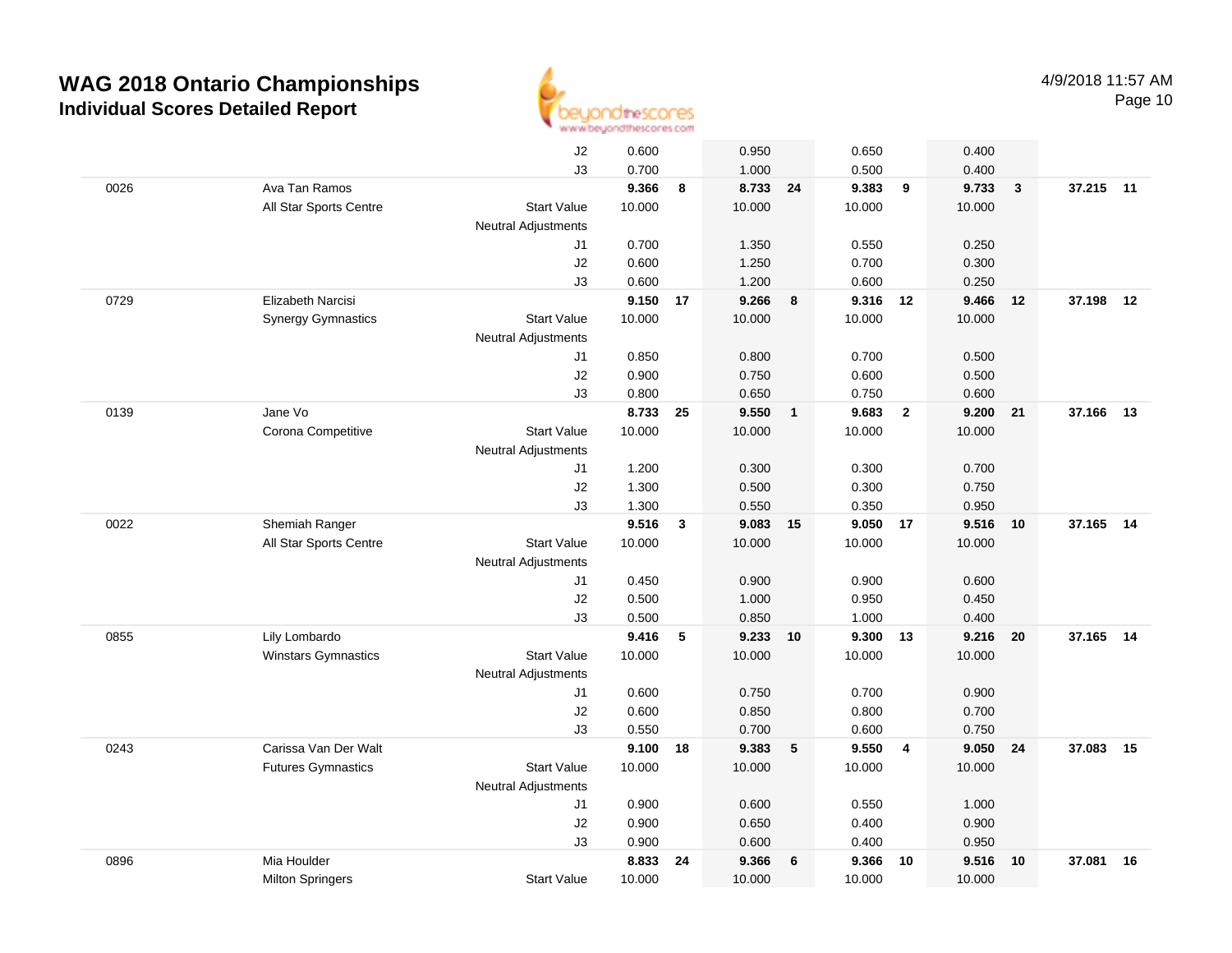# WAG 2018 Ontario Championships

## Individual Scores Detailed Report

4/9/2018 11:57 AM

| # | Name / Club | | Vault | Rank | Bars | Rank | Beam | Rank | Floor | Rank | AA | Rank |
|---|---|---|---|---|---|---|---|---|---|---|---|---|
| | | J2 | 0.600 | | 0.950 | | 0.650 | | 0.400 | | | |
| | | J3 | 0.700 | | 1.000 | | 0.500 | | 0.400 | | | |
| 0026 | Ava Tan Ramos | | 9.366 | 8 | 8.733 | 24 | 9.383 | 9 | 9.733 | 3 | 37.215 | 11 |
| | All Star Sports Centre | Start Value | 10.000 | | 10.000 | | 10.000 | | 10.000 | | | |
| | | Neutral Adjustments | | | | | | | | | | |
| | | J1 | 0.700 | | 1.350 | | 0.550 | | 0.250 | | | |
| | | J2 | 0.600 | | 1.250 | | 0.700 | | 0.300 | | | |
| | | J3 | 0.600 | | 1.200 | | 0.600 | | 0.250 | | | |
| 0729 | Elizabeth Narcisi | | 9.150 | 17 | 9.266 | 8 | 9.316 | 12 | 9.466 | 12 | 37.198 | 12 |
| | Synergy Gymnastics | Start Value | 10.000 | | 10.000 | | 10.000 | | 10.000 | | | |
| | | Neutral Adjustments | | | | | | | | | | |
| | | J1 | 0.850 | | 0.800 | | 0.700 | | 0.500 | | | |
| | | J2 | 0.900 | | 0.750 | | 0.600 | | 0.500 | | | |
| | | J3 | 0.800 | | 0.650 | | 0.750 | | 0.600 | | | |
| 0139 | Jane Vo | | 8.733 | 25 | 9.550 | 1 | 9.683 | 2 | 9.200 | 21 | 37.166 | 13 |
| | Corona Competitive | Start Value | 10.000 | | 10.000 | | 10.000 | | 10.000 | | | |
| | | Neutral Adjustments | | | | | | | | | | |
| | | J1 | 1.200 | | 0.300 | | 0.300 | | 0.700 | | | |
| | | J2 | 1.300 | | 0.500 | | 0.300 | | 0.750 | | | |
| | | J3 | 1.300 | | 0.550 | | 0.350 | | 0.950 | | | |
| 0022 | Shemiah Ranger | | 9.516 | 3 | 9.083 | 15 | 9.050 | 17 | 9.516 | 10 | 37.165 | 14 |
| | All Star Sports Centre | Start Value | 10.000 | | 10.000 | | 10.000 | | 10.000 | | | |
| | | Neutral Adjustments | | | | | | | | | | |
| | | J1 | 0.450 | | 0.900 | | 0.900 | | 0.600 | | | |
| | | J2 | 0.500 | | 1.000 | | 0.950 | | 0.450 | | | |
| | | J3 | 0.500 | | 0.850 | | 1.000 | | 0.400 | | | |
| 0855 | Lily Lombardo | | 9.416 | 5 | 9.233 | 10 | 9.300 | 13 | 9.216 | 20 | 37.165 | 14 |
| | Winstars Gymnastics | Start Value | 10.000 | | 10.000 | | 10.000 | | 10.000 | | | |
| | | Neutral Adjustments | | | | | | | | | | |
| | | J1 | 0.600 | | 0.750 | | 0.700 | | 0.900 | | | |
| | | J2 | 0.600 | | 0.850 | | 0.800 | | 0.700 | | | |
| | | J3 | 0.550 | | 0.700 | | 0.600 | | 0.750 | | | |
| 0243 | Carissa Van Der Walt | | 9.100 | 18 | 9.383 | 5 | 9.550 | 4 | 9.050 | 24 | 37.083 | 15 |
| | Futures Gymnastics | Start Value | 10.000 | | 10.000 | | 10.000 | | 10.000 | | | |
| | | Neutral Adjustments | | | | | | | | | | |
| | | J1 | 0.900 | | 0.600 | | 0.550 | | 1.000 | | | |
| | | J2 | 0.900 | | 0.650 | | 0.400 | | 0.900 | | | |
| | | J3 | 0.900 | | 0.600 | | 0.400 | | 0.950 | | | |
| 0896 | Mia Houlder | | 8.833 | 24 | 9.366 | 6 | 9.366 | 10 | 9.516 | 10 | 37.081 | 16 |
| | Milton Springers | Start Value | 10.000 | | 10.000 | | 10.000 | | 10.000 | | | |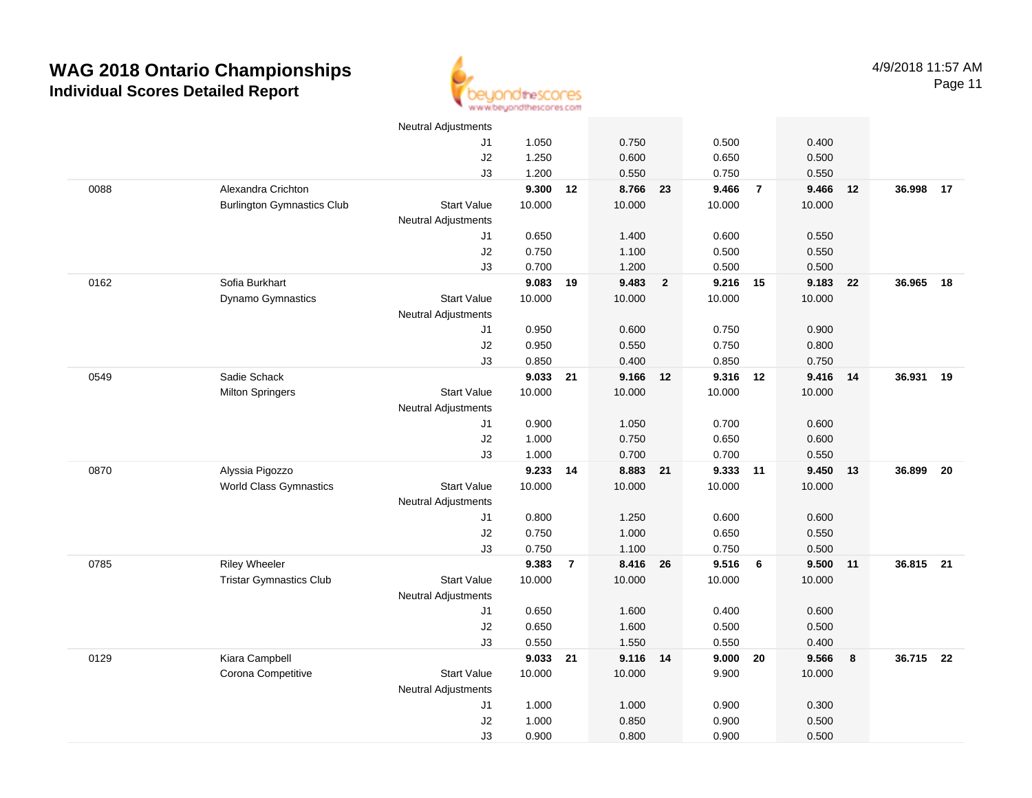# WAG 2018 Ontario Championships

## Individual Scores Detailed Report

4/9/2018 11:57 AM

| | | | | | | | | | | | | |
|---|---|---|---|---|---|---|---|---|---|---|---|---|
| | | Neutral Adjustments | | | | | | | | | | |
| | | J1 | 1.050 | | 0.750 | | 0.500 | | 0.400 | | | |
| | | J2 | 1.250 | | 0.600 | | 0.650 | | 0.500 | | | |
| | | J3 | 1.200 | | 0.550 | | 0.750 | | 0.550 | | | |
| 0088 | Alexandra Crichton | | **9.300** | **12** | **8.766** | **23** | **9.466** | **7** | **9.466** | **12** | **36.998** | **17** |
| | Burlington Gymnastics Club | Start Value | 10.000 | | 10.000 | | 10.000 | | 10.000 | | | |
| | | Neutral Adjustments | | | | | | | | | | |
| | | J1 | 0.650 | | 1.400 | | 0.600 | | 0.550 | | | |
| | | J2 | 0.750 | | 1.100 | | 0.500 | | 0.550 | | | |
| | | J3 | 0.700 | | 1.200 | | 0.500 | | 0.500 | | | |
| 0162 | Sofia Burkhart | | **9.083** | **19** | **9.483** | **2** | **9.216** | **15** | **9.183** | **22** | **36.965** | **18** |
| | Dynamo Gymnastics | Start Value | 10.000 | | 10.000 | | 10.000 | | 10.000 | | | |
| | | Neutral Adjustments | | | | | | | | | | |
| | | J1 | 0.950 | | 0.600 | | 0.750 | | 0.900 | | | |
| | | J2 | 0.950 | | 0.550 | | 0.750 | | 0.800 | | | |
| | | J3 | 0.850 | | 0.400 | | 0.850 | | 0.750 | | | |
| 0549 | Sadie Schack | | **9.033** | **21** | **9.166** | **12** | **9.316** | **12** | **9.416** | **14** | **36.931** | **19** |
| | Milton Springers | Start Value | 10.000 | | 10.000 | | 10.000 | | 10.000 | | | |
| | | Neutral Adjustments | | | | | | | | | | |
| | | J1 | 0.900 | | 1.050 | | 0.700 | | 0.600 | | | |
| | | J2 | 1.000 | | 0.750 | | 0.650 | | 0.600 | | | |
| | | J3 | 1.000 | | 0.700 | | 0.700 | | 0.550 | | | |
| 0870 | Alyssia Pigozzo | | **9.233** | **14** | **8.883** | **21** | **9.333** | **11** | **9.450** | **13** | **36.899** | **20** |
| | World Class Gymnastics | Start Value | 10.000 | | 10.000 | | 10.000 | | 10.000 | | | |
| | | Neutral Adjustments | | | | | | | | | | |
| | | J1 | 0.800 | | 1.250 | | 0.600 | | 0.600 | | | |
| | | J2 | 0.750 | | 1.000 | | 0.650 | | 0.550 | | | |
| | | J3 | 0.750 | | 1.100 | | 0.750 | | 0.500 | | | |
| 0785 | Riley Wheeler | | **9.383** | **7** | **8.416** | **26** | **9.516** | **6** | **9.500** | **11** | **36.815** | **21** |
| | Tristar Gymnastics Club | Start Value | 10.000 | | 10.000 | | 10.000 | | 10.000 | | | |
| | | Neutral Adjustments | | | | | | | | | | |
| | | J1 | 0.650 | | 1.600 | | 0.400 | | 0.600 | | | |
| | | J2 | 0.650 | | 1.600 | | 0.500 | | 0.500 | | | |
| | | J3 | 0.550 | | 1.550 | | 0.550 | | 0.400 | | | |
| 0129 | Kiara Campbell | | **9.033** | **21** | **9.116** | **14** | **9.000** | **20** | **9.566** | **8** | **36.715** | **22** |
| | Corona Competitive | Start Value | 10.000 | | 10.000 | | 9.900 | | 10.000 | | | |
| | | Neutral Adjustments | | | | | | | | | | |
| | | J1 | 1.000 | | 1.000 | | 0.900 | | 0.300 | | | |
| | | J2 | 1.000 | | 0.850 | | 0.900 | | 0.500 | | | |
| | | J3 | 0.900 | | 0.800 | | 0.900 | | 0.500 | | | |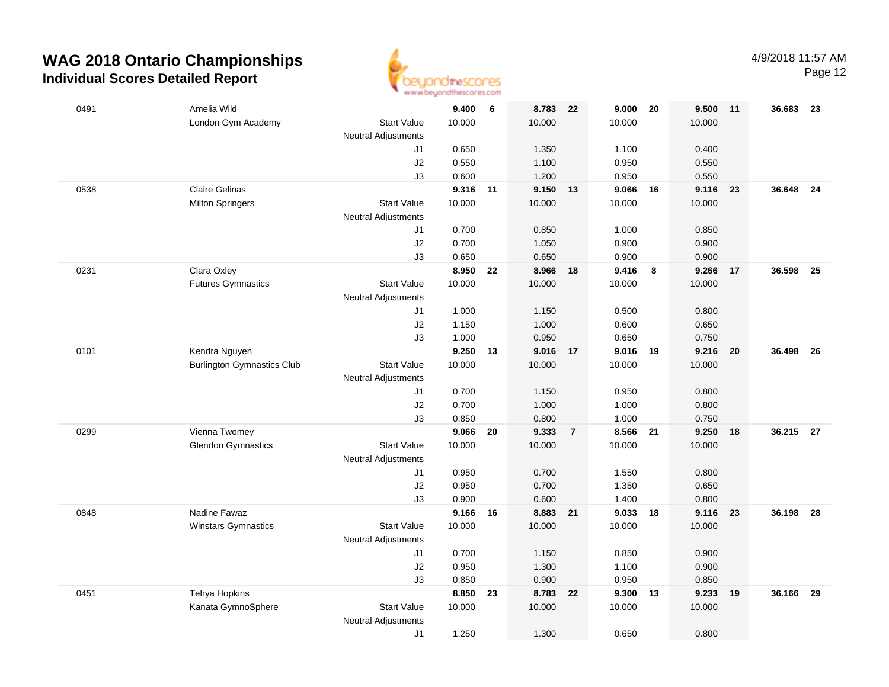# WAG 2018 Ontario Championships

## Individual Scores Detailed Report

4/9/2018 11:57 AM

| # | Name / Club | | Vault | Rank | Bars | Rank | Beam | Rank | Floor | Rank | AA | Rank |
|---|---|---|---|---|---|---|---|---|---|---|---|---|
| 0491 | Amelia Wild | | **9.400** | **6** | **8.783** | **22** | **9.000** | **20** | **9.500** | **11** | **36.683** | **23** |
| | London Gym Academy | Start Value | 10.000 | | 10.000 | | 10.000 | | 10.000 | | | |
| | | Neutral Adjustments | | | | | | | | | | |
| | | J1 | 0.650 | | 1.350 | | 1.100 | | 0.400 | | | |
| | | J2 | 0.550 | | 1.100 | | 0.950 | | 0.550 | | | |
| | | J3 | 0.600 | | 1.200 | | 0.950 | | 0.550 | | | |
| 0538 | Claire Gelinas | | **9.316** | **11** | **9.150** | **13** | **9.066** | **16** | **9.116** | **23** | **36.648** | **24** |
| | Milton Springers | Start Value | 10.000 | | 10.000 | | 10.000 | | 10.000 | | | |
| | | Neutral Adjustments | | | | | | | | | | |
| | | J1 | 0.700 | | 0.850 | | 1.000 | | 0.850 | | | |
| | | J2 | 0.700 | | 1.050 | | 0.900 | | 0.900 | | | |
| | | J3 | 0.650 | | 0.650 | | 0.900 | | 0.900 | | | |
| 0231 | Clara Oxley | | **8.950** | **22** | **8.966** | **18** | **9.416** | **8** | **9.266** | **17** | **36.598** | **25** |
| | Futures Gymnastics | Start Value | 10.000 | | 10.000 | | 10.000 | | 10.000 | | | |
| | | Neutral Adjustments | | | | | | | | | | |
| | | J1 | 1.000 | | 1.150 | | 0.500 | | 0.800 | | | |
| | | J2 | 1.150 | | 1.000 | | 0.600 | | 0.650 | | | |
| | | J3 | 1.000 | | 0.950 | | 0.650 | | 0.750 | | | |
| 0101 | Kendra Nguyen | | **9.250** | **13** | **9.016** | **17** | **9.016** | **19** | **9.216** | **20** | **36.498** | **26** |
| | Burlington Gymnastics Club | Start Value | 10.000 | | 10.000 | | 10.000 | | 10.000 | | | |
| | | Neutral Adjustments | | | | | | | | | | |
| | | J1 | 0.700 | | 1.150 | | 0.950 | | 0.800 | | | |
| | | J2 | 0.700 | | 1.000 | | 1.000 | | 0.800 | | | |
| | | J3 | 0.850 | | 0.800 | | 1.000 | | 0.750 | | | |
| 0299 | Vienna Twomey | | **9.066** | **20** | **9.333** | **7** | **8.566** | **21** | **9.250** | **18** | **36.215** | **27** |
| | Glendon Gymnastics | Start Value | 10.000 | | 10.000 | | 10.000 | | 10.000 | | | |
| | | Neutral Adjustments | | | | | | | | | | |
| | | J1 | 0.950 | | 0.700 | | 1.550 | | 0.800 | | | |
| | | J2 | 0.950 | | 0.700 | | 1.350 | | 0.650 | | | |
| | | J3 | 0.900 | | 0.600 | | 1.400 | | 0.800 | | | |
| 0848 | Nadine Fawaz | | **9.166** | **16** | **8.883** | **21** | **9.033** | **18** | **9.116** | **23** | **36.198** | **28** |
| | Winstars Gymnastics | Start Value | 10.000 | | 10.000 | | 10.000 | | 10.000 | | | |
| | | Neutral Adjustments | | | | | | | | | | |
| | | J1 | 0.700 | | 1.150 | | 0.850 | | 0.900 | | | |
| | | J2 | 0.950 | | 1.300 | | 1.100 | | 0.900 | | | |
| | | J3 | 0.850 | | 0.900 | | 0.950 | | 0.850 | | | |
| 0451 | Tehya Hopkins | | **8.850** | **23** | **8.783** | **22** | **9.300** | **13** | **9.233** | **19** | **36.166** | **29** |
| | Kanata GymnoSphere | Start Value | 10.000 | | 10.000 | | 10.000 | | 10.000 | | | |
| | | Neutral Adjustments | | | | | | | | | | |
| | | J1 | 1.250 | | 1.300 | | 0.650 | | 0.800 | | | |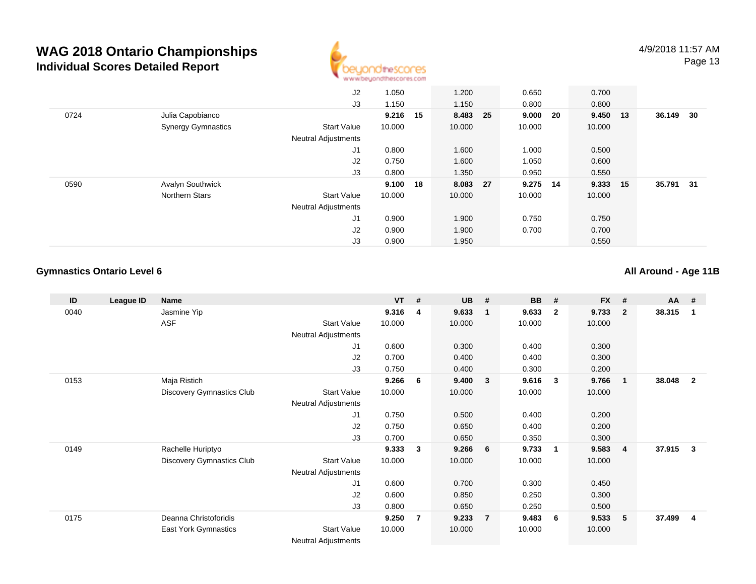# WAG 2018 Ontario Championships

## Individual Scores Detailed Report

4/9/2018 11:57 AM

| ID | League ID | Name | | VT | # | UB | # | BB | # | FX | # | AA | # |
|---|---|---|---|---|---|---|---|---|---|---|---|---|---|
| | | | J2 | 1.050 | | 1.200 | | 0.650 | | 0.700 | | | |
| | | | J3 | 1.150 | | 1.150 | | 0.800 | | 0.800 | | | |
| 0724 | | Julia Capobianco | | 9.216 | 15 | 8.483 | 25 | 9.000 | 20 | 9.450 | 13 | 36.149 | 30 |
| | | Synergy Gymnastics | Start Value | 10.000 | | 10.000 | | 10.000 | | 10.000 | | | |
| | | | Neutral Adjustments | | | | | | | | | | |
| | | | J1 | 0.800 | | 1.600 | | 1.000 | | 0.500 | | | |
| | | | J2 | 0.750 | | 1.600 | | 1.050 | | 0.600 | | | |
| | | | J3 | 0.800 | | 1.350 | | 0.950 | | 0.550 | | | |
| 0590 | | Avalyn Southwick | | 9.100 | 18 | 8.083 | 27 | 9.275 | 14 | 9.333 | 15 | 35.791 | 31 |
| | | Northern Stars | Start Value | 10.000 | | 10.000 | | 10.000 | | 10.000 | | | |
| | | | Neutral Adjustments | | | | | | | | | | |
| | | | J1 | 0.900 | | 1.900 | | 0.750 | | 0.750 | | | |
| | | | J2 | 0.900 | | 1.900 | | 0.700 | | 0.700 | | | |
| | | | J3 | 0.900 | | 1.950 | | | | 0.550 | | | |

### Gymnastics Ontario Level 6

**All Around - Age 11B**

| ID | League ID | Name | | VT | # | UB | # | BB | # | FX | # | AA | # |
|---|---|---|---|---|---|---|---|---|---|---|---|---|---|
| 0040 | | Jasmine Yip | | 9.316 | 4 | 9.633 | 1 | 9.633 | 2 | 9.733 | 2 | 38.315 | 1 |
| | | ASF | Start Value | 10.000 | | 10.000 | | 10.000 | | 10.000 | | | |
| | | | Neutral Adjustments | | | | | | | | | | |
| | | | J1 | 0.600 | | 0.300 | | 0.400 | | 0.300 | | | |
| | | | J2 | 0.700 | | 0.400 | | 0.400 | | 0.300 | | | |
| | | | J3 | 0.750 | | 0.400 | | 0.300 | | 0.200 | | | |
| 0153 | | Maja Ristich | | 9.266 | 6 | 9.400 | 3 | 9.616 | 3 | 9.766 | 1 | 38.048 | 2 |
| | | Discovery Gymnastics Club | Start Value | 10.000 | | 10.000 | | 10.000 | | 10.000 | | | |
| | | | Neutral Adjustments | | | | | | | | | | |
| | | | J1 | 0.750 | | 0.500 | | 0.400 | | 0.200 | | | |
| | | | J2 | 0.750 | | 0.650 | | 0.400 | | 0.200 | | | |
| | | | J3 | 0.700 | | 0.650 | | 0.350 | | 0.300 | | | |
| 0149 | | Rachelle Huriptyo | | 9.333 | 3 | 9.266 | 6 | 9.733 | 1 | 9.583 | 4 | 37.915 | 3 |
| | | Discovery Gymnastics Club | Start Value | 10.000 | | 10.000 | | 10.000 | | 10.000 | | | |
| | | | Neutral Adjustments | | | | | | | | | | |
| | | | J1 | 0.600 | | 0.700 | | 0.300 | | 0.450 | | | |
| | | | J2 | 0.600 | | 0.850 | | 0.250 | | 0.300 | | | |
| | | | J3 | 0.800 | | 0.650 | | 0.250 | | 0.500 | | | |
| 0175 | | Deanna Christoforidis | | 9.250 | 7 | 9.233 | 7 | 9.483 | 6 | 9.533 | 5 | 37.499 | 4 |
| | | East York Gymnastics | Start Value | 10.000 | | 10.000 | | 10.000 | | 10.000 | | | |
| | | | Neutral Adjustments | | | | | | | | | | |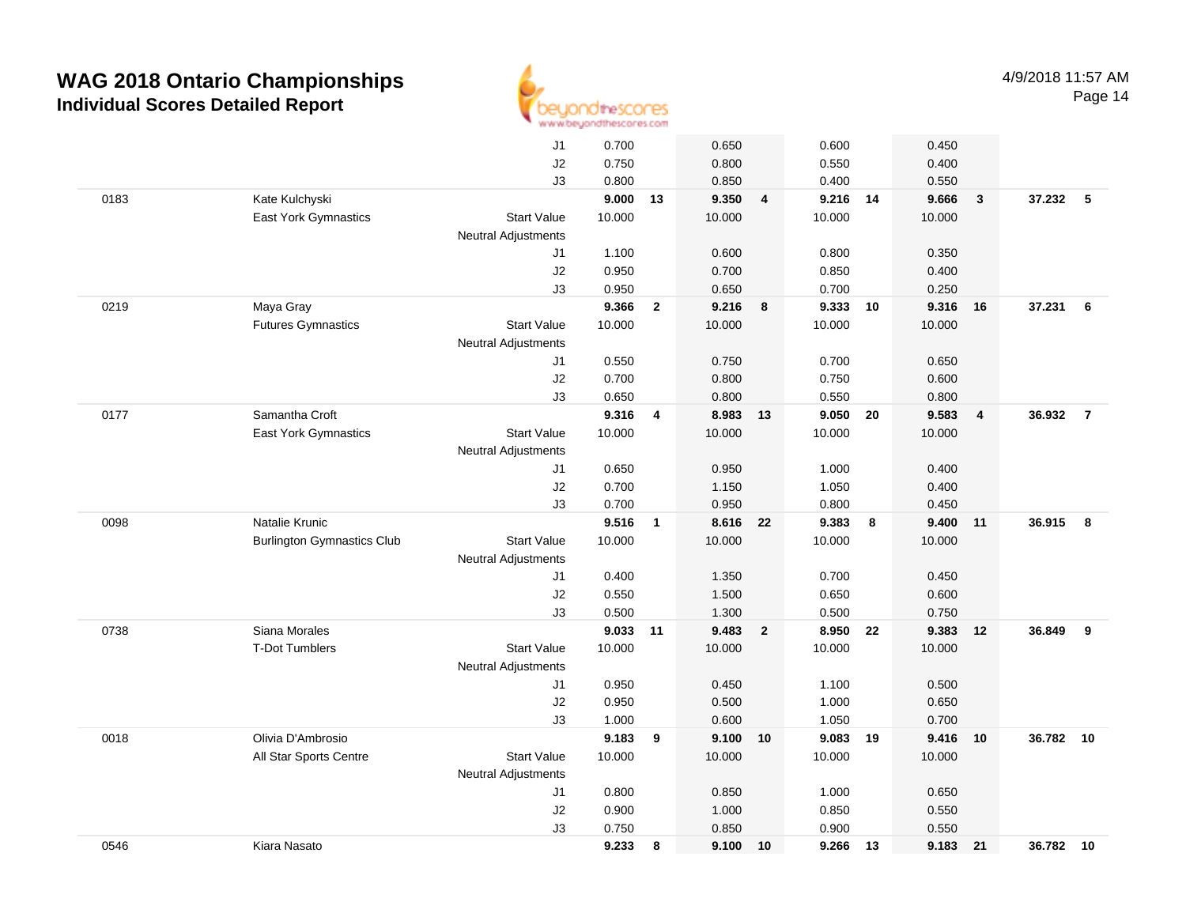# WAG 2018 Ontario Championships

## Individual Scores Detailed Report

4/9/2018 11:57 AM

| # | Name | | | Vault | Rank | Bars | Rank | Beam | Rank | Floor | Rank | AA | Rank |
|---|---|---|---|---|---|---|---|---|---|---|---|---|---|
| | | | J1 | 0.700 | | 0.650 | | 0.600 | | 0.450 | | | |
| | | | J2 | 0.750 | | 0.800 | | 0.550 | | 0.400 | | | |
| | | | J3 | 0.800 | | 0.850 | | 0.400 | | 0.550 | | | |
| 0183 | Kate Kulchyski | | | **9.000** | **13** | **9.350** | **4** | **9.216** | **14** | **9.666** | **3** | **37.232** | **5** |
| | East York Gymnastics | Start Value | | 10.000 | | 10.000 | | 10.000 | | 10.000 | | | |
| | | Neutral Adjustments | | | | | | | | | | | |
| | | | J1 | 1.100 | | 0.600 | | 0.800 | | 0.350 | | | |
| | | | J2 | 0.950 | | 0.700 | | 0.850 | | 0.400 | | | |
| | | | J3 | 0.950 | | 0.650 | | 0.700 | | 0.250 | | | |
| 0219 | Maya Gray | | | **9.366** | **2** | **9.216** | **8** | **9.333** | **10** | **9.316** | **16** | **37.231** | **6** |
| | Futures Gymnastics | Start Value | | 10.000 | | 10.000 | | 10.000 | | 10.000 | | | |
| | | Neutral Adjustments | | | | | | | | | | | |
| | | | J1 | 0.550 | | 0.750 | | 0.700 | | 0.650 | | | |
| | | | J2 | 0.700 | | 0.800 | | 0.750 | | 0.600 | | | |
| | | | J3 | 0.650 | | 0.800 | | 0.550 | | 0.800 | | | |
| 0177 | Samantha Croft | | | **9.316** | **4** | **8.983** | **13** | **9.050** | **20** | **9.583** | **4** | **36.932** | **7** |
| | East York Gymnastics | Start Value | | 10.000 | | 10.000 | | 10.000 | | 10.000 | | | |
| | | Neutral Adjustments | | | | | | | | | | | |
| | | | J1 | 0.650 | | 0.950 | | 1.000 | | 0.400 | | | |
| | | | J2 | 0.700 | | 1.150 | | 1.050 | | 0.400 | | | |
| | | | J3 | 0.700 | | 0.950 | | 0.800 | | 0.450 | | | |
| 0098 | Natalie Krunic | | | **9.516** | **1** | **8.616** | **22** | **9.383** | **8** | **9.400** | **11** | **36.915** | **8** |
| | Burlington Gymnastics Club | Start Value | | 10.000 | | 10.000 | | 10.000 | | 10.000 | | | |
| | | Neutral Adjustments | | | | | | | | | | | |
| | | | J1 | 0.400 | | 1.350 | | 0.700 | | 0.450 | | | |
| | | | J2 | 0.550 | | 1.500 | | 0.650 | | 0.600 | | | |
| | | | J3 | 0.500 | | 1.300 | | 0.500 | | 0.750 | | | |
| 0738 | Siana Morales | | | **9.033** | **11** | **9.483** | **2** | **8.950** | **22** | **9.383** | **12** | **36.849** | **9** |
| | T-Dot Tumblers | Start Value | | 10.000 | | 10.000 | | 10.000 | | 10.000 | | | |
| | | Neutral Adjustments | | | | | | | | | | | |
| | | | J1 | 0.950 | | 0.450 | | 1.100 | | 0.500 | | | |
| | | | J2 | 0.950 | | 0.500 | | 1.000 | | 0.650 | | | |
| | | | J3 | 1.000 | | 0.600 | | 1.050 | | 0.700 | | | |
| 0018 | Olivia D'Ambrosio | | | **9.183** | **9** | **9.100** | **10** | **9.083** | **19** | **9.416** | **10** | **36.782** | **10** |
| | All Star Sports Centre | Start Value | | 10.000 | | 10.000 | | 10.000 | | 10.000 | | | |
| | | Neutral Adjustments | | | | | | | | | | | |
| | | | J1 | 0.800 | | 0.850 | | 1.000 | | 0.650 | | | |
| | | | J2 | 0.900 | | 1.000 | | 0.850 | | 0.550 | | | |
| | | | J3 | 0.750 | | 0.850 | | 0.900 | | 0.550 | | | |
| 0546 | Kiara Nasato | | | **9.233** | **8** | **9.100** | **10** | **9.266** | **13** | **9.183** | **21** | **36.782** | **10** |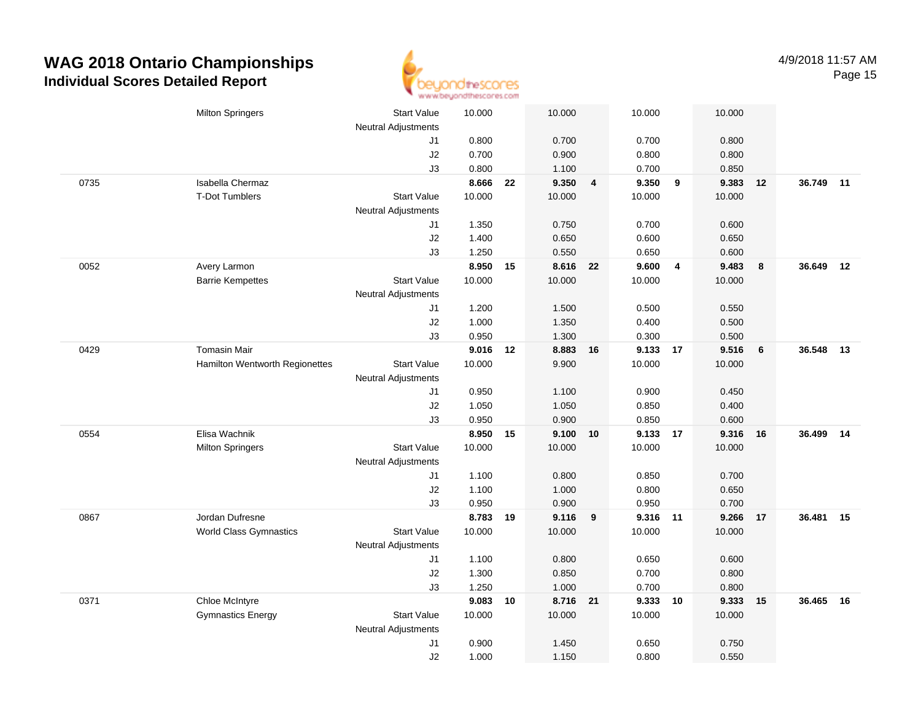# WAG 2018 Ontario Championships

## Individual Scores Detailed Report

4/9/2018 11:57 AM

| # | Name | | Vault | Rank | Bars | Rank | Beam | Rank | Floor | Rank | AA | Rank |
|---|---|---|---|---|---|---|---|---|---|---|---|---|
| | Milton Springers | Start Value | 10.000 | | 10.000 | | 10.000 | | 10.000 | | | |
| | | Neutral Adjustments | | | | | | | | | | |
| | | J1 | 0.800 | | 0.700 | | 0.700 | | 0.800 | | | |
| | | J2 | 0.700 | | 0.900 | | 0.800 | | 0.800 | | | |
| | | J3 | 0.800 | | 1.100 | | 0.700 | | 0.850 | | | |
| 0735 | Isabella Chermaz | | **8.666** | **22** | **9.350** | **4** | **9.350** | **9** | **9.383** | **12** | **36.749** | **11** |
| | T-Dot Tumblers | Start Value | 10.000 | | 10.000 | | 10.000 | | 10.000 | | | |
| | | Neutral Adjustments | | | | | | | | | | |
| | | J1 | 1.350 | | 0.750 | | 0.700 | | 0.600 | | | |
| | | J2 | 1.400 | | 0.650 | | 0.600 | | 0.650 | | | |
| | | J3 | 1.250 | | 0.550 | | 0.650 | | 0.600 | | | |
| 0052 | Avery Larmon | | **8.950** | **15** | **8.616** | **22** | **9.600** | **4** | **9.483** | **8** | **36.649** | **12** |
| | Barrie Kempettes | Start Value | 10.000 | | 10.000 | | 10.000 | | 10.000 | | | |
| | | Neutral Adjustments | | | | | | | | | | |
| | | J1 | 1.200 | | 1.500 | | 0.500 | | 0.550 | | | |
| | | J2 | 1.000 | | 1.350 | | 0.400 | | 0.500 | | | |
| | | J3 | 0.950 | | 1.300 | | 0.300 | | 0.500 | | | |
| 0429 | Tomasin Mair | | **9.016** | **12** | **8.883** | **16** | **9.133** | **17** | **9.516** | **6** | **36.548** | **13** |
| | Hamilton Wentworth Regionettes | Start Value | 10.000 | | 9.900 | | 10.000 | | 10.000 | | | |
| | | Neutral Adjustments | | | | | | | | | | |
| | | J1 | 0.950 | | 1.100 | | 0.900 | | 0.450 | | | |
| | | J2 | 1.050 | | 1.050 | | 0.850 | | 0.400 | | | |
| | | J3 | 0.950 | | 0.900 | | 0.850 | | 0.600 | | | |
| 0554 | Elisa Wachnik | | **8.950** | **15** | **9.100** | **10** | **9.133** | **17** | **9.316** | **16** | **36.499** | **14** |
| | Milton Springers | Start Value | 10.000 | | 10.000 | | 10.000 | | 10.000 | | | |
| | | Neutral Adjustments | | | | | | | | | | |
| | | J1 | 1.100 | | 0.800 | | 0.850 | | 0.700 | | | |
| | | J2 | 1.100 | | 1.000 | | 0.800 | | 0.650 | | | |
| | | J3 | 0.950 | | 0.900 | | 0.950 | | 0.700 | | | |
| 0867 | Jordan Dufresne | | **8.783** | **19** | **9.116** | **9** | **9.316** | **11** | **9.266** | **17** | **36.481** | **15** |
| | World Class Gymnastics | Start Value | 10.000 | | 10.000 | | 10.000 | | 10.000 | | | |
| | | Neutral Adjustments | | | | | | | | | | |
| | | J1 | 1.100 | | 0.800 | | 0.650 | | 0.600 | | | |
| | | J2 | 1.300 | | 0.850 | | 0.700 | | 0.800 | | | |
| | | J3 | 1.250 | | 1.000 | | 0.700 | | 0.800 | | | |
| 0371 | Chloe McIntyre | | **9.083** | **10** | **8.716** | **21** | **9.333** | **10** | **9.333** | **15** | **36.465** | **16** |
| | Gymnastics Energy | Start Value | 10.000 | | 10.000 | | 10.000 | | 10.000 | | | |
| | | Neutral Adjustments | | | | | | | | | | |
| | | J1 | 0.900 | | 1.450 | | 0.650 | | 0.750 | | | |
| | | J2 | 1.000 | | 1.150 | | 0.800 | | 0.550 | | | |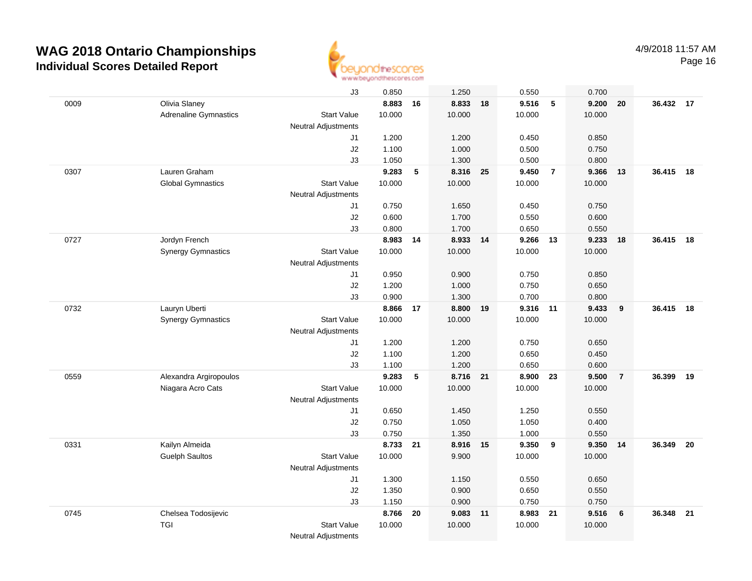# WAG 2018 Ontario Championships

## Individual Scores Detailed Report

4/9/2018 11:57 AM

| | | | | | | | | | | | | |
|---|---|---|---|---|---|---|---|---|---|---|---|---|
| | | J3 | 0.850 | | 1.250 | | 0.550 | | 0.700 | | | |
| 0009 | Olivia Slaney | | **8.883** | **16** | **8.833** | **18** | **9.516** | **5** | **9.200** | **20** | **36.432** | **17** |
| | Adrenaline Gymnastics | Start Value | 10.000 | | 10.000 | | 10.000 | | 10.000 | | | |
| | | Neutral Adjustments | | | | | | | | | | |
| | | J1 | 1.200 | | 1.200 | | 0.450 | | 0.850 | | | |
| | | J2 | 1.100 | | 1.000 | | 0.500 | | 0.750 | | | |
| | | J3 | 1.050 | | 1.300 | | 0.500 | | 0.800 | | | |
| 0307 | Lauren Graham | | **9.283** | **5** | **8.316** | **25** | **9.450** | **7** | **9.366** | **13** | **36.415** | **18** |
| | Global Gymnastics | Start Value | 10.000 | | 10.000 | | 10.000 | | 10.000 | | | |
| | | Neutral Adjustments | | | | | | | | | | |
| | | J1 | 0.750 | | 1.650 | | 0.450 | | 0.750 | | | |
| | | J2 | 0.600 | | 1.700 | | 0.550 | | 0.600 | | | |
| | | J3 | 0.800 | | 1.700 | | 0.650 | | 0.550 | | | |
| 0727 | Jordyn French | | **8.983** | **14** | **8.933** | **14** | **9.266** | **13** | **9.233** | **18** | **36.415** | **18** |
| | Synergy Gymnastics | Start Value | 10.000 | | 10.000 | | 10.000 | | 10.000 | | | |
| | | Neutral Adjustments | | | | | | | | | | |
| | | J1 | 0.950 | | 0.900 | | 0.750 | | 0.850 | | | |
| | | J2 | 1.200 | | 1.000 | | 0.750 | | 0.650 | | | |
| | | J3 | 0.900 | | 1.300 | | 0.700 | | 0.800 | | | |
| 0732 | Lauryn Uberti | | **8.866** | **17** | **8.800** | **19** | **9.316** | **11** | **9.433** | **9** | **36.415** | **18** |
| | Synergy Gymnastics | Start Value | 10.000 | | 10.000 | | 10.000 | | 10.000 | | | |
| | | Neutral Adjustments | | | | | | | | | | |
| | | J1 | 1.200 | | 1.200 | | 0.750 | | 0.650 | | | |
| | | J2 | 1.100 | | 1.200 | | 0.650 | | 0.450 | | | |
| | | J3 | 1.100 | | 1.200 | | 0.650 | | 0.600 | | | |
| 0559 | Alexandra Argiropoulos | | **9.283** | **5** | **8.716** | **21** | **8.900** | **23** | **9.500** | **7** | **36.399** | **19** |
| | Niagara Acro Cats | Start Value | 10.000 | | 10.000 | | 10.000 | | 10.000 | | | |
| | | Neutral Adjustments | | | | | | | | | | |
| | | J1 | 0.650 | | 1.450 | | 1.250 | | 0.550 | | | |
| | | J2 | 0.750 | | 1.050 | | 1.050 | | 0.400 | | | |
| | | J3 | 0.750 | | 1.350 | | 1.000 | | 0.550 | | | |
| 0331 | Kailyn Almeida | | **8.733** | **21** | **8.916** | **15** | **9.350** | **9** | **9.350** | **14** | **36.349** | **20** |
| | Guelph Saultos | Start Value | 10.000 | | 9.900 | | 10.000 | | 10.000 | | | |
| | | Neutral Adjustments | | | | | | | | | | |
| | | J1 | 1.300 | | 1.150 | | 0.550 | | 0.650 | | | |
| | | J2 | 1.350 | | 0.900 | | 0.650 | | 0.550 | | | |
| | | J3 | 1.150 | | 0.900 | | 0.750 | | 0.750 | | | |
| 0745 | Chelsea Todosijevic | | **8.766** | **20** | **9.083** | **11** | **8.983** | **21** | **9.516** | **6** | **36.348** | **21** |
| | TGI | Start Value | 10.000 | | 10.000 | | 10.000 | | 10.000 | | | |
| | | Neutral Adjustments | | | | | | | | | | |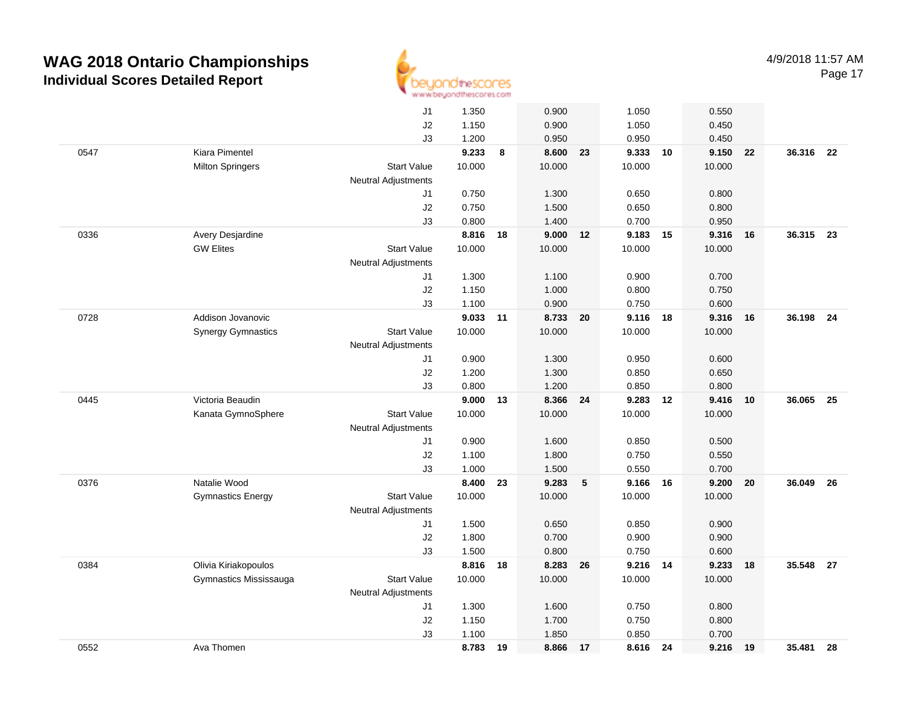# WAG 2018 Ontario Championships
## Individual Scores Detailed Report

4/9/2018 11:57 AM

| # | Name / Club | | Vault | Rank | Bars | Rank | Beam | Rank | Floor | Rank | AA | Rank |
|---|---|---|---|---|---|---|---|---|---|---|---|---|
| | | J1 | 1.350 | | 0.900 | | 1.050 | | 0.550 | | | |
| | | J2 | 1.150 | | 0.900 | | 1.050 | | 0.450 | | | |
| | | J3 | 1.200 | | 0.950 | | 0.950 | | 0.450 | | | |
| 0547 | Kiara Pimentel | | **9.233** | **8** | **8.600** | **23** | **9.333** | **10** | **9.150** | **22** | **36.316** | **22** |
| | Milton Springers | Start Value | 10.000 | | 10.000 | | 10.000 | | 10.000 | | | |
| | | Neutral Adjustments | | | | | | | | | | |
| | | J1 | 0.750 | | 1.300 | | 0.650 | | 0.800 | | | |
| | | J2 | 0.750 | | 1.500 | | 0.650 | | 0.800 | | | |
| | | J3 | 0.800 | | 1.400 | | 0.700 | | 0.950 | | | |
| 0336 | Avery Desjardine | | **8.816** | **18** | **9.000** | **12** | **9.183** | **15** | **9.316** | **16** | **36.315** | **23** |
| | GW Elites | Start Value | 10.000 | | 10.000 | | 10.000 | | 10.000 | | | |
| | | Neutral Adjustments | | | | | | | | | | |
| | | J1 | 1.300 | | 1.100 | | 0.900 | | 0.700 | | | |
| | | J2 | 1.150 | | 1.000 | | 0.800 | | 0.750 | | | |
| | | J3 | 1.100 | | 0.900 | | 0.750 | | 0.600 | | | |
| 0728 | Addison Jovanovic | | **9.033** | **11** | **8.733** | **20** | **9.116** | **18** | **9.316** | **16** | **36.198** | **24** |
| | Synergy Gymnastics | Start Value | 10.000 | | 10.000 | | 10.000 | | 10.000 | | | |
| | | Neutral Adjustments | | | | | | | | | | |
| | | J1 | 0.900 | | 1.300 | | 0.950 | | 0.600 | | | |
| | | J2 | 1.200 | | 1.300 | | 0.850 | | 0.650 | | | |
| | | J3 | 0.800 | | 1.200 | | 0.850 | | 0.800 | | | |
| 0445 | Victoria Beaudin | | **9.000** | **13** | **8.366** | **24** | **9.283** | **12** | **9.416** | **10** | **36.065** | **25** |
| | Kanata GymnoSphere | Start Value | 10.000 | | 10.000 | | 10.000 | | 10.000 | | | |
| | | Neutral Adjustments | | | | | | | | | | |
| | | J1 | 0.900 | | 1.600 | | 0.850 | | 0.500 | | | |
| | | J2 | 1.100 | | 1.800 | | 0.750 | | 0.550 | | | |
| | | J3 | 1.000 | | 1.500 | | 0.550 | | 0.700 | | | |
| 0376 | Natalie Wood | | **8.400** | **23** | **9.283** | **5** | **9.166** | **16** | **9.200** | **20** | **36.049** | **26** |
| | Gymnastics Energy | Start Value | 10.000 | | 10.000 | | 10.000 | | 10.000 | | | |
| | | Neutral Adjustments | | | | | | | | | | |
| | | J1 | 1.500 | | 0.650 | | 0.850 | | 0.900 | | | |
| | | J2 | 1.800 | | 0.700 | | 0.900 | | 0.900 | | | |
| | | J3 | 1.500 | | 0.800 | | 0.750 | | 0.600 | | | |
| 0384 | Olivia Kiriakopoulos | | **8.816** | **18** | **8.283** | **26** | **9.216** | **14** | **9.233** | **18** | **35.548** | **27** |
| | Gymnastics Mississauga | Start Value | 10.000 | | 10.000 | | 10.000 | | 10.000 | | | |
| | | Neutral Adjustments | | | | | | | | | | |
| | | J1 | 1.300 | | 1.600 | | 0.750 | | 0.800 | | | |
| | | J2 | 1.150 | | 1.700 | | 0.750 | | 0.800 | | | |
| | | J3 | 1.100 | | 1.850 | | 0.850 | | 0.700 | | | |
| 0552 | Ava Thomen | | **8.783** | **19** | **8.866** | **17** | **8.616** | **24** | **9.216** | **19** | **35.481** | **28** |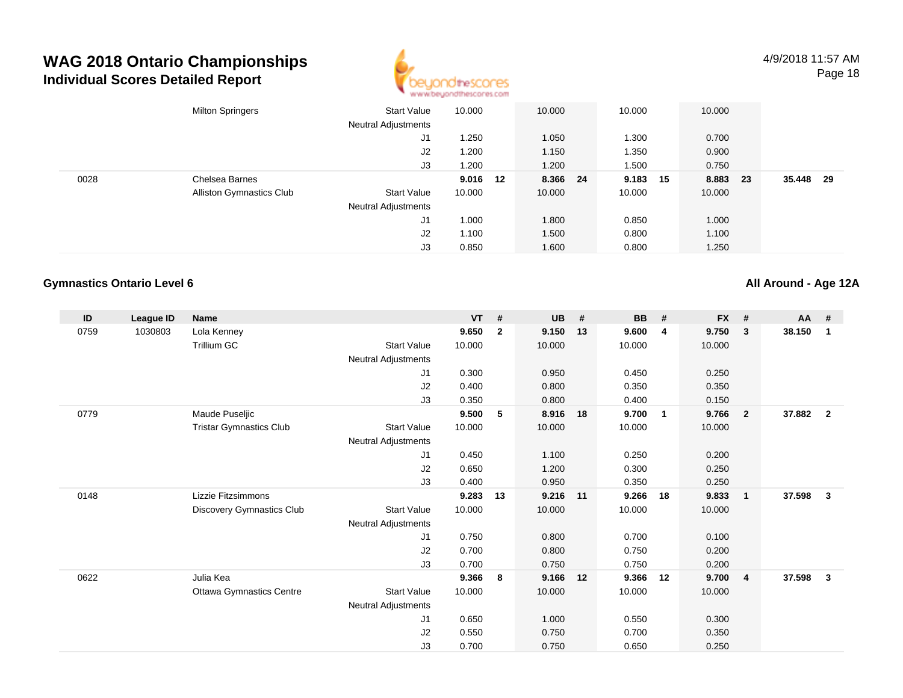# WAG 2018 Ontario Championships
## Individual Scores Detailed Report

4/9/2018 11:57 AM

| ID | League ID | Name | | VT | # | UB | # | BB | # | FX | # | AA | # |
|---|---|---|---|---|---|---|---|---|---|---|---|---|---|
| | | Milton Springers | Start Value | 10.000 | | 10.000 | | 10.000 | | 10.000 | | | |
| | | | Neutral Adjustments | | | | | | | | | | |
| | | | J1 | 1.250 | | 1.050 | | 1.300 | | 0.700 | | | |
| | | | J2 | 1.200 | | 1.150 | | 1.350 | | 0.900 | | | |
| | | | J3 | 1.200 | | 1.200 | | 1.500 | | 0.750 | | | |
| 0028 | | Chelsea Barnes | | **9.016** | **12** | **8.366** | **24** | **9.183** | **15** | **8.883** | **23** | **35.448** | **29** |
| | | Alliston Gymnastics Club | Start Value | 10.000 | | 10.000 | | 10.000 | | 10.000 | | | |
| | | | Neutral Adjustments | | | | | | | | | | |
| | | | J1 | 1.000 | | 1.800 | | 0.850 | | 1.000 | | | |
| | | | J2 | 1.100 | | 1.500 | | 0.800 | | 1.100 | | | |
| | | | J3 | 0.850 | | 1.600 | | 0.800 | | 1.250 | | | |

### Gymnastics Ontario Level 6

### All Around - Age 12A

| ID | League ID | Name | | VT | # | UB | # | BB | # | FX | # | AA | # |
|---|---|---|---|---|---|---|---|---|---|---|---|---|---|
| 0759 | 1030803 | Lola Kenney | | **9.650** | **2** | **9.150** | **13** | **9.600** | **4** | **9.750** | **3** | **38.150** | **1** |
| | | Trillium GC | Start Value | 10.000 | | 10.000 | | 10.000 | | 10.000 | | | |
| | | | Neutral Adjustments | | | | | | | | | | |
| | | | J1 | 0.300 | | 0.950 | | 0.450 | | 0.250 | | | |
| | | | J2 | 0.400 | | 0.800 | | 0.350 | | 0.350 | | | |
| | | | J3 | 0.350 | | 0.800 | | 0.400 | | 0.150 | | | |
| 0779 | | Maude Puseljic | | **9.500** | **5** | **8.916** | **18** | **9.700** | **1** | **9.766** | **2** | **37.882** | **2** |
| | | Tristar Gymnastics Club | Start Value | 10.000 | | 10.000 | | 10.000 | | 10.000 | | | |
| | | | Neutral Adjustments | | | | | | | | | | |
| | | | J1 | 0.450 | | 1.100 | | 0.250 | | 0.200 | | | |
| | | | J2 | 0.650 | | 1.200 | | 0.300 | | 0.250 | | | |
| | | | J3 | 0.400 | | 0.950 | | 0.350 | | 0.250 | | | |
| 0148 | | Lizzie Fitzsimmons | | **9.283** | **13** | **9.216** | **11** | **9.266** | **18** | **9.833** | **1** | **37.598** | **3** |
| | | Discovery Gymnastics Club | Start Value | 10.000 | | 10.000 | | 10.000 | | 10.000 | | | |
| | | | Neutral Adjustments | | | | | | | | | | |
| | | | J1 | 0.750 | | 0.800 | | 0.700 | | 0.100 | | | |
| | | | J2 | 0.700 | | 0.800 | | 0.750 | | 0.200 | | | |
| | | | J3 | 0.700 | | 0.750 | | 0.750 | | 0.200 | | | |
| 0622 | | Julia Kea | | **9.366** | **8** | **9.166** | **12** | **9.366** | **12** | **9.700** | **4** | **37.598** | **3** |
| | | Ottawa Gymnastics Centre | Start Value | 10.000 | | 10.000 | | 10.000 | | 10.000 | | | |
| | | | Neutral Adjustments | | | | | | | | | | |
| | | | J1 | 0.650 | | 1.000 | | 0.550 | | 0.300 | | | |
| | | | J2 | 0.550 | | 0.750 | | 0.700 | | 0.350 | | | |
| | | | J3 | 0.700 | | 0.750 | | 0.650 | | 0.250 | | | |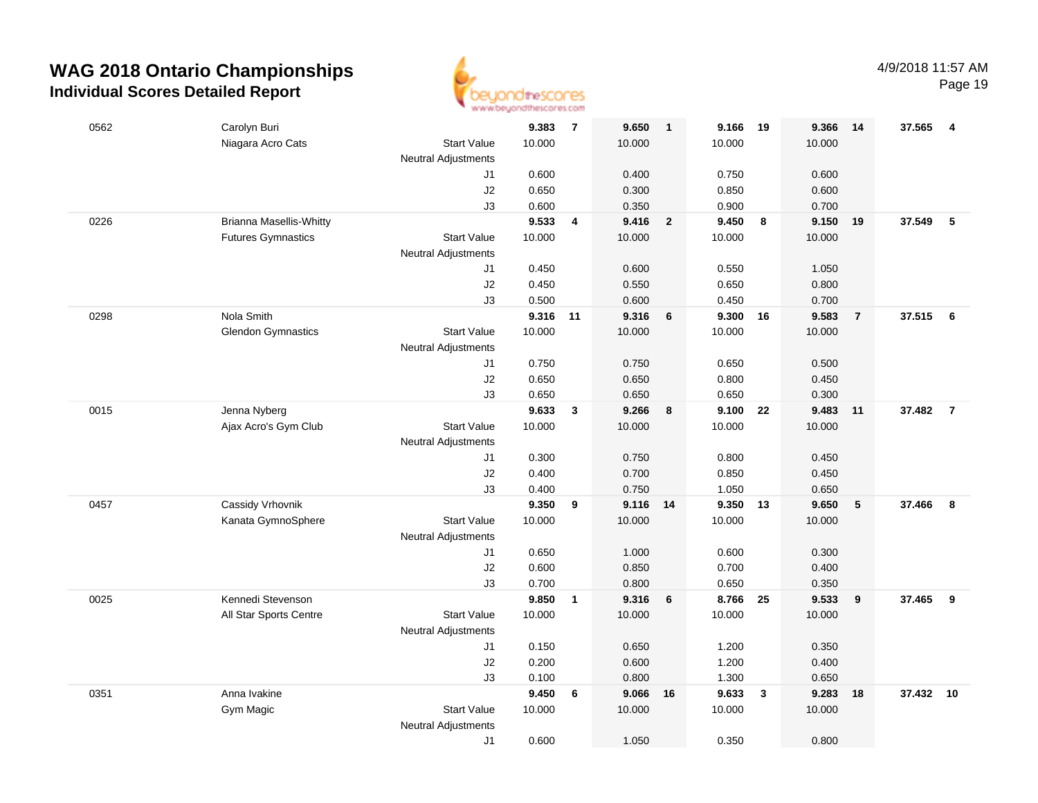# WAG 2018 Ontario Championships

## Individual Scores Detailed Report

4/9/2018 11:57 AM

| # | Name / Club | | Vault | Rank | Bars | Rank | Beam | Rank | Floor | Rank | AA | Rank |
|---|---|---|---|---|---|---|---|---|---|---|---|---|
| 0562 | Carolyn Buri | | **9.383** | **7** | **9.650** | **1** | **9.166** | **19** | **9.366** | **14** | **37.565** | **4** |
| | Niagara Acro Cats | Start Value | 10.000 | | 10.000 | | 10.000 | | 10.000 | | | |
| | | Neutral Adjustments | | | | | | | | | | |
| | | J1 | 0.600 | | 0.400 | | 0.750 | | 0.600 | | | |
| | | J2 | 0.650 | | 0.300 | | 0.850 | | 0.600 | | | |
| | | J3 | 0.600 | | 0.350 | | 0.900 | | 0.700 | | | |
| 0226 | Brianna Masellis-Whitty | | **9.533** | **4** | **9.416** | **2** | **9.450** | **8** | **9.150** | **19** | **37.549** | **5** |
| | Futures Gymnastics | Start Value | 10.000 | | 10.000 | | 10.000 | | 10.000 | | | |
| | | Neutral Adjustments | | | | | | | | | | |
| | | J1 | 0.450 | | 0.600 | | 0.550 | | 1.050 | | | |
| | | J2 | 0.450 | | 0.550 | | 0.650 | | 0.800 | | | |
| | | J3 | 0.500 | | 0.600 | | 0.450 | | 0.700 | | | |
| 0298 | Nola Smith | | **9.316** | **11** | **9.316** | **6** | **9.300** | **16** | **9.583** | **7** | **37.515** | **6** |
| | Glendon Gymnastics | Start Value | 10.000 | | 10.000 | | 10.000 | | 10.000 | | | |
| | | Neutral Adjustments | | | | | | | | | | |
| | | J1 | 0.750 | | 0.750 | | 0.650 | | 0.500 | | | |
| | | J2 | 0.650 | | 0.650 | | 0.800 | | 0.450 | | | |
| | | J3 | 0.650 | | 0.650 | | 0.650 | | 0.300 | | | |
| 0015 | Jenna Nyberg | | **9.633** | **3** | **9.266** | **8** | **9.100** | **22** | **9.483** | **11** | **37.482** | **7** |
| | Ajax Acro's Gym Club | Start Value | 10.000 | | 10.000 | | 10.000 | | 10.000 | | | |
| | | Neutral Adjustments | | | | | | | | | | |
| | | J1 | 0.300 | | 0.750 | | 0.800 | | 0.450 | | | |
| | | J2 | 0.400 | | 0.700 | | 0.850 | | 0.450 | | | |
| | | J3 | 0.400 | | 0.750 | | 1.050 | | 0.650 | | | |
| 0457 | Cassidy Vrhovnik | | **9.350** | **9** | **9.116** | **14** | **9.350** | **13** | **9.650** | **5** | **37.466** | **8** |
| | Kanata GymnoSphere | Start Value | 10.000 | | 10.000 | | 10.000 | | 10.000 | | | |
| | | Neutral Adjustments | | | | | | | | | | |
| | | J1 | 0.650 | | 1.000 | | 0.600 | | 0.300 | | | |
| | | J2 | 0.600 | | 0.850 | | 0.700 | | 0.400 | | | |
| | | J3 | 0.700 | | 0.800 | | 0.650 | | 0.350 | | | |
| 0025 | Kennedi Stevenson | | **9.850** | **1** | **9.316** | **6** | **8.766** | **25** | **9.533** | **9** | **37.465** | **9** |
| | All Star Sports Centre | Start Value | 10.000 | | 10.000 | | 10.000 | | 10.000 | | | |
| | | Neutral Adjustments | | | | | | | | | | |
| | | J1 | 0.150 | | 0.650 | | 1.200 | | 0.350 | | | |
| | | J2 | 0.200 | | 0.600 | | 1.200 | | 0.400 | | | |
| | | J3 | 0.100 | | 0.800 | | 1.300 | | 0.650 | | | |
| 0351 | Anna Ivakine | | **9.450** | **6** | **9.066** | **16** | **9.633** | **3** | **9.283** | **18** | **37.432** | **10** |
| | Gym Magic | Start Value | 10.000 | | 10.000 | | 10.000 | | 10.000 | | | |
| | | Neutral Adjustments | | | | | | | | | | |
| | | J1 | 0.600 | | 1.050 | | 0.350 | | 0.800 | | | |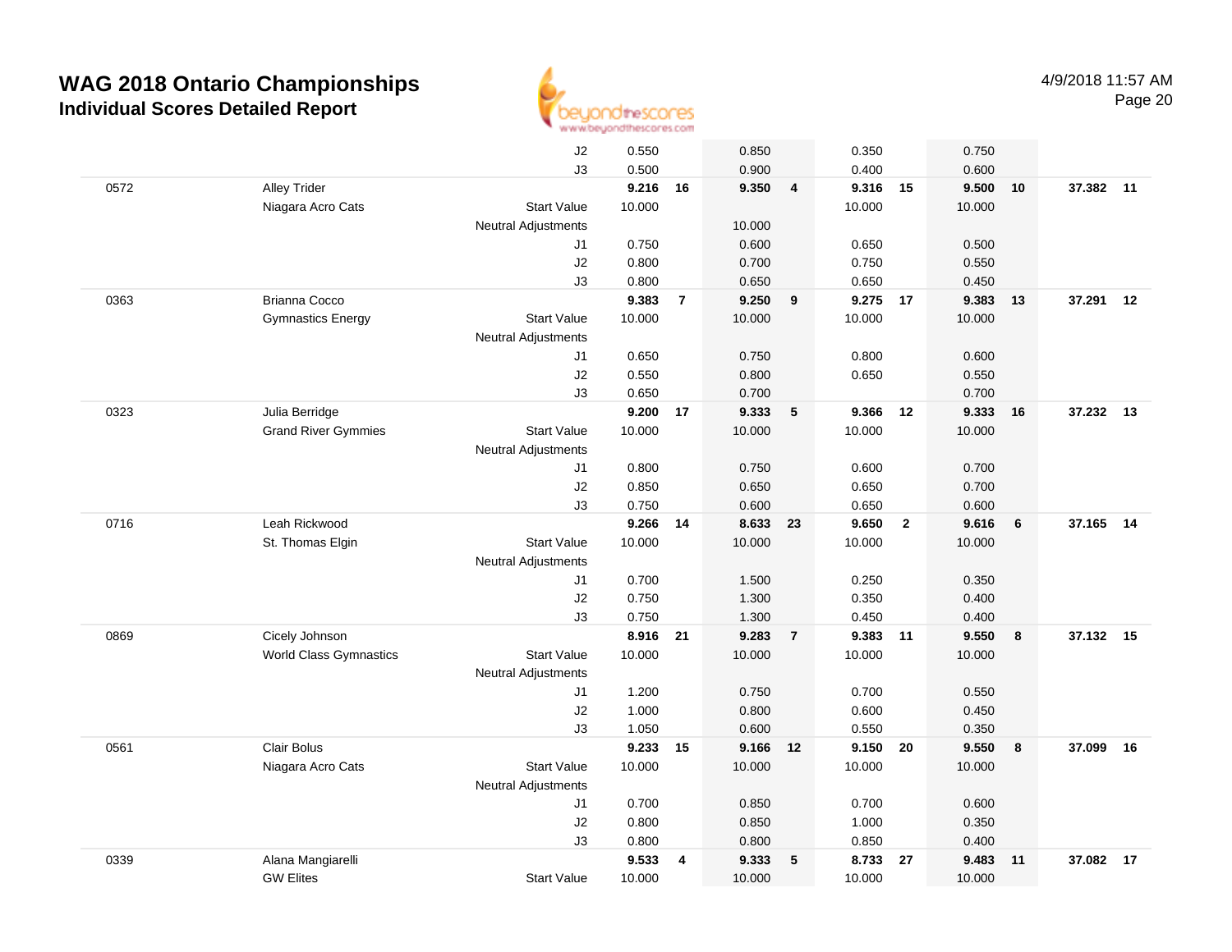# WAG 2018 Ontario Championships

## Individual Scores Detailed Report

4/9/2018 11:57 AM

| | | | Vault | Rank | Bars | Rank | Beam | Rank | Floor | Rank | AA | Rank |
|---|---|---|---|---|---|---|---|---|---|---|---|---|
| | | J2 | 0.550 | | 0.850 | | 0.350 | | 0.750 | | | |
| | | J3 | 0.500 | | 0.900 | | 0.400 | | 0.600 | | | |
| 0572 | Alley Trider | | **9.216** | **16** | **9.350** | **4** | **9.316** | **15** | **9.500** | **10** | **37.382** | **11** |
| | Niagara Acro Cats | Start Value | 10.000 | | | | 10.000 | | 10.000 | | | |
| | | Neutral Adjustments | | | 10.000 | | | | | | | |
| | | J1 | 0.750 | | 0.600 | | 0.650 | | 0.500 | | | |
| | | J2 | 0.800 | | 0.700 | | 0.750 | | 0.550 | | | |
| | | J3 | 0.800 | | 0.650 | | 0.650 | | 0.450 | | | |
| 0363 | Brianna Cocco | | **9.383** | **7** | **9.250** | **9** | **9.275** | **17** | **9.383** | **13** | **37.291** | **12** |
| | Gymnastics Energy | Start Value | 10.000 | | 10.000 | | 10.000 | | 10.000 | | | |
| | | Neutral Adjustments | | | | | | | | | | |
| | | J1 | 0.650 | | 0.750 | | 0.800 | | 0.600 | | | |
| | | J2 | 0.550 | | 0.800 | | 0.650 | | 0.550 | | | |
| | | J3 | 0.650 | | 0.700 | | | | 0.700 | | | |
| 0323 | Julia Berridge | | **9.200** | **17** | **9.333** | **5** | **9.366** | **12** | **9.333** | **16** | **37.232** | **13** |
| | Grand River Gymmies | Start Value | 10.000 | | 10.000 | | 10.000 | | 10.000 | | | |
| | | Neutral Adjustments | | | | | | | | | | |
| | | J1 | 0.800 | | 0.750 | | 0.600 | | 0.700 | | | |
| | | J2 | 0.850 | | 0.650 | | 0.650 | | 0.700 | | | |
| | | J3 | 0.750 | | 0.600 | | 0.650 | | 0.600 | | | |
| 0716 | Leah Rickwood | | **9.266** | **14** | **8.633** | **23** | **9.650** | **2** | **9.616** | **6** | **37.165** | **14** |
| | St. Thomas Elgin | Start Value | 10.000 | | 10.000 | | 10.000 | | 10.000 | | | |
| | | Neutral Adjustments | | | | | | | | | | |
| | | J1 | 0.700 | | 1.500 | | 0.250 | | 0.350 | | | |
| | | J2 | 0.750 | | 1.300 | | 0.350 | | 0.400 | | | |
| | | J3 | 0.750 | | 1.300 | | 0.450 | | 0.400 | | | |
| 0869 | Cicely Johnson | | **8.916** | **21** | **9.283** | **7** | **9.383** | **11** | **9.550** | **8** | **37.132** | **15** |
| | World Class Gymnastics | Start Value | 10.000 | | 10.000 | | 10.000 | | 10.000 | | | |
| | | Neutral Adjustments | | | | | | | | | | |
| | | J1 | 1.200 | | 0.750 | | 0.700 | | 0.550 | | | |
| | | J2 | 1.000 | | 0.800 | | 0.600 | | 0.450 | | | |
| | | J3 | 1.050 | | 0.600 | | 0.550 | | 0.350 | | | |
| 0561 | Clair Bolus | | **9.233** | **15** | **9.166** | **12** | **9.150** | **20** | **9.550** | **8** | **37.099** | **16** |
| | Niagara Acro Cats | Start Value | 10.000 | | 10.000 | | 10.000 | | 10.000 | | | |
| | | Neutral Adjustments | | | | | | | | | | |
| | | J1 | 0.700 | | 0.850 | | 0.700 | | 0.600 | | | |
| | | J2 | 0.800 | | 0.850 | | 1.000 | | 0.350 | | | |
| | | J3 | 0.800 | | 0.800 | | 0.850 | | 0.400 | | | |
| 0339 | Alana Mangiarelli | | **9.533** | **4** | **9.333** | **5** | **8.733** | **27** | **9.483** | **11** | **37.082** | **17** |
| | GW Elites | Start Value | 10.000 | | 10.000 | | 10.000 | | 10.000 | | | |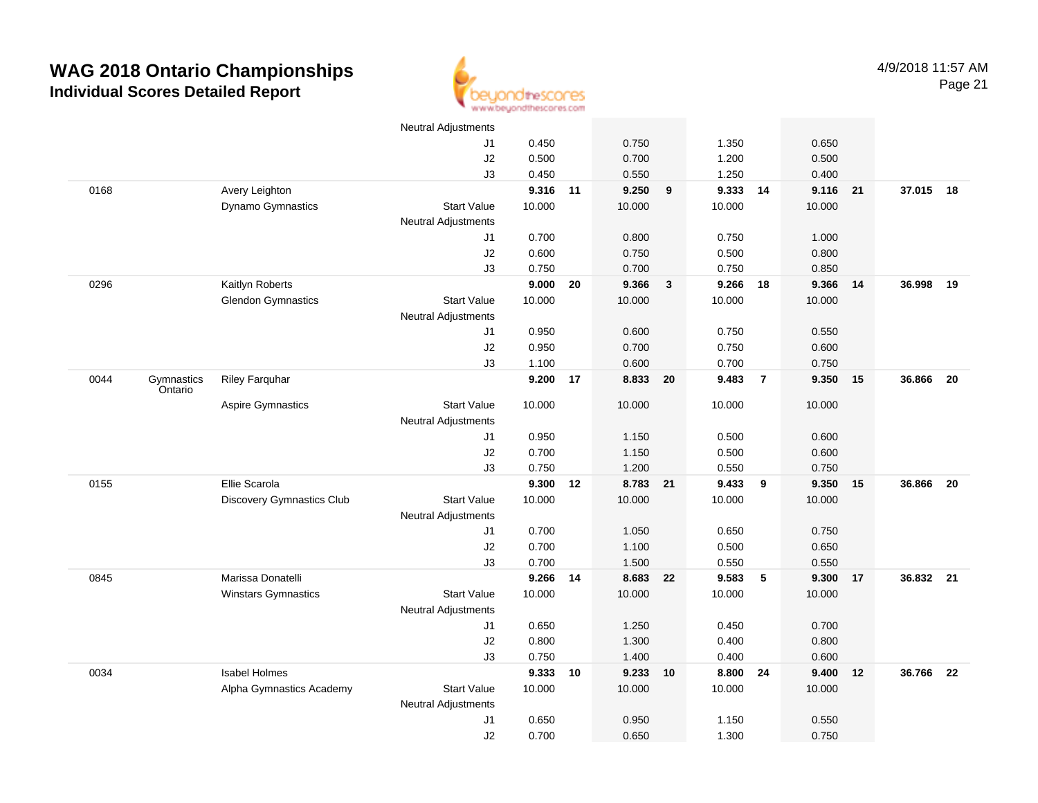# WAG 2018 Ontario Championships
## Individual Scores Detailed Report

4/9/2018 11:57 AM

| # | Prov | Name / Club | | Vault | Rank | Bars | Rank | Beam | Rank | Floor | Rank | AA | Rank |
|---|---|---|---|---|---|---|---|---|---|---|---|---|---|
| | | | Neutral Adjustments | | | | | | | | | | |
| | | | J1 | 0.450 | | 0.750 | | 1.350 | | 0.650 | | | |
| | | | J2 | 0.500 | | 0.700 | | 1.200 | | 0.500 | | | |
| | | | J3 | 0.450 | | 0.550 | | 1.250 | | 0.400 | | | |
| 0168 | | Avery Leighton | | **9.316** | **11** | **9.250** | **9** | **9.333** | **14** | **9.116** | **21** | **37.015** | **18** |
| | | Dynamo Gymnastics | Start Value | 10.000 | | 10.000 | | 10.000 | | 10.000 | | | |
| | | | Neutral Adjustments | | | | | | | | | | |
| | | | J1 | 0.700 | | 0.800 | | 0.750 | | 1.000 | | | |
| | | | J2 | 0.600 | | 0.750 | | 0.500 | | 0.800 | | | |
| | | | J3 | 0.750 | | 0.700 | | 0.750 | | 0.850 | | | |
| 0296 | | Kaitlyn Roberts | | **9.000** | **20** | **9.366** | **3** | **9.266** | **18** | **9.366** | **14** | **36.998** | **19** |
| | | Glendon Gymnastics | Start Value | 10.000 | | 10.000 | | 10.000 | | 10.000 | | | |
| | | | Neutral Adjustments | | | | | | | | | | |
| | | | J1 | 0.950 | | 0.600 | | 0.750 | | 0.550 | | | |
| | | | J2 | 0.950 | | 0.700 | | 0.750 | | 0.600 | | | |
| | | | J3 | 1.100 | | 0.600 | | 0.700 | | 0.750 | | | |
| 0044 | Gymnastics Ontario | Riley Farquhar | | **9.200** | **17** | **8.833** | **20** | **9.483** | **7** | **9.350** | **15** | **36.866** | **20** |
| | | Aspire Gymnastics | Start Value | 10.000 | | 10.000 | | 10.000 | | 10.000 | | | |
| | | | Neutral Adjustments | | | | | | | | | | |
| | | | J1 | 0.950 | | 1.150 | | 0.500 | | 0.600 | | | |
| | | | J2 | 0.700 | | 1.150 | | 0.500 | | 0.600 | | | |
| | | | J3 | 0.750 | | 1.200 | | 0.550 | | 0.750 | | | |
| 0155 | | Ellie Scarola | | **9.300** | **12** | **8.783** | **21** | **9.433** | **9** | **9.350** | **15** | **36.866** | **20** |
| | | Discovery Gymnastics Club | Start Value | 10.000 | | 10.000 | | 10.000 | | 10.000 | | | |
| | | | Neutral Adjustments | | | | | | | | | | |
| | | | J1 | 0.700 | | 1.050 | | 0.650 | | 0.750 | | | |
| | | | J2 | 0.700 | | 1.100 | | 0.500 | | 0.650 | | | |
| | | | J3 | 0.700 | | 1.500 | | 0.550 | | 0.550 | | | |
| 0845 | | Marissa Donatelli | | **9.266** | **14** | **8.683** | **22** | **9.583** | **5** | **9.300** | **17** | **36.832** | **21** |
| | | Winstars Gymnastics | Start Value | 10.000 | | 10.000 | | 10.000 | | 10.000 | | | |
| | | | Neutral Adjustments | | | | | | | | | | |
| | | | J1 | 0.650 | | 1.250 | | 0.450 | | 0.700 | | | |
| | | | J2 | 0.800 | | 1.300 | | 0.400 | | 0.800 | | | |
| | | | J3 | 0.750 | | 1.400 | | 0.400 | | 0.600 | | | |
| 0034 | | Isabel Holmes | | **9.333** | **10** | **9.233** | **10** | **8.800** | **24** | **9.400** | **12** | **36.766** | **22** |
| | | Alpha Gymnastics Academy | Start Value | 10.000 | | 10.000 | | 10.000 | | 10.000 | | | |
| | | | Neutral Adjustments | | | | | | | | | | |
| | | | J1 | 0.650 | | 0.950 | | 1.150 | | 0.550 | | | |
| | | | J2 | 0.700 | | 0.650 | | 1.300 | | 0.750 | | | |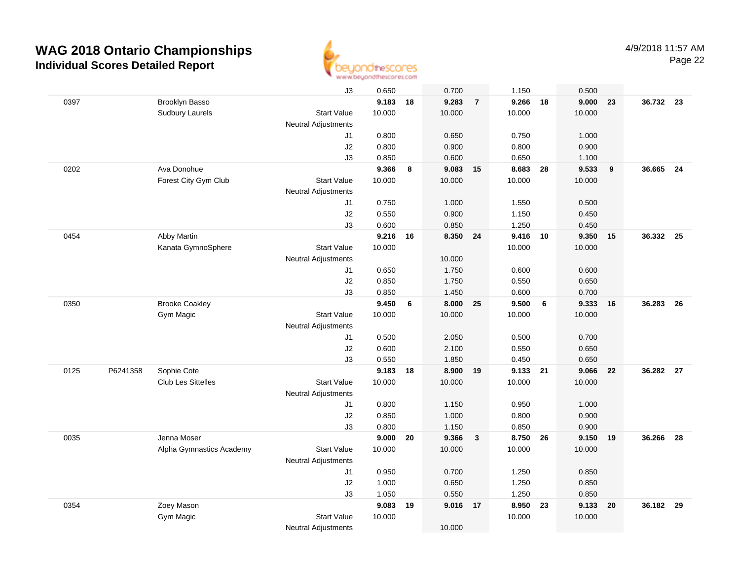# WAG 2018 Ontario Championships

## Individual Scores Detailed Report

4/9/2018 11:57 AM

| | | | | | | | | | | | | | | |
|---|---|---|---|---|---|---|---|---|---|---|---|---|---|---|
| | | | J3 | 0.650 | | 0.700 | | 1.150 | | 0.500 | | | |
| 0397 | | Brooklyn Basso | | **9.183** | **18** | **9.283** | **7** | **9.266** | **18** | **9.000** | **23** | **36.732** | **23** |
| | | Sudbury Laurels | Start Value | 10.000 | | 10.000 | | 10.000 | | 10.000 | | | |
| | | | Neutral Adjustments | | | | | | | | | | |
| | | | J1 | 0.800 | | 0.650 | | 0.750 | | 1.000 | | | |
| | | | J2 | 0.800 | | 0.900 | | 0.800 | | 0.900 | | | |
| | | | J3 | 0.850 | | 0.600 | | 0.650 | | 1.100 | | | |
| 0202 | | Ava Donohue | | **9.366** | **8** | **9.083** | **15** | **8.683** | **28** | **9.533** | **9** | **36.665** | **24** |
| | | Forest City Gym Club | Start Value | 10.000 | | 10.000 | | 10.000 | | 10.000 | | | |
| | | | Neutral Adjustments | | | | | | | | | | |
| | | | J1 | 0.750 | | 1.000 | | 1.550 | | 0.500 | | | |
| | | | J2 | 0.550 | | 0.900 | | 1.150 | | 0.450 | | | |
| | | | J3 | 0.600 | | 0.850 | | 1.250 | | 0.450 | | | |
| 0454 | | Abby Martin | | **9.216** | **16** | **8.350** | **24** | **9.416** | **10** | **9.350** | **15** | **36.332** | **25** |
| | | Kanata GymnoSphere | Start Value | 10.000 | | | | 10.000 | | 10.000 | | | |
| | | | Neutral Adjustments | | | 10.000 | | | | | | | |
| | | | J1 | 0.650 | | 1.750 | | 0.600 | | 0.600 | | | |
| | | | J2 | 0.850 | | 1.750 | | 0.550 | | 0.650 | | | |
| | | | J3 | 0.850 | | 1.450 | | 0.600 | | 0.700 | | | |
| 0350 | | Brooke Coakley | | **9.450** | **6** | **8.000** | **25** | **9.500** | **6** | **9.333** | **16** | **36.283** | **26** |
| | | Gym Magic | Start Value | 10.000 | | 10.000 | | 10.000 | | 10.000 | | | |
| | | | Neutral Adjustments | | | | | | | | | | |
| | | | J1 | 0.500 | | 2.050 | | 0.500 | | 0.700 | | | |
| | | | J2 | 0.600 | | 2.100 | | 0.550 | | 0.650 | | | |
| | | | J3 | 0.550 | | 1.850 | | 0.450 | | 0.650 | | | |
| 0125 | P6241358 | Sophie Cote | | **9.183** | **18** | **8.900** | **19** | **9.133** | **21** | **9.066** | **22** | **36.282** | **27** |
| | | Club Les Sittelles | Start Value | 10.000 | | 10.000 | | 10.000 | | 10.000 | | | |
| | | | Neutral Adjustments | | | | | | | | | | |
| | | | J1 | 0.800 | | 1.150 | | 0.950 | | 1.000 | | | |
| | | | J2 | 0.850 | | 1.000 | | 0.800 | | 0.900 | | | |
| | | | J3 | 0.800 | | 1.150 | | 0.850 | | 0.900 | | | |
| 0035 | | Jenna Moser | | **9.000** | **20** | **9.366** | **3** | **8.750** | **26** | **9.150** | **19** | **36.266** | **28** |
| | | Alpha Gymnastics Academy | Start Value | 10.000 | | 10.000 | | 10.000 | | 10.000 | | | |
| | | | Neutral Adjustments | | | | | | | | | | |
| | | | J1 | 0.950 | | 0.700 | | 1.250 | | 0.850 | | | |
| | | | J2 | 1.000 | | 0.650 | | 1.250 | | 0.850 | | | |
| | | | J3 | 1.050 | | 0.550 | | 1.250 | | 0.850 | | | |
| 0354 | | Zoey Mason | | **9.083** | **19** | **9.016** | **17** | **8.950** | **23** | **9.133** | **20** | **36.182** | **29** |
| | | Gym Magic | Start Value | 10.000 | | | | 10.000 | | 10.000 | | | |
| | | | Neutral Adjustments | | | 10.000 | | | | | | | |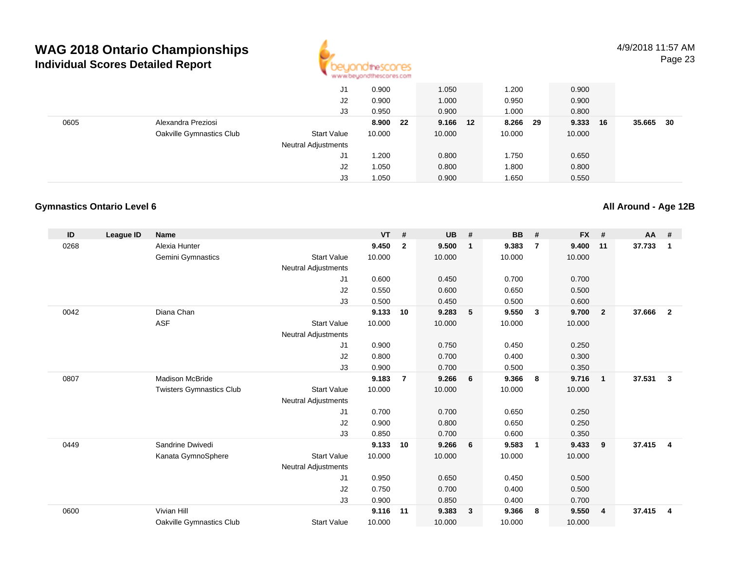# WAG 2018 Ontario Championships

## Individual Scores Detailed Report

4/9/2018 11:57 AM

| ID | League ID | Name | | VT | # | UB | # | BB | # | FX | # | AA | # |
|---|---|---|---|---|---|---|---|---|---|---|---|---|---|
| | | | J1 | 0.900 | | 1.050 | | 1.200 | | 0.900 | | | |
| | | | J2 | 0.900 | | 1.000 | | 0.950 | | 0.900 | | | |
| | | | J3 | 0.950 | | 0.900 | | 1.000 | | 0.800 | | | |
| 0605 | | Alexandra Preziosi | | **8.900** | **22** | **9.166** | **12** | **8.266** | **29** | **9.333** | **16** | **35.665** | **30** |
| | | Oakville Gymnastics Club | Start Value | 10.000 | | 10.000 | | 10.000 | | 10.000 | | | |
| | | | Neutral Adjustments | | | | | | | | | | |
| | | | J1 | 1.200 | | 0.800 | | 1.750 | | 0.650 | | | |
| | | | J2 | 1.050 | | 0.800 | | 1.800 | | 0.800 | | | |
| | | | J3 | 1.050 | | 0.900 | | 1.650 | | 0.550 | | | |

### Gymnastics Ontario Level 6

**All Around - Age 12B**

| ID | League ID | Name | | VT | # | UB | # | BB | # | FX | # | AA | # |
|---|---|---|---|---|---|---|---|---|---|---|---|---|---|
| 0268 | | Alexia Hunter | | **9.450** | **2** | **9.500** | **1** | **9.383** | **7** | **9.400** | **11** | **37.733** | **1** |
| | | Gemini Gymnastics | Start Value | 10.000 | | 10.000 | | 10.000 | | 10.000 | | | |
| | | | Neutral Adjustments | | | | | | | | | | |
| | | | J1 | 0.600 | | 0.450 | | 0.700 | | 0.700 | | | |
| | | | J2 | 0.550 | | 0.600 | | 0.650 | | 0.500 | | | |
| | | | J3 | 0.500 | | 0.450 | | 0.500 | | 0.600 | | | |
| 0042 | | Diana Chan | | **9.133** | **10** | **9.283** | **5** | **9.550** | **3** | **9.700** | **2** | **37.666** | **2** |
| | | ASF | Start Value | 10.000 | | 10.000 | | 10.000 | | 10.000 | | | |
| | | | Neutral Adjustments | | | | | | | | | | |
| | | | J1 | 0.900 | | 0.750 | | 0.450 | | 0.250 | | | |
| | | | J2 | 0.800 | | 0.700 | | 0.400 | | 0.300 | | | |
| | | | J3 | 0.900 | | 0.700 | | 0.500 | | 0.350 | | | |
| 0807 | | Madison McBride | | **9.183** | **7** | **9.266** | **6** | **9.366** | **8** | **9.716** | **1** | **37.531** | **3** |
| | | Twisters Gymnastics Club | Start Value | 10.000 | | 10.000 | | 10.000 | | 10.000 | | | |
| | | | Neutral Adjustments | | | | | | | | | | |
| | | | J1 | 0.700 | | 0.700 | | 0.650 | | 0.250 | | | |
| | | | J2 | 0.900 | | 0.800 | | 0.650 | | 0.250 | | | |
| | | | J3 | 0.850 | | 0.700 | | 0.600 | | 0.350 | | | |
| 0449 | | Sandrine Dwivedi | | **9.133** | **10** | **9.266** | **6** | **9.583** | **1** | **9.433** | **9** | **37.415** | **4** |
| | | Kanata GymnoSphere | Start Value | 10.000 | | 10.000 | | 10.000 | | 10.000 | | | |
| | | | Neutral Adjustments | | | | | | | | | | |
| | | | J1 | 0.950 | | 0.650 | | 0.450 | | 0.500 | | | |
| | | | J2 | 0.750 | | 0.700 | | 0.400 | | 0.500 | | | |
| | | | J3 | 0.900 | | 0.850 | | 0.400 | | 0.700 | | | |
| 0600 | | Vivian Hill | | **9.116** | **11** | **9.383** | **3** | **9.366** | **8** | **9.550** | **4** | **37.415** | **4** |
| | | Oakville Gymnastics Club | Start Value | 10.000 | | 10.000 | | 10.000 | | 10.000 | | | |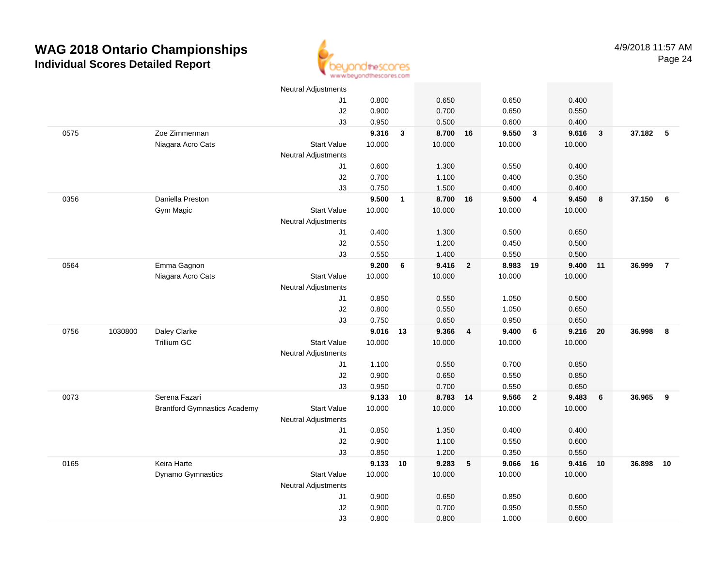# WAG 2018 Ontario Championships

## Individual Scores Detailed Report

4/9/2018 11:57 AM

| | | | | | | | | | | | | | | |
|---|---|---|---|---|---|---|---|---|---|---|---|---|---|---|
| | | | Neutral Adjustments | | | | | | | | | | | |
| | | | J1 | 0.800 | | 0.650 | | 0.650 | | 0.400 | | | | |
| | | | J2 | 0.900 | | 0.700 | | 0.650 | | 0.550 | | | | |
| | | | J3 | 0.950 | | 0.500 | | 0.600 | | 0.400 | | | | |
| 0575 | | Zoe Zimmerman | | **9.316** | **3** | **8.700** | **16** | **9.550** | **3** | **9.616** | **3** | **37.182** | **5** |
| | | Niagara Acro Cats | Start Value | 10.000 | | 10.000 | | 10.000 | | 10.000 | | | |
| | | | Neutral Adjustments | | | | | | | | | | |
| | | | J1 | 0.600 | | 1.300 | | 0.550 | | 0.400 | | | |
| | | | J2 | 0.700 | | 1.100 | | 0.400 | | 0.350 | | | |
| | | | J3 | 0.750 | | 1.500 | | 0.400 | | 0.400 | | | |
| 0356 | | Daniella Preston | | **9.500** | **1** | **8.700** | **16** | **9.500** | **4** | **9.450** | **8** | **37.150** | **6** |
| | | Gym Magic | Start Value | 10.000 | | 10.000 | | 10.000 | | 10.000 | | | |
| | | | Neutral Adjustments | | | | | | | | | | |
| | | | J1 | 0.400 | | 1.300 | | 0.500 | | 0.650 | | | |
| | | | J2 | 0.550 | | 1.200 | | 0.450 | | 0.500 | | | |
| | | | J3 | 0.550 | | 1.400 | | 0.550 | | 0.500 | | | |
| 0564 | | Emma Gagnon | | **9.200** | **6** | **9.416** | **2** | **8.983** | **19** | **9.400** | **11** | **36.999** | **7** |
| | | Niagara Acro Cats | Start Value | 10.000 | | 10.000 | | 10.000 | | 10.000 | | | |
| | | | Neutral Adjustments | | | | | | | | | | |
| | | | J1 | 0.850 | | 0.550 | | 1.050 | | 0.500 | | | |
| | | | J2 | 0.800 | | 0.550 | | 1.050 | | 0.650 | | | |
| | | | J3 | 0.750 | | 0.650 | | 0.950 | | 0.650 | | | |
| 0756 | 1030800 | Daley Clarke | | **9.016** | **13** | **9.366** | **4** | **9.400** | **6** | **9.216** | **20** | **36.998** | **8** |
| | | Trillium GC | Start Value | 10.000 | | 10.000 | | 10.000 | | 10.000 | | | |
| | | | Neutral Adjustments | | | | | | | | | | |
| | | | J1 | 1.100 | | 0.550 | | 0.700 | | 0.850 | | | |
| | | | J2 | 0.900 | | 0.650 | | 0.550 | | 0.850 | | | |
| | | | J3 | 0.950 | | 0.700 | | 0.550 | | 0.650 | | | |
| 0073 | | Serena Fazari | | **9.133** | **10** | **8.783** | **14** | **9.566** | **2** | **9.483** | **6** | **36.965** | **9** |
| | | Brantford Gymnastics Academy | Start Value | 10.000 | | 10.000 | | 10.000 | | 10.000 | | | |
| | | | Neutral Adjustments | | | | | | | | | | |
| | | | J1 | 0.850 | | 1.350 | | 0.400 | | 0.400 | | | |
| | | | J2 | 0.900 | | 1.100 | | 0.550 | | 0.600 | | | |
| | | | J3 | 0.850 | | 1.200 | | 0.350 | | 0.550 | | | |
| 0165 | | Keira Harte | | **9.133** | **10** | **9.283** | **5** | **9.066** | **16** | **9.416** | **10** | **36.898** | **10** |
| | | Dynamo Gymnastics | Start Value | 10.000 | | 10.000 | | 10.000 | | 10.000 | | | |
| | | | Neutral Adjustments | | | | | | | | | | |
| | | | J1 | 0.900 | | 0.650 | | 0.850 | | 0.600 | | | |
| | | | J2 | 0.900 | | 0.700 | | 0.950 | | 0.550 | | | |
| | | | J3 | 0.800 | | 0.800 | | 1.000 | | 0.600 | | | |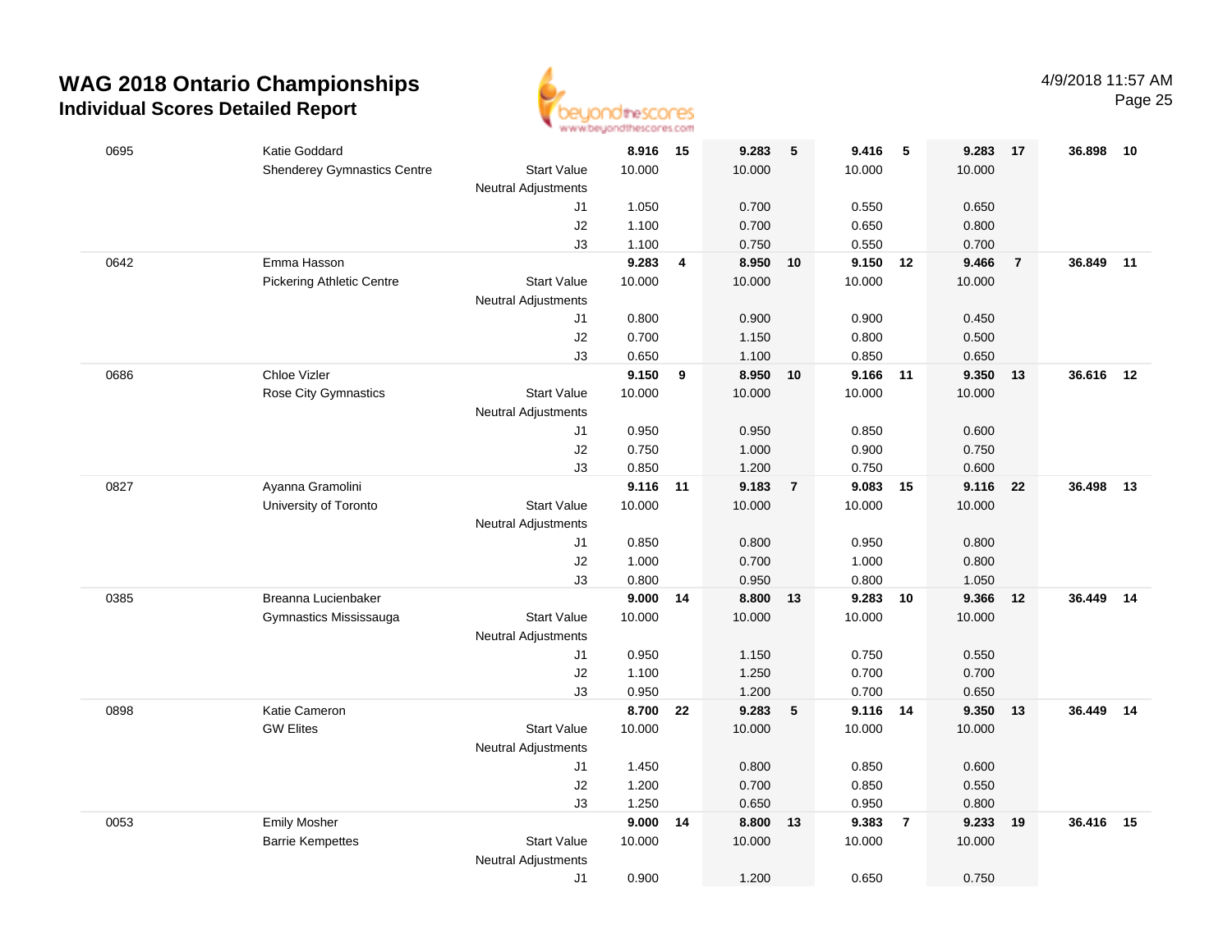# WAG 2018 Ontario Championships

## Individual Scores Detailed Report

4/9/2018 11:57 AM

| # | Name / Club | | Vault | Rank | Bars | Rank | Beam | Rank | Floor | Rank | AA | Rank |
|---|---|---|---|---|---|---|---|---|---|---|---|---|
| 0695 | Katie Goddard | | **8.916** | **15** | **9.283** | **5** | **9.416** | **5** | **9.283** | **17** | **36.898** | **10** |
| | Shenderey Gymnastics Centre | Start Value | 10.000 | | 10.000 | | 10.000 | | 10.000 | | | |
| | | Neutral Adjustments | | | | | | | | | | |
| | | J1 | 1.050 | | 0.700 | | 0.550 | | 0.650 | | | |
| | | J2 | 1.100 | | 0.700 | | 0.650 | | 0.800 | | | |
| | | J3 | 1.100 | | 0.750 | | 0.550 | | 0.700 | | | |
| 0642 | Emma Hasson | | **9.283** | **4** | **8.950** | **10** | **9.150** | **12** | **9.466** | **7** | **36.849** | **11** |
| | Pickering Athletic Centre | Start Value | 10.000 | | 10.000 | | 10.000 | | 10.000 | | | |
| | | Neutral Adjustments | | | | | | | | | | |
| | | J1 | 0.800 | | 0.900 | | 0.900 | | 0.450 | | | |
| | | J2 | 0.700 | | 1.150 | | 0.800 | | 0.500 | | | |
| | | J3 | 0.650 | | 1.100 | | 0.850 | | 0.650 | | | |
| 0686 | Chloe Vizler | | **9.150** | **9** | **8.950** | **10** | **9.166** | **11** | **9.350** | **13** | **36.616** | **12** |
| | Rose City Gymnastics | Start Value | 10.000 | | 10.000 | | 10.000 | | 10.000 | | | |
| | | Neutral Adjustments | | | | | | | | | | |
| | | J1 | 0.950 | | 0.950 | | 0.850 | | 0.600 | | | |
| | | J2 | 0.750 | | 1.000 | | 0.900 | | 0.750 | | | |
| | | J3 | 0.850 | | 1.200 | | 0.750 | | 0.600 | | | |
| 0827 | Ayanna Gramolini | | **9.116** | **11** | **9.183** | **7** | **9.083** | **15** | **9.116** | **22** | **36.498** | **13** |
| | University of Toronto | Start Value | 10.000 | | 10.000 | | 10.000 | | 10.000 | | | |
| | | Neutral Adjustments | | | | | | | | | | |
| | | J1 | 0.850 | | 0.800 | | 0.950 | | 0.800 | | | |
| | | J2 | 1.000 | | 0.700 | | 1.000 | | 0.800 | | | |
| | | J3 | 0.800 | | 0.950 | | 0.800 | | 1.050 | | | |
| 0385 | Breanna Lucienbaker | | **9.000** | **14** | **8.800** | **13** | **9.283** | **10** | **9.366** | **12** | **36.449** | **14** |
| | Gymnastics Mississauga | Start Value | 10.000 | | 10.000 | | 10.000 | | 10.000 | | | |
| | | Neutral Adjustments | | | | | | | | | | |
| | | J1 | 0.950 | | 1.150 | | 0.750 | | 0.550 | | | |
| | | J2 | 1.100 | | 1.250 | | 0.700 | | 0.700 | | | |
| | | J3 | 0.950 | | 1.200 | | 0.700 | | 0.650 | | | |
| 0898 | Katie Cameron | | **8.700** | **22** | **9.283** | **5** | **9.116** | **14** | **9.350** | **13** | **36.449** | **14** |
| | GW Elites | Start Value | 10.000 | | 10.000 | | 10.000 | | 10.000 | | | |
| | | Neutral Adjustments | | | | | | | | | | |
| | | J1 | 1.450 | | 0.800 | | 0.850 | | 0.600 | | | |
| | | J2 | 1.200 | | 0.700 | | 0.850 | | 0.550 | | | |
| | | J3 | 1.250 | | 0.650 | | 0.950 | | 0.800 | | | |
| 0053 | Emily Mosher | | **9.000** | **14** | **8.800** | **13** | **9.383** | **7** | **9.233** | **19** | **36.416** | **15** |
| | Barrie Kempettes | Start Value | 10.000 | | 10.000 | | 10.000 | | 10.000 | | | |
| | | Neutral Adjustments | | | | | | | | | | |
| | | J1 | 0.900 | | 1.200 | | 0.650 | | 0.750 | | | |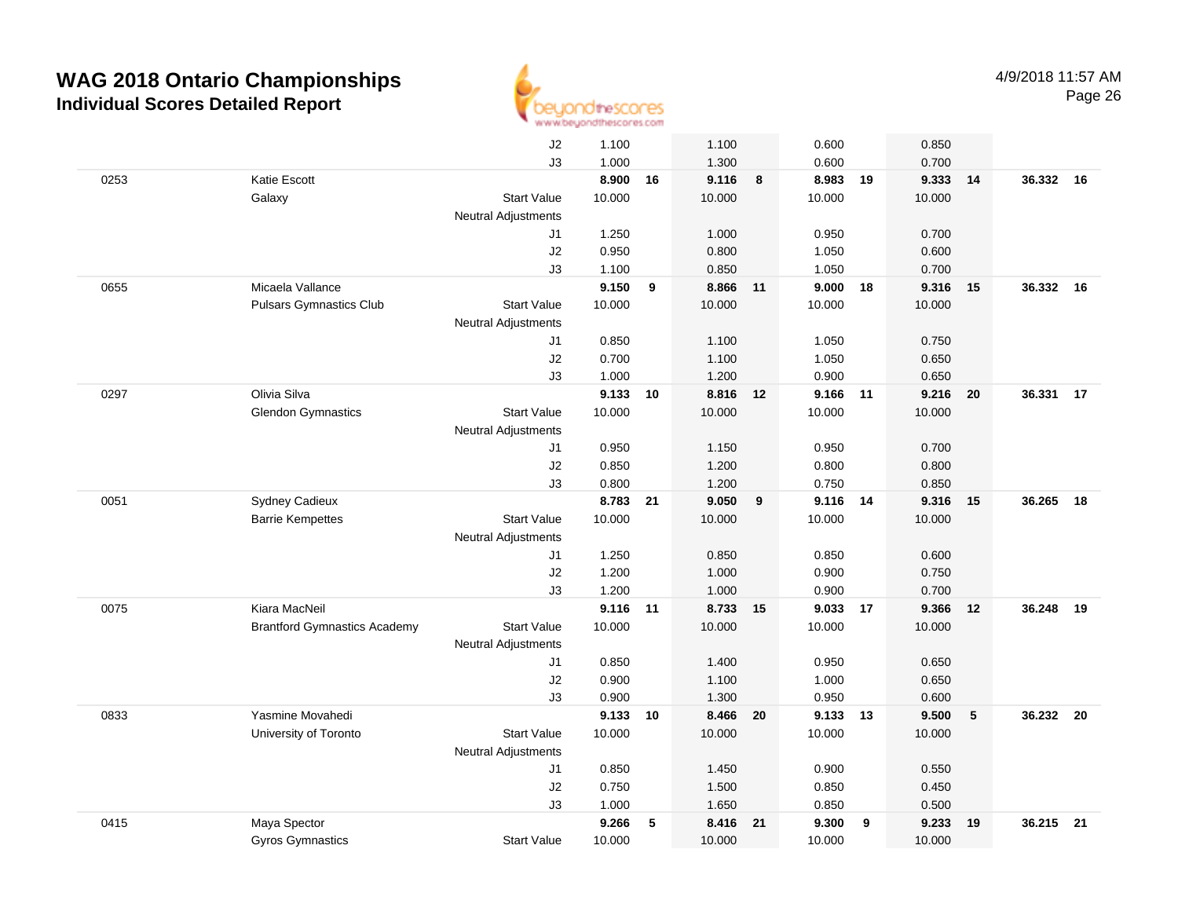# WAG 2018 Ontario Championships

## Individual Scores Detailed Report

4/9/2018 11:57 AM

| # | Name / Club | | Vault | Rank | Bars | Rank | Beam | Rank | Floor | Rank | AA | Rank |
|---|---|---|---|---|---|---|---|---|---|---|---|---|
| | | J2 | 1.100 | | 1.100 | | 0.600 | | 0.850 | | | |
| | | J3 | 1.000 | | 1.300 | | 0.600 | | 0.700 | | | |
| 0253 | Katie Escott | | **8.900** | **16** | **9.116** | **8** | **8.983** | **19** | **9.333** | **14** | **36.332** | **16** |
| | Galaxy | Start Value | 10.000 | | 10.000 | | 10.000 | | 10.000 | | | |
| | | Neutral Adjustments | | | | | | | | | | |
| | | J1 | 1.250 | | 1.000 | | 0.950 | | 0.700 | | | |
| | | J2 | 0.950 | | 0.800 | | 1.050 | | 0.600 | | | |
| | | J3 | 1.100 | | 0.850 | | 1.050 | | 0.700 | | | |
| 0655 | Micaela Vallance | | **9.150** | **9** | **8.866** | **11** | **9.000** | **18** | **9.316** | **15** | **36.332** | **16** |
| | Pulsars Gymnastics Club | Start Value | 10.000 | | 10.000 | | 10.000 | | 10.000 | | | |
| | | Neutral Adjustments | | | | | | | | | | |
| | | J1 | 0.850 | | 1.100 | | 1.050 | | 0.750 | | | |
| | | J2 | 0.700 | | 1.100 | | 1.050 | | 0.650 | | | |
| | | J3 | 1.000 | | 1.200 | | 0.900 | | 0.650 | | | |
| 0297 | Olivia Silva | | **9.133** | **10** | **8.816** | **12** | **9.166** | **11** | **9.216** | **20** | **36.331** | **17** |
| | Glendon Gymnastics | Start Value | 10.000 | | 10.000 | | 10.000 | | 10.000 | | | |
| | | Neutral Adjustments | | | | | | | | | | |
| | | J1 | 0.950 | | 1.150 | | 0.950 | | 0.700 | | | |
| | | J2 | 0.850 | | 1.200 | | 0.800 | | 0.800 | | | |
| | | J3 | 0.800 | | 1.200 | | 0.750 | | 0.850 | | | |
| 0051 | Sydney Cadieux | | **8.783** | **21** | **9.050** | **9** | **9.116** | **14** | **9.316** | **15** | **36.265** | **18** |
| | Barrie Kempettes | Start Value | 10.000 | | 10.000 | | 10.000 | | 10.000 | | | |
| | | Neutral Adjustments | | | | | | | | | | |
| | | J1 | 1.250 | | 0.850 | | 0.850 | | 0.600 | | | |
| | | J2 | 1.200 | | 1.000 | | 0.900 | | 0.750 | | | |
| | | J3 | 1.200 | | 1.000 | | 0.900 | | 0.700 | | | |
| 0075 | Kiara MacNeil | | **9.116** | **11** | **8.733** | **15** | **9.033** | **17** | **9.366** | **12** | **36.248** | **19** |
| | Brantford Gymnastics Academy | Start Value | 10.000 | | 10.000 | | 10.000 | | 10.000 | | | |
| | | Neutral Adjustments | | | | | | | | | | |
| | | J1 | 0.850 | | 1.400 | | 0.950 | | 0.650 | | | |
| | | J2 | 0.900 | | 1.100 | | 1.000 | | 0.650 | | | |
| | | J3 | 0.900 | | 1.300 | | 0.950 | | 0.600 | | | |
| 0833 | Yasmine Movahedi | | **9.133** | **10** | **8.466** | **20** | **9.133** | **13** | **9.500** | **5** | **36.232** | **20** |
| | University of Toronto | Start Value | 10.000 | | 10.000 | | 10.000 | | 10.000 | | | |
| | | Neutral Adjustments | | | | | | | | | | |
| | | J1 | 0.850 | | 1.450 | | 0.900 | | 0.550 | | | |
| | | J2 | 0.750 | | 1.500 | | 0.850 | | 0.450 | | | |
| | | J3 | 1.000 | | 1.650 | | 0.850 | | 0.500 | | | |
| 0415 | Maya Spector | | **9.266** | **5** | **8.416** | **21** | **9.300** | **9** | **9.233** | **19** | **36.215** | **21** |
| | Gyros Gymnastics | Start Value | 10.000 | | 10.000 | | 10.000 | | 10.000 | | | |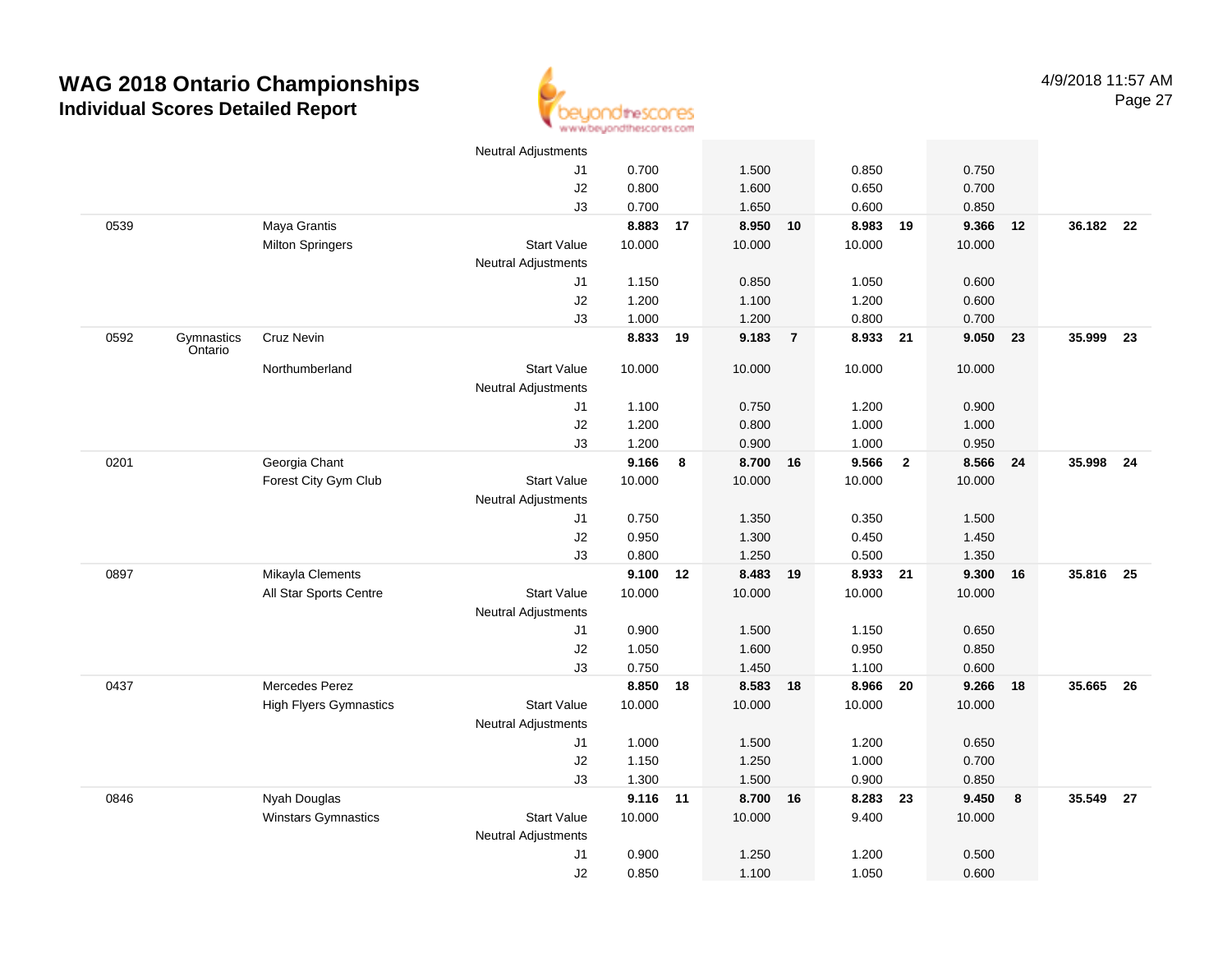# WAG 2018 Ontario Championships

## Individual Scores Detailed Report

4/9/2018 11:57 AM

| | | | | | | | | | | | | | |
|---|---|---|---|---|---|---|---|---|---|---|---|---|---|
| | | | Neutral Adjustments | | | | | | | | | | |
| | | | J1 | 0.700 | | 1.500 | | 0.850 | | 0.750 | | | |
| | | | J2 | 0.800 | | 1.600 | | 0.650 | | 0.700 | | | |
| | | | J3 | 0.700 | | 1.650 | | 0.600 | | 0.850 | | | |
| 0539 | | Maya Grantis | | **8.883** | **17** | **8.950** | **10** | **8.983** | **19** | **9.366** | **12** | **36.182** | **22** |
| | | Milton Springers | Start Value | 10.000 | | 10.000 | | 10.000 | | 10.000 | | | |
| | | | Neutral Adjustments | | | | | | | | | | |
| | | | J1 | 1.150 | | 0.850 | | 1.050 | | 0.600 | | | |
| | | | J2 | 1.200 | | 1.100 | | 1.200 | | 0.600 | | | |
| | | | J3 | 1.000 | | 1.200 | | 0.800 | | 0.700 | | | |
| 0592 | Gymnastics Ontario | Cruz Nevin | | **8.833** | **19** | **9.183** | **7** | **8.933** | **21** | **9.050** | **23** | **35.999** | **23** |
| | | Northumberland | Start Value | 10.000 | | 10.000 | | 10.000 | | 10.000 | | | |
| | | | Neutral Adjustments | | | | | | | | | | |
| | | | J1 | 1.100 | | 0.750 | | 1.200 | | 0.900 | | | |
| | | | J2 | 1.200 | | 0.800 | | 1.000 | | 1.000 | | | |
| | | | J3 | 1.200 | | 0.900 | | 1.000 | | 0.950 | | | |
| 0201 | | Georgia Chant | | **9.166** | **8** | **8.700** | **16** | **9.566** | **2** | **8.566** | **24** | **35.998** | **24** |
| | | Forest City Gym Club | Start Value | 10.000 | | 10.000 | | 10.000 | | 10.000 | | | |
| | | | Neutral Adjustments | | | | | | | | | | |
| | | | J1 | 0.750 | | 1.350 | | 0.350 | | 1.500 | | | |
| | | | J2 | 0.950 | | 1.300 | | 0.450 | | 1.450 | | | |
| | | | J3 | 0.800 | | 1.250 | | 0.500 | | 1.350 | | | |
| 0897 | | Mikayla Clements | | **9.100** | **12** | **8.483** | **19** | **8.933** | **21** | **9.300** | **16** | **35.816** | **25** |
| | | All Star Sports Centre | Start Value | 10.000 | | 10.000 | | 10.000 | | 10.000 | | | |
| | | | Neutral Adjustments | | | | | | | | | | |
| | | | J1 | 0.900 | | 1.500 | | 1.150 | | 0.650 | | | |
| | | | J2 | 1.050 | | 1.600 | | 0.950 | | 0.850 | | | |
| | | | J3 | 0.750 | | 1.450 | | 1.100 | | 0.600 | | | |
| 0437 | | Mercedes Perez | | **8.850** | **18** | **8.583** | **18** | **8.966** | **20** | **9.266** | **18** | **35.665** | **26** |
| | | High Flyers Gymnastics | Start Value | 10.000 | | 10.000 | | 10.000 | | 10.000 | | | |
| | | | Neutral Adjustments | | | | | | | | | | |
| | | | J1 | 1.000 | | 1.500 | | 1.200 | | 0.650 | | | |
| | | | J2 | 1.150 | | 1.250 | | 1.000 | | 0.700 | | | |
| | | | J3 | 1.300 | | 1.500 | | 0.900 | | 0.850 | | | |
| 0846 | | Nyah Douglas | | **9.116** | **11** | **8.700** | **16** | **8.283** | **23** | **9.450** | **8** | **35.549** | **27** |
| | | Winstars Gymnastics | Start Value | 10.000 | | 10.000 | | 9.400 | | 10.000 | | | |
| | | | Neutral Adjustments | | | | | | | | | | |
| | | | J1 | 0.900 | | 1.250 | | 1.200 | | 0.500 | | | |
| | | | J2 | 0.850 | | 1.100 | | 1.050 | | 0.600 | | | |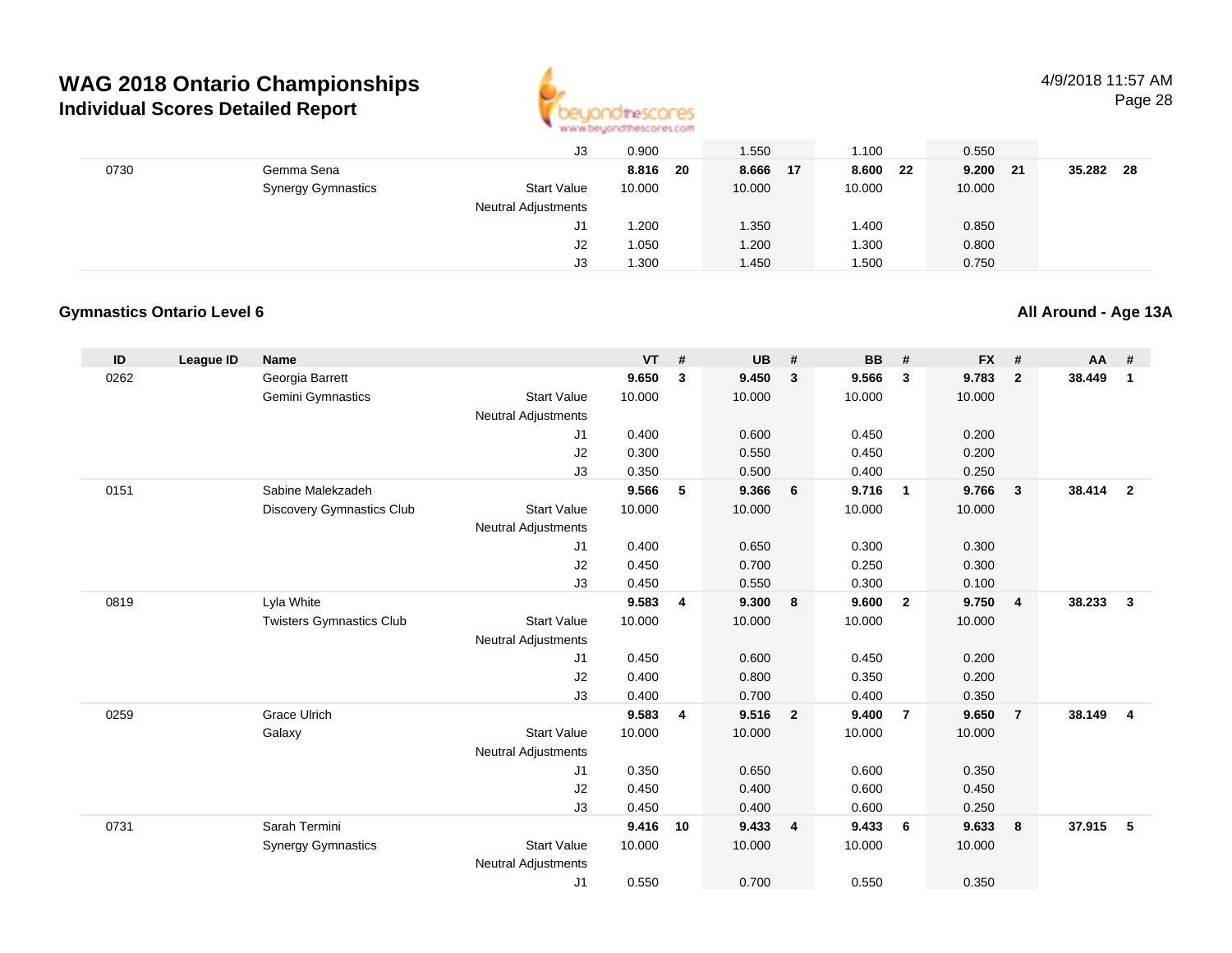# WAG 2018 Ontario Championships

## Individual Scores Detailed Report

| ID | League ID | Name | | VT | # | UB | # | BB | # | FX | # | AA | # |
|---|---|---|---|---|---|---|---|---|---|---|---|---|---|
| | | | J3 | 0.900 | | 1.550 | | 1.100 | | 0.550 | | | |
| 0730 | | Gemma Sena | | **8.816** | **20** | **8.666** | **17** | **8.600** | **22** | **9.200** | **21** | **35.282** | **28** |
| | | Synergy Gymnastics | Start Value | 10.000 | | 10.000 | | 10.000 | | 10.000 | | | |
| | | | Neutral Adjustments | | | | | | | | | | |
| | | | J1 | 1.200 | | 1.350 | | 1.400 | | 0.850 | | | |
| | | | J2 | 1.050 | | 1.200 | | 1.300 | | 0.800 | | | |
| | | | J3 | 1.300 | | 1.450 | | 1.500 | | 0.750 | | | |

### Gymnastics Ontario Level 6

**All Around - Age 13A**

| ID | League ID | Name | | VT | # | UB | # | BB | # | FX | # | AA | # |
|---|---|---|---|---|---|---|---|---|---|---|---|---|---|
| 0262 | | Georgia Barrett | | **9.650** | **3** | **9.450** | **3** | **9.566** | **3** | **9.783** | **2** | **38.449** | **1** |
| | | Gemini Gymnastics | Start Value | 10.000 | | 10.000 | | 10.000 | | 10.000 | | | |
| | | | Neutral Adjustments | | | | | | | | | | |
| | | | J1 | 0.400 | | 0.600 | | 0.450 | | 0.200 | | | |
| | | | J2 | 0.300 | | 0.550 | | 0.450 | | 0.200 | | | |
| | | | J3 | 0.350 | | 0.500 | | 0.400 | | 0.250 | | | |
| 0151 | | Sabine Malekzadeh | | **9.566** | **5** | **9.366** | **6** | **9.716** | **1** | **9.766** | **3** | **38.414** | **2** |
| | | Discovery Gymnastics Club | Start Value | 10.000 | | 10.000 | | 10.000 | | 10.000 | | | |
| | | | Neutral Adjustments | | | | | | | | | | |
| | | | J1 | 0.400 | | 0.650 | | 0.300 | | 0.300 | | | |
| | | | J2 | 0.450 | | 0.700 | | 0.250 | | 0.300 | | | |
| | | | J3 | 0.450 | | 0.550 | | 0.300 | | 0.100 | | | |
| 0819 | | Lyla White | | **9.583** | **4** | **9.300** | **8** | **9.600** | **2** | **9.750** | **4** | **38.233** | **3** |
| | | Twisters Gymnastics Club | Start Value | 10.000 | | 10.000 | | 10.000 | | 10.000 | | | |
| | | | Neutral Adjustments | | | | | | | | | | |
| | | | J1 | 0.450 | | 0.600 | | 0.450 | | 0.200 | | | |
| | | | J2 | 0.400 | | 0.800 | | 0.350 | | 0.200 | | | |
| | | | J3 | 0.400 | | 0.700 | | 0.400 | | 0.350 | | | |
| 0259 | | Grace Ulrich | | **9.583** | **4** | **9.516** | **2** | **9.400** | **7** | **9.650** | **7** | **38.149** | **4** |
| | | Galaxy | Start Value | 10.000 | | 10.000 | | 10.000 | | 10.000 | | | |
| | | | Neutral Adjustments | | | | | | | | | | |
| | | | J1 | 0.350 | | 0.650 | | 0.600 | | 0.350 | | | |
| | | | J2 | 0.450 | | 0.400 | | 0.600 | | 0.450 | | | |
| | | | J3 | 0.450 | | 0.400 | | 0.600 | | 0.250 | | | |
| 0731 | | Sarah Termini | | **9.416** | **10** | **9.433** | **4** | **9.433** | **6** | **9.633** | **8** | **37.915** | **5** |
| | | Synergy Gymnastics | Start Value | 10.000 | | 10.000 | | 10.000 | | 10.000 | | | |
| | | | Neutral Adjustments | | | | | | | | | | |
| | | | J1 | 0.550 | | 0.700 | | 0.550 | | 0.350 | | | |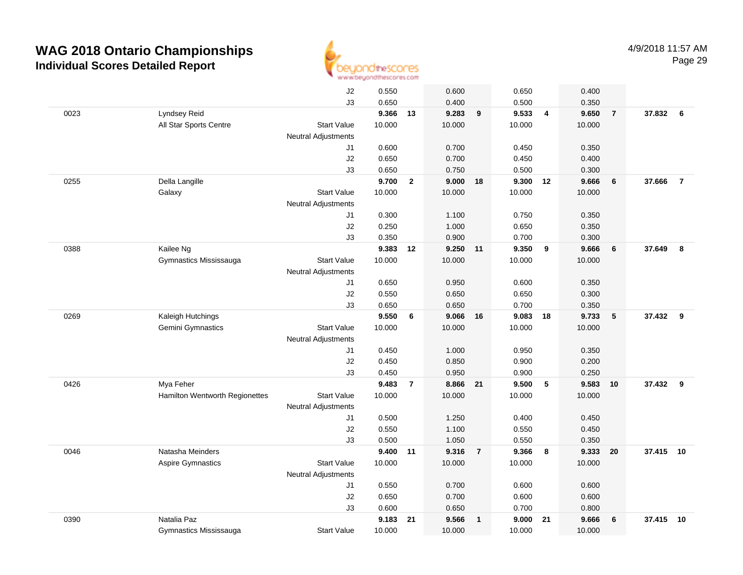# WAG 2018 Ontario Championships

## Individual Scores Detailed Report

4/9/2018 11:57 AM

| | | | | | | | | | | | | |
|---|---|---|---|---|---|---|---|---|---|---|---|---|
| | | J2 | 0.550 | | 0.600 | | 0.650 | | 0.400 | | | |
| | | J3 | 0.650 | | 0.400 | | 0.500 | | 0.350 | | | |
| 0023 | Lyndsey Reid | | **9.366** | **13** | **9.283** | **9** | **9.533** | **4** | **9.650** | **7** | **37.832** | **6** |
| | All Star Sports Centre | Start Value | 10.000 | | 10.000 | | 10.000 | | 10.000 | | | |
| | | Neutral Adjustments | | | | | | | | | | |
| | | J1 | 0.600 | | 0.700 | | 0.450 | | 0.350 | | | |
| | | J2 | 0.650 | | 0.700 | | 0.450 | | 0.400 | | | |
| | | J3 | 0.650 | | 0.750 | | 0.500 | | 0.300 | | | |
| 0255 | Della Langille | | **9.700** | **2** | **9.000** | **18** | **9.300** | **12** | **9.666** | **6** | **37.666** | **7** |
| | Galaxy | Start Value | 10.000 | | 10.000 | | 10.000 | | 10.000 | | | |
| | | Neutral Adjustments | | | | | | | | | | |
| | | J1 | 0.300 | | 1.100 | | 0.750 | | 0.350 | | | |
| | | J2 | 0.250 | | 1.000 | | 0.650 | | 0.350 | | | |
| | | J3 | 0.350 | | 0.900 | | 0.700 | | 0.300 | | | |
| 0388 | Kailee Ng | | **9.383** | **12** | **9.250** | **11** | **9.350** | **9** | **9.666** | **6** | **37.649** | **8** |
| | Gymnastics Mississauga | Start Value | 10.000 | | 10.000 | | 10.000 | | 10.000 | | | |
| | | Neutral Adjustments | | | | | | | | | | |
| | | J1 | 0.650 | | 0.950 | | 0.600 | | 0.350 | | | |
| | | J2 | 0.550 | | 0.650 | | 0.650 | | 0.300 | | | |
| | | J3 | 0.650 | | 0.650 | | 0.700 | | 0.350 | | | |
| 0269 | Kaleigh Hutchings | | **9.550** | **6** | **9.066** | **16** | **9.083** | **18** | **9.733** | **5** | **37.432** | **9** |
| | Gemini Gymnastics | Start Value | 10.000 | | 10.000 | | 10.000 | | 10.000 | | | |
| | | Neutral Adjustments | | | | | | | | | | |
| | | J1 | 0.450 | | 1.000 | | 0.950 | | 0.350 | | | |
| | | J2 | 0.450 | | 0.850 | | 0.900 | | 0.200 | | | |
| | | J3 | 0.450 | | 0.950 | | 0.900 | | 0.250 | | | |
| 0426 | Mya Feher | | **9.483** | **7** | **8.866** | **21** | **9.500** | **5** | **9.583** | **10** | **37.432** | **9** |
| | Hamilton Wentworth Regionettes | Start Value | 10.000 | | 10.000 | | 10.000 | | 10.000 | | | |
| | | Neutral Adjustments | | | | | | | | | | |
| | | J1 | 0.500 | | 1.250 | | 0.400 | | 0.450 | | | |
| | | J2 | 0.550 | | 1.100 | | 0.550 | | 0.450 | | | |
| | | J3 | 0.500 | | 1.050 | | 0.550 | | 0.350 | | | |
| 0046 | Natasha Meinders | | **9.400** | **11** | **9.316** | **7** | **9.366** | **8** | **9.333** | **20** | **37.415** | **10** |
| | Aspire Gymnastics | Start Value | 10.000 | | 10.000 | | 10.000 | | 10.000 | | | |
| | | Neutral Adjustments | | | | | | | | | | |
| | | J1 | 0.550 | | 0.700 | | 0.600 | | 0.600 | | | |
| | | J2 | 0.650 | | 0.700 | | 0.600 | | 0.600 | | | |
| | | J3 | 0.600 | | 0.650 | | 0.700 | | 0.800 | | | |
| 0390 | Natalia Paz | | **9.183** | **21** | **9.566** | **1** | **9.000** | **21** | **9.666** | **6** | **37.415** | **10** |
| | Gymnastics Mississauga | Start Value | 10.000 | | 10.000 | | 10.000 | | 10.000 | | | |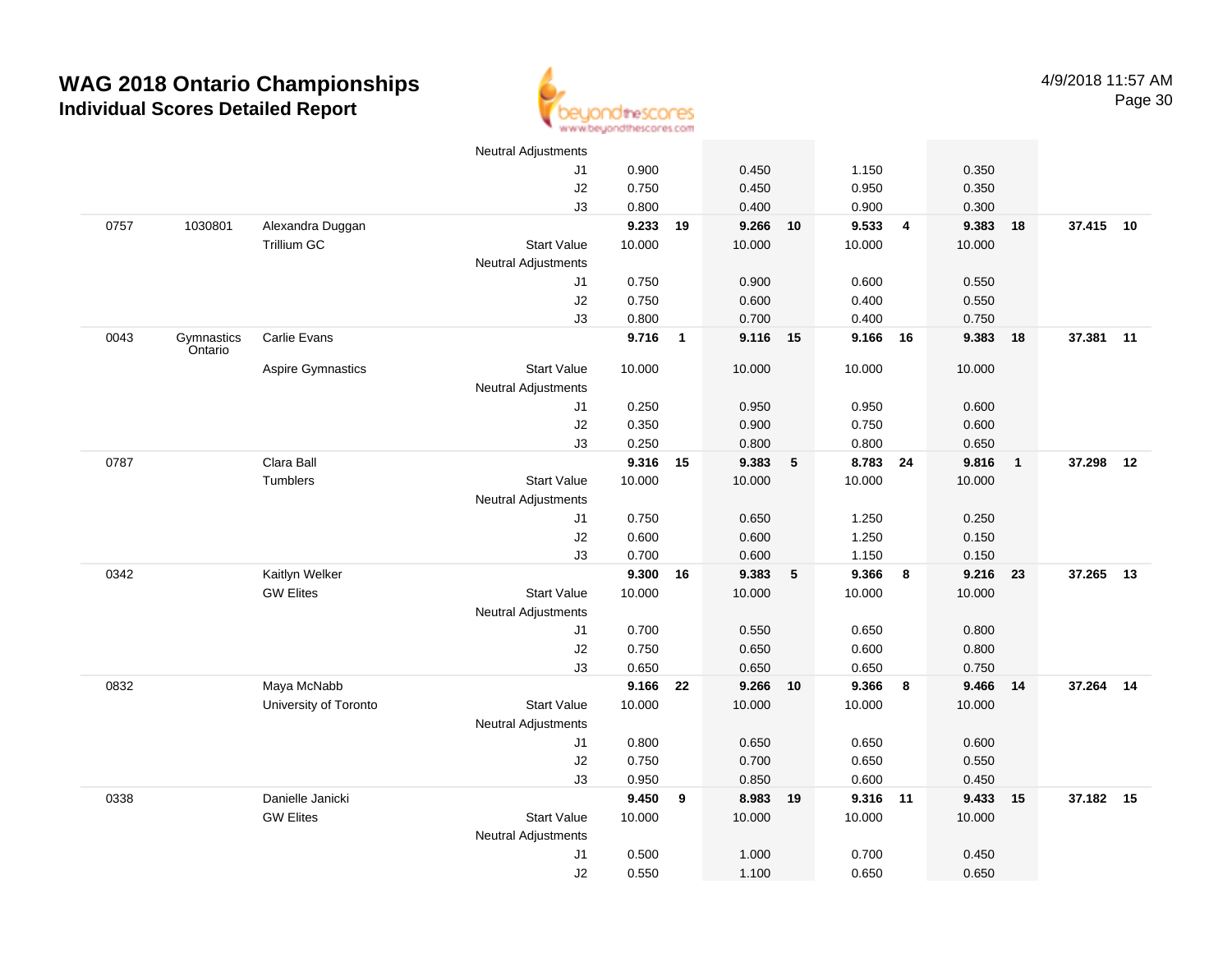# WAG 2018 Ontario Championships
## Individual Scores Detailed Report

4/9/2018 11:57 AM

| | | | | | | | | | | | | | |
|---|---|---|---|---|---|---|---|---|---|---|---|---|---|
| | | | Neutral Adjustments | | | | | | | | | | |
| | | | J1 | 0.900 | | 0.450 | | 1.150 | | 0.350 | | | |
| | | | J2 | 0.750 | | 0.450 | | 0.950 | | 0.350 | | | |
| | | | J3 | 0.800 | | 0.400 | | 0.900 | | 0.300 | | | |
| 0757 | 1030801 | Alexandra Duggan | | **9.233** | **19** | **9.266** | **10** | **9.533** | **4** | **9.383** | **18** | **37.415** | **10** |
| | | Trillium GC | Start Value | 10.000 | | 10.000 | | 10.000 | | 10.000 | | | |
| | | | Neutral Adjustments | | | | | | | | | | |
| | | | J1 | 0.750 | | 0.900 | | 0.600 | | 0.550 | | | |
| | | | J2 | 0.750 | | 0.600 | | 0.400 | | 0.550 | | | |
| | | | J3 | 0.800 | | 0.700 | | 0.400 | | 0.750 | | | |
| 0043 | Gymnastics Ontario | Carlie Evans | | **9.716** | **1** | **9.116** | **15** | **9.166** | **16** | **9.383** | **18** | **37.381** | **11** |
| | | Aspire Gymnastics | Start Value | 10.000 | | 10.000 | | 10.000 | | 10.000 | | | |
| | | | Neutral Adjustments | | | | | | | | | | |
| | | | J1 | 0.250 | | 0.950 | | 0.950 | | 0.600 | | | |
| | | | J2 | 0.350 | | 0.900 | | 0.750 | | 0.600 | | | |
| | | | J3 | 0.250 | | 0.800 | | 0.800 | | 0.650 | | | |
| 0787 | | Clara Ball | | **9.316** | **15** | **9.383** | **5** | **8.783** | **24** | **9.816** | **1** | **37.298** | **12** |
| | | Tumblers | Start Value | 10.000 | | 10.000 | | 10.000 | | 10.000 | | | |
| | | | Neutral Adjustments | | | | | | | | | | |
| | | | J1 | 0.750 | | 0.650 | | 1.250 | | 0.250 | | | |
| | | | J2 | 0.600 | | 0.600 | | 1.250 | | 0.150 | | | |
| | | | J3 | 0.700 | | 0.600 | | 1.150 | | 0.150 | | | |
| 0342 | | Kaitlyn Welker | | **9.300** | **16** | **9.383** | **5** | **9.366** | **8** | **9.216** | **23** | **37.265** | **13** |
| | | GW Elites | Start Value | 10.000 | | 10.000 | | 10.000 | | 10.000 | | | |
| | | | Neutral Adjustments | | | | | | | | | | |
| | | | J1 | 0.700 | | 0.550 | | 0.650 | | 0.800 | | | |
| | | | J2 | 0.750 | | 0.650 | | 0.600 | | 0.800 | | | |
| | | | J3 | 0.650 | | 0.650 | | 0.650 | | 0.750 | | | |
| 0832 | | Maya McNabb | | **9.166** | **22** | **9.266** | **10** | **9.366** | **8** | **9.466** | **14** | **37.264** | **14** |
| | | University of Toronto | Start Value | 10.000 | | 10.000 | | 10.000 | | 10.000 | | | |
| | | | Neutral Adjustments | | | | | | | | | | |
| | | | J1 | 0.800 | | 0.650 | | 0.650 | | 0.600 | | | |
| | | | J2 | 0.750 | | 0.700 | | 0.650 | | 0.550 | | | |
| | | | J3 | 0.950 | | 0.850 | | 0.600 | | 0.450 | | | |
| 0338 | | Danielle Janicki | | **9.450** | **9** | **8.983** | **19** | **9.316** | **11** | **9.433** | **15** | **37.182** | **15** |
| | | GW Elites | Start Value | 10.000 | | 10.000 | | 10.000 | | 10.000 | | | |
| | | | Neutral Adjustments | | | | | | | | | | |
| | | | J1 | 0.500 | | 1.000 | | 0.700 | | 0.450 | | | |
| | | | J2 | 0.550 | | 1.100 | | 0.650 | | 0.650 | | | |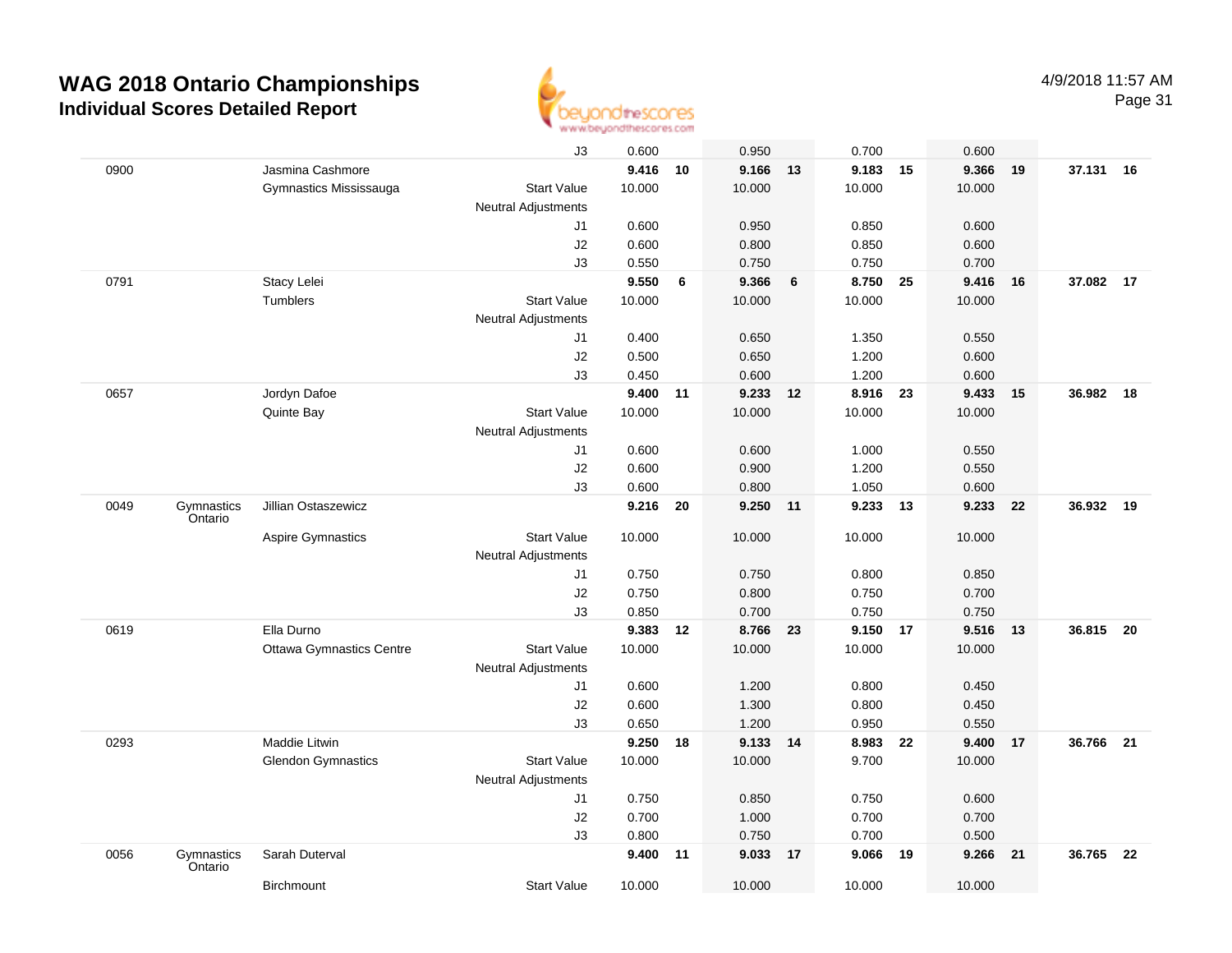# WAG 2018 Ontario Championships

## Individual Scores Detailed Report

4/9/2018 11:57 AM

| | | | | | | | | | | | | | |
|---|---|---|---|---|---|---|---|---|---|---|---|---|---|
| | | | J3 | 0.600 | | 0.950 | | 0.700 | | 0.600 | | | |
| 0900 | | Jasmina Cashmore | | **9.416** | **10** | **9.166** | **13** | **9.183** | **15** | **9.366** | **19** | **37.131** | **16** |
| | | Gymnastics Mississauga | Start Value | 10.000 | | 10.000 | | 10.000 | | 10.000 | | | |
| | | | Neutral Adjustments | | | | | | | | | | |
| | | | J1 | 0.600 | | 0.950 | | 0.850 | | 0.600 | | | |
| | | | J2 | 0.600 | | 0.800 | | 0.850 | | 0.600 | | | |
| | | | J3 | 0.550 | | 0.750 | | 0.750 | | 0.700 | | | |
| 0791 | | Stacy Lelei | | **9.550** | **6** | **9.366** | **6** | **8.750** | **25** | **9.416** | **16** | **37.082** | **17** |
| | | Tumblers | Start Value | 10.000 | | 10.000 | | 10.000 | | 10.000 | | | |
| | | | Neutral Adjustments | | | | | | | | | | |
| | | | J1 | 0.400 | | 0.650 | | 1.350 | | 0.550 | | | |
| | | | J2 | 0.500 | | 0.650 | | 1.200 | | 0.600 | | | |
| | | | J3 | 0.450 | | 0.600 | | 1.200 | | 0.600 | | | |
| 0657 | | Jordyn Dafoe | | **9.400** | **11** | **9.233** | **12** | **8.916** | **23** | **9.433** | **15** | **36.982** | **18** |
| | | Quinte Bay | Start Value | 10.000 | | 10.000 | | 10.000 | | 10.000 | | | |
| | | | Neutral Adjustments | | | | | | | | | | |
| | | | J1 | 0.600 | | 0.600 | | 1.000 | | 0.550 | | | |
| | | | J2 | 0.600 | | 0.900 | | 1.200 | | 0.550 | | | |
| | | | J3 | 0.600 | | 0.800 | | 1.050 | | 0.600 | | | |
| 0049 | Gymnastics Ontario | Jillian Ostaszewicz | | **9.216** | **20** | **9.250** | **11** | **9.233** | **13** | **9.233** | **22** | **36.932** | **19** |
| | | Aspire Gymnastics | Start Value | 10.000 | | 10.000 | | 10.000 | | 10.000 | | | |
| | | | Neutral Adjustments | | | | | | | | | | |
| | | | J1 | 0.750 | | 0.750 | | 0.800 | | 0.850 | | | |
| | | | J2 | 0.750 | | 0.800 | | 0.750 | | 0.700 | | | |
| | | | J3 | 0.850 | | 0.700 | | 0.750 | | 0.750 | | | |
| 0619 | | Ella Durno | | **9.383** | **12** | **8.766** | **23** | **9.150** | **17** | **9.516** | **13** | **36.815** | **20** |
| | | Ottawa Gymnastics Centre | Start Value | 10.000 | | 10.000 | | 10.000 | | 10.000 | | | |
| | | | Neutral Adjustments | | | | | | | | | | |
| | | | J1 | 0.600 | | 1.200 | | 0.800 | | 0.450 | | | |
| | | | J2 | 0.600 | | 1.300 | | 0.800 | | 0.450 | | | |
| | | | J3 | 0.650 | | 1.200 | | 0.950 | | 0.550 | | | |
| 0293 | | Maddie Litwin | | **9.250** | **18** | **9.133** | **14** | **8.983** | **22** | **9.400** | **17** | **36.766** | **21** |
| | | Glendon Gymnastics | Start Value | 10.000 | | 10.000 | | 9.700 | | 10.000 | | | |
| | | | Neutral Adjustments | | | | | | | | | | |
| | | | J1 | 0.750 | | 0.850 | | 0.750 | | 0.600 | | | |
| | | | J2 | 0.700 | | 1.000 | | 0.700 | | 0.700 | | | |
| | | | J3 | 0.800 | | 0.750 | | 0.700 | | 0.500 | | | |
| 0056 | Gymnastics Ontario | Sarah Duterval | | **9.400** | **11** | **9.033** | **17** | **9.066** | **19** | **9.266** | **21** | **36.765** | **22** |
| | | Birchmount | Start Value | 10.000 | | 10.000 | | 10.000 | | 10.000 | | | |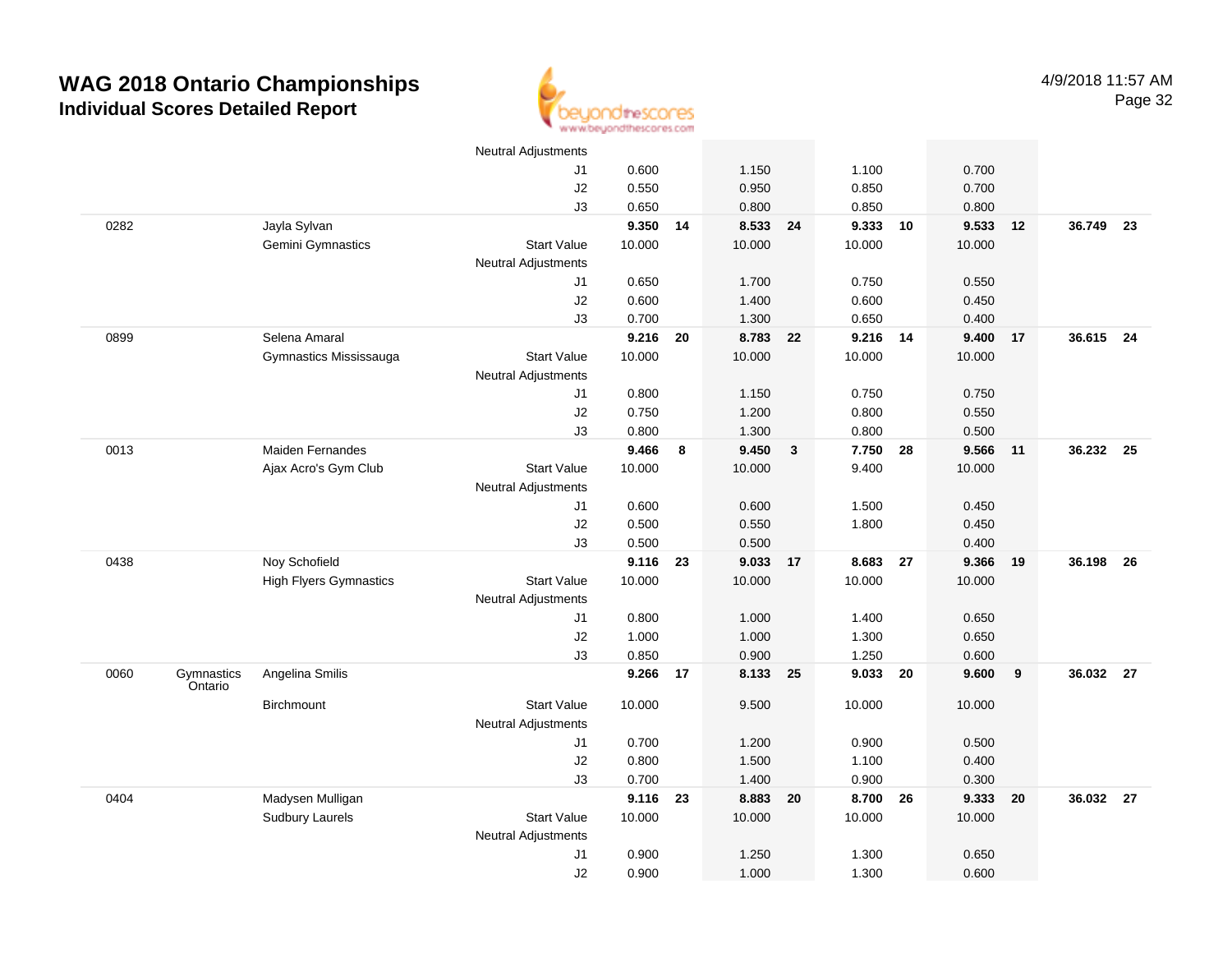# WAG 2018 Ontario Championships
## Individual Scores Detailed Report

4/9/2018 11:57 AM

| # | Region | Name / Club | | Vault | Rank | Bars | Rank | Beam | Rank | Floor | Rank | AA | Rank |
|---|---|---|---|---|---|---|---|---|---|---|---|---|---|
| | | | Neutral Adjustments | | | | | | | | | | |
| | | | J1 | 0.600 | | 1.150 | | 1.100 | | 0.700 | | | |
| | | | J2 | 0.550 | | 0.950 | | 0.850 | | 0.700 | | | |
| | | | J3 | 0.650 | | 0.800 | | 0.850 | | 0.800 | | | |
| 0282 | | Jayla Sylvan | | **9.350** | **14** | **8.533** | **24** | **9.333** | **10** | **9.533** | **12** | **36.749** | **23** |
| | | Gemini Gymnastics | Start Value | 10.000 | | 10.000 | | 10.000 | | 10.000 | | | |
| | | | Neutral Adjustments | | | | | | | | | | |
| | | | J1 | 0.650 | | 1.700 | | 0.750 | | 0.550 | | | |
| | | | J2 | 0.600 | | 1.400 | | 0.600 | | 0.450 | | | |
| | | | J3 | 0.700 | | 1.300 | | 0.650 | | 0.400 | | | |
| 0899 | | Selena Amaral | | **9.216** | **20** | **8.783** | **22** | **9.216** | **14** | **9.400** | **17** | **36.615** | **24** |
| | | Gymnastics Mississauga | Start Value | 10.000 | | 10.000 | | 10.000 | | 10.000 | | | |
| | | | Neutral Adjustments | | | | | | | | | | |
| | | | J1 | 0.800 | | 1.150 | | 0.750 | | 0.750 | | | |
| | | | J2 | 0.750 | | 1.200 | | 0.800 | | 0.550 | | | |
| | | | J3 | 0.800 | | 1.300 | | 0.800 | | 0.500 | | | |
| 0013 | | Maiden Fernandes | | **9.466** | **8** | **9.450** | **3** | **7.750** | **28** | **9.566** | **11** | **36.232** | **25** |
| | | Ajax Acro's Gym Club | Start Value | 10.000 | | 10.000 | | 9.400 | | 10.000 | | | |
| | | | Neutral Adjustments | | | | | | | | | | |
| | | | J1 | 0.600 | | 0.600 | | 1.500 | | 0.450 | | | |
| | | | J2 | 0.500 | | 0.550 | | 1.800 | | 0.450 | | | |
| | | | J3 | 0.500 | | 0.500 | | | | 0.400 | | | |
| 0438 | | Noy Schofield | | **9.116** | **23** | **9.033** | **17** | **8.683** | **27** | **9.366** | **19** | **36.198** | **26** |
| | | High Flyers Gymnastics | Start Value | 10.000 | | 10.000 | | 10.000 | | 10.000 | | | |
| | | | Neutral Adjustments | | | | | | | | | | |
| | | | J1 | 0.800 | | 1.000 | | 1.400 | | 0.650 | | | |
| | | | J2 | 1.000 | | 1.000 | | 1.300 | | 0.650 | | | |
| | | | J3 | 0.850 | | 0.900 | | 1.250 | | 0.600 | | | |
| 0060 | Gymnastics Ontario | Angelina Smilis | | **9.266** | **17** | **8.133** | **25** | **9.033** | **20** | **9.600** | **9** | **36.032** | **27** |
| | | Birchmount | Start Value | 10.000 | | 9.500 | | 10.000 | | 10.000 | | | |
| | | | Neutral Adjustments | | | | | | | | | | |
| | | | J1 | 0.700 | | 1.200 | | 0.900 | | 0.500 | | | |
| | | | J2 | 0.800 | | 1.500 | | 1.100 | | 0.400 | | | |
| | | | J3 | 0.700 | | 1.400 | | 0.900 | | 0.300 | | | |
| 0404 | | Madysen Mulligan | | **9.116** | **23** | **8.883** | **20** | **8.700** | **26** | **9.333** | **20** | **36.032** | **27** |
| | | Sudbury Laurels | Start Value | 10.000 | | 10.000 | | 10.000 | | 10.000 | | | |
| | | | Neutral Adjustments | | | | | | | | | | |
| | | | J1 | 0.900 | | 1.250 | | 1.300 | | 0.650 | | | |
| | | | J2 | 0.900 | | 1.000 | | 1.300 | | 0.600 | | | |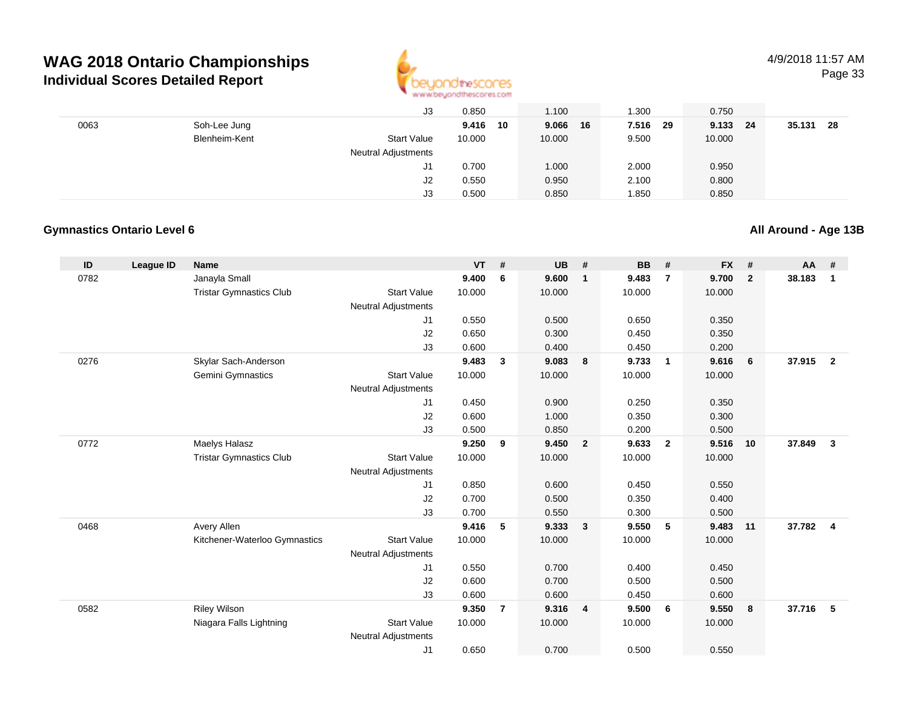# WAG 2018 Ontario Championships

## Individual Scores Detailed Report

4/9/2018 11:57 AM

| ID | League ID | Name | | VT | # | UB | # | BB | # | FX | # | AA | # |
|---|---|---|---|---|---|---|---|---|---|---|---|---|---|
| | | | J3 | 0.850 | | 1.100 | | 1.300 | | 0.750 | | | |
| 0063 | | Soh-Lee Jung | | 9.416 | 10 | 9.066 | 16 | 7.516 | 29 | 9.133 | 24 | 35.131 | 28 |
| | | Blenheim-Kent | Start Value | 10.000 | | 10.000 | | 9.500 | | 10.000 | | | |
| | | | Neutral Adjustments | | | | | | | | | | |
| | | | J1 | 0.700 | | 1.000 | | 2.000 | | 0.950 | | | |
| | | | J2 | 0.550 | | 0.950 | | 2.100 | | 0.800 | | | |
| | | | J3 | 0.500 | | 0.850 | | 1.850 | | 0.850 | | | |

### Gymnastics Ontario Level 6

### All Around - Age 13B

| ID | League ID | Name | | VT | # | UB | # | BB | # | FX | # | AA | # |
|---|---|---|---|---|---|---|---|---|---|---|---|---|---|
| 0782 | | Janayla Small | | 9.400 | 6 | 9.600 | 1 | 9.483 | 7 | 9.700 | 2 | 38.183 | 1 |
| | | Tristar Gymnastics Club | Start Value | 10.000 | | 10.000 | | 10.000 | | 10.000 | | | |
| | | | Neutral Adjustments | | | | | | | | | | |
| | | | J1 | 0.550 | | 0.500 | | 0.650 | | 0.350 | | | |
| | | | J2 | 0.650 | | 0.300 | | 0.450 | | 0.350 | | | |
| | | | J3 | 0.600 | | 0.400 | | 0.450 | | 0.200 | | | |
| 0276 | | Skylar Sach-Anderson | | 9.483 | 3 | 9.083 | 8 | 9.733 | 1 | 9.616 | 6 | 37.915 | 2 |
| | | Gemini Gymnastics | Start Value | 10.000 | | 10.000 | | 10.000 | | 10.000 | | | |
| | | | Neutral Adjustments | | | | | | | | | | |
| | | | J1 | 0.450 | | 0.900 | | 0.250 | | 0.350 | | | |
| | | | J2 | 0.600 | | 1.000 | | 0.350 | | 0.300 | | | |
| | | | J3 | 0.500 | | 0.850 | | 0.200 | | 0.500 | | | |
| 0772 | | Maelys Halasz | | 9.250 | 9 | 9.450 | 2 | 9.633 | 2 | 9.516 | 10 | 37.849 | 3 |
| | | Tristar Gymnastics Club | Start Value | 10.000 | | 10.000 | | 10.000 | | 10.000 | | | |
| | | | Neutral Adjustments | | | | | | | | | | |
| | | | J1 | 0.850 | | 0.600 | | 0.450 | | 0.550 | | | |
| | | | J2 | 0.700 | | 0.500 | | 0.350 | | 0.400 | | | |
| | | | J3 | 0.700 | | 0.550 | | 0.300 | | 0.500 | | | |
| 0468 | | Avery Allen | | 9.416 | 5 | 9.333 | 3 | 9.550 | 5 | 9.483 | 11 | 37.782 | 4 |
| | | Kitchener-Waterloo Gymnastics | Start Value | 10.000 | | 10.000 | | 10.000 | | 10.000 | | | |
| | | | Neutral Adjustments | | | | | | | | | | |
| | | | J1 | 0.550 | | 0.700 | | 0.400 | | 0.450 | | | |
| | | | J2 | 0.600 | | 0.700 | | 0.500 | | 0.500 | | | |
| | | | J3 | 0.600 | | 0.600 | | 0.450 | | 0.600 | | | |
| 0582 | | Riley Wilson | | 9.350 | 7 | 9.316 | 4 | 9.500 | 6 | 9.550 | 8 | 37.716 | 5 |
| | | Niagara Falls Lightning | Start Value | 10.000 | | 10.000 | | 10.000 | | 10.000 | | | |
| | | | Neutral Adjustments | | | | | | | | | | |
| | | | J1 | 0.650 | | 0.700 | | 0.500 | | 0.550 | | | |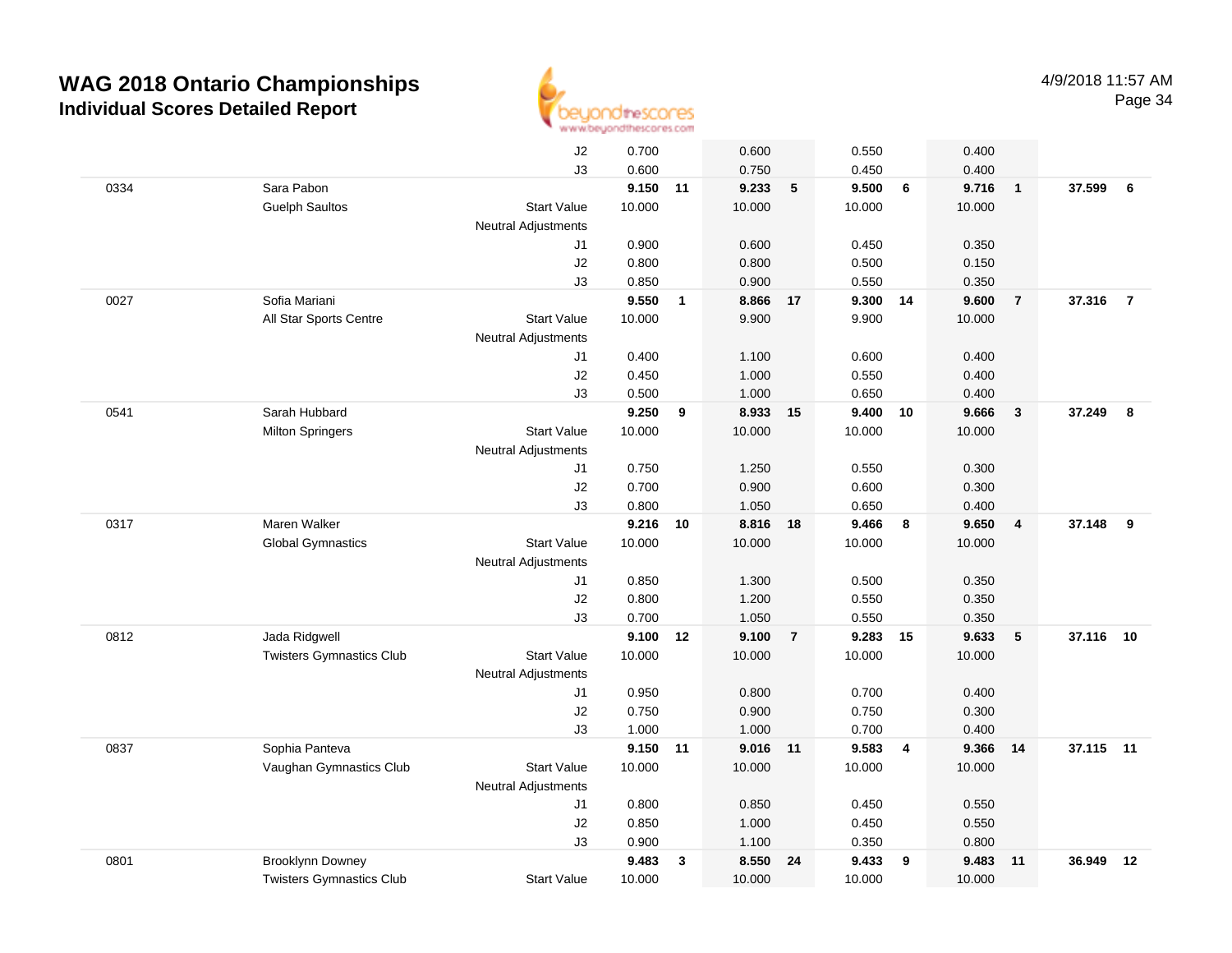# WAG 2018 Ontario Championships

## Individual Scores Detailed Report

4/9/2018 11:57 AM

| # | Name / Club | | Vault | Rank | Bars | Rank | Beam | Rank | Floor | Rank | AA | Rank |
|---|---|---|---|---|---|---|---|---|---|---|---|---|
| | | J2 | 0.700 | | 0.600 | | 0.550 | | 0.400 | | | |
| | | J3 | 0.600 | | 0.750 | | 0.450 | | 0.400 | | | |
| 0334 | Sara Pabon | | **9.150** | **11** | **9.233** | **5** | **9.500** | **6** | **9.716** | **1** | **37.599** | **6** |
| | Guelph Saultos | Start Value | 10.000 | | 10.000 | | 10.000 | | 10.000 | | | |
| | | Neutral Adjustments | | | | | | | | | | |
| | | J1 | 0.900 | | 0.600 | | 0.450 | | 0.350 | | | |
| | | J2 | 0.800 | | 0.800 | | 0.500 | | 0.150 | | | |
| | | J3 | 0.850 | | 0.900 | | 0.550 | | 0.350 | | | |
| 0027 | Sofia Mariani | | **9.550** | **1** | **8.866** | **17** | **9.300** | **14** | **9.600** | **7** | **37.316** | **7** |
| | All Star Sports Centre | Start Value | 10.000 | | 9.900 | | 9.900 | | 10.000 | | | |
| | | Neutral Adjustments | | | | | | | | | | |
| | | J1 | 0.400 | | 1.100 | | 0.600 | | 0.400 | | | |
| | | J2 | 0.450 | | 1.000 | | 0.550 | | 0.400 | | | |
| | | J3 | 0.500 | | 1.000 | | 0.650 | | 0.400 | | | |
| 0541 | Sarah Hubbard | | **9.250** | **9** | **8.933** | **15** | **9.400** | **10** | **9.666** | **3** | **37.249** | **8** |
| | Milton Springers | Start Value | 10.000 | | 10.000 | | 10.000 | | 10.000 | | | |
| | | Neutral Adjustments | | | | | | | | | | |
| | | J1 | 0.750 | | 1.250 | | 0.550 | | 0.300 | | | |
| | | J2 | 0.700 | | 0.900 | | 0.600 | | 0.300 | | | |
| | | J3 | 0.800 | | 1.050 | | 0.650 | | 0.400 | | | |
| 0317 | Maren Walker | | **9.216** | **10** | **8.816** | **18** | **9.466** | **8** | **9.650** | **4** | **37.148** | **9** |
| | Global Gymnastics | Start Value | 10.000 | | 10.000 | | 10.000 | | 10.000 | | | |
| | | Neutral Adjustments | | | | | | | | | | |
| | | J1 | 0.850 | | 1.300 | | 0.500 | | 0.350 | | | |
| | | J2 | 0.800 | | 1.200 | | 0.550 | | 0.350 | | | |
| | | J3 | 0.700 | | 1.050 | | 0.550 | | 0.350 | | | |
| 0812 | Jada Ridgwell | | **9.100** | **12** | **9.100** | **7** | **9.283** | **15** | **9.633** | **5** | **37.116** | **10** |
| | Twisters Gymnastics Club | Start Value | 10.000 | | 10.000 | | 10.000 | | 10.000 | | | |
| | | Neutral Adjustments | | | | | | | | | | |
| | | J1 | 0.950 | | 0.800 | | 0.700 | | 0.400 | | | |
| | | J2 | 0.750 | | 0.900 | | 0.750 | | 0.300 | | | |
| | | J3 | 1.000 | | 1.000 | | 0.700 | | 0.400 | | | |
| 0837 | Sophia Panteva | | **9.150** | **11** | **9.016** | **11** | **9.583** | **4** | **9.366** | **14** | **37.115** | **11** |
| | Vaughan Gymnastics Club | Start Value | 10.000 | | 10.000 | | 10.000 | | 10.000 | | | |
| | | Neutral Adjustments | | | | | | | | | | |
| | | J1 | 0.800 | | 0.850 | | 0.450 | | 0.550 | | | |
| | | J2 | 0.850 | | 1.000 | | 0.450 | | 0.550 | | | |
| | | J3 | 0.900 | | 1.100 | | 0.350 | | 0.800 | | | |
| 0801 | Brooklynn Downey | | **9.483** | **3** | **8.550** | **24** | **9.433** | **9** | **9.483** | **11** | **36.949** | **12** |
| | Twisters Gymnastics Club | Start Value | 10.000 | | 10.000 | | 10.000 | | 10.000 | | | |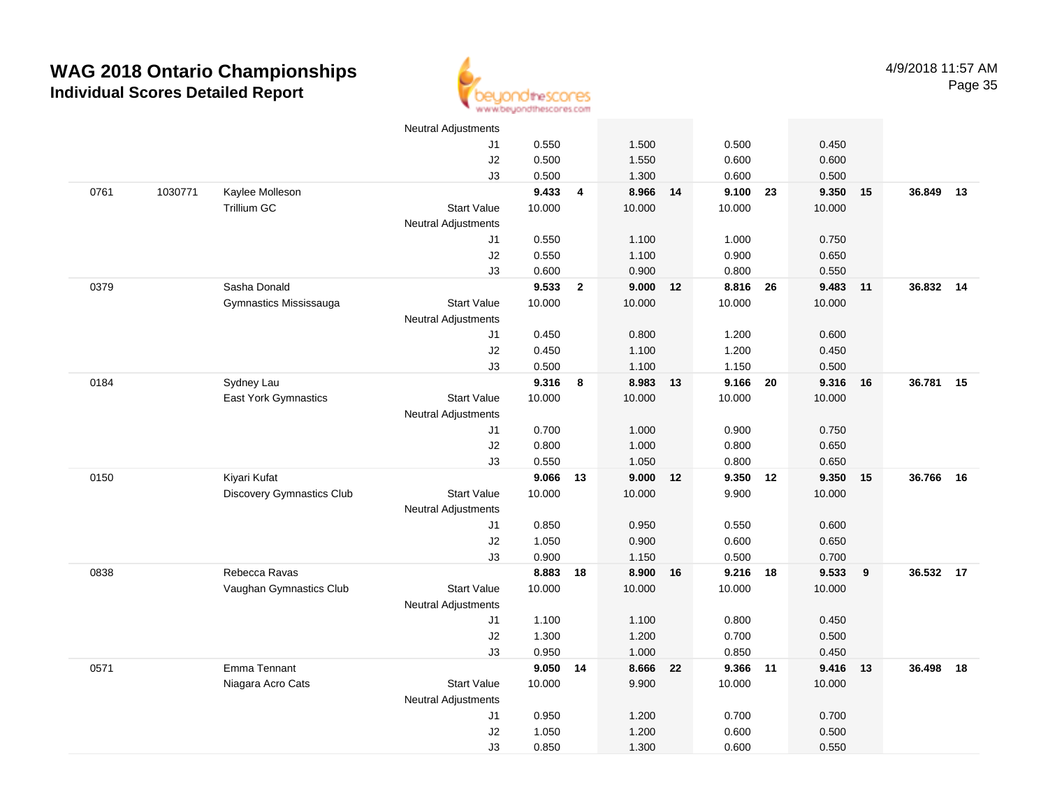# WAG 2018 Ontario Championships

## Individual Scores Detailed Report

4/9/2018 11:57 AM

| | | | | | | | | | | | | | |
|---|---|---|---|---|---|---|---|---|---|---|---|---|---|
| | | | Neutral Adjustments | | | | | | | | | | |
| | | | J1 | 0.550 | | 1.500 | | 0.500 | | 0.450 | | | |
| | | | J2 | 0.500 | | 1.550 | | 0.600 | | 0.600 | | | |
| | | | J3 | 0.500 | | 1.300 | | 0.600 | | 0.500 | | | |
| 0761 | 1030771 | Kaylee Molleson | | **9.433** | **4** | **8.966** | **14** | **9.100** | **23** | **9.350** | **15** | **36.849** | **13** |
| | | Trillium GC | Start Value | 10.000 | | 10.000 | | 10.000 | | 10.000 | | | |
| | | | Neutral Adjustments | | | | | | | | | | |
| | | | J1 | 0.550 | | 1.100 | | 1.000 | | 0.750 | | | |
| | | | J2 | 0.550 | | 1.100 | | 0.900 | | 0.650 | | | |
| | | | J3 | 0.600 | | 0.900 | | 0.800 | | 0.550 | | | |
| 0379 | | Sasha Donald | | **9.533** | **2** | **9.000** | **12** | **8.816** | **26** | **9.483** | **11** | **36.832** | **14** |
| | | Gymnastics Mississauga | Start Value | 10.000 | | 10.000 | | 10.000 | | 10.000 | | | |
| | | | Neutral Adjustments | | | | | | | | | | |
| | | | J1 | 0.450 | | 0.800 | | 1.200 | | 0.600 | | | |
| | | | J2 | 0.450 | | 1.100 | | 1.200 | | 0.450 | | | |
| | | | J3 | 0.500 | | 1.100 | | 1.150 | | 0.500 | | | |
| 0184 | | Sydney Lau | | **9.316** | **8** | **8.983** | **13** | **9.166** | **20** | **9.316** | **16** | **36.781** | **15** |
| | | East York Gymnastics | Start Value | 10.000 | | 10.000 | | 10.000 | | 10.000 | | | |
| | | | Neutral Adjustments | | | | | | | | | | |
| | | | J1 | 0.700 | | 1.000 | | 0.900 | | 0.750 | | | |
| | | | J2 | 0.800 | | 1.000 | | 0.800 | | 0.650 | | | |
| | | | J3 | 0.550 | | 1.050 | | 0.800 | | 0.650 | | | |
| 0150 | | Kiyari Kufat | | **9.066** | **13** | **9.000** | **12** | **9.350** | **12** | **9.350** | **15** | **36.766** | **16** |
| | | Discovery Gymnastics Club | Start Value | 10.000 | | 10.000 | | 9.900 | | 10.000 | | | |
| | | | Neutral Adjustments | | | | | | | | | | |
| | | | J1 | 0.850 | | 0.950 | | 0.550 | | 0.600 | | | |
| | | | J2 | 1.050 | | 0.900 | | 0.600 | | 0.650 | | | |
| | | | J3 | 0.900 | | 1.150 | | 0.500 | | 0.700 | | | |
| 0838 | | Rebecca Ravas | | **8.883** | **18** | **8.900** | **16** | **9.216** | **18** | **9.533** | **9** | **36.532** | **17** |
| | | Vaughan Gymnastics Club | Start Value | 10.000 | | 10.000 | | 10.000 | | 10.000 | | | |
| | | | Neutral Adjustments | | | | | | | | | | |
| | | | J1 | 1.100 | | 1.100 | | 0.800 | | 0.450 | | | |
| | | | J2 | 1.300 | | 1.200 | | 0.700 | | 0.500 | | | |
| | | | J3 | 0.950 | | 1.000 | | 0.850 | | 0.450 | | | |
| 0571 | | Emma Tennant | | **9.050** | **14** | **8.666** | **22** | **9.366** | **11** | **9.416** | **13** | **36.498** | **18** |
| | | Niagara Acro Cats | Start Value | 10.000 | | 9.900 | | 10.000 | | 10.000 | | | |
| | | | Neutral Adjustments | | | | | | | | | | |
| | | | J1 | 0.950 | | 1.200 | | 0.700 | | 0.700 | | | |
| | | | J2 | 1.050 | | 1.200 | | 0.600 | | 0.500 | | | |
| | | | J3 | 0.850 | | 1.300 | | 0.600 | | 0.550 | | | |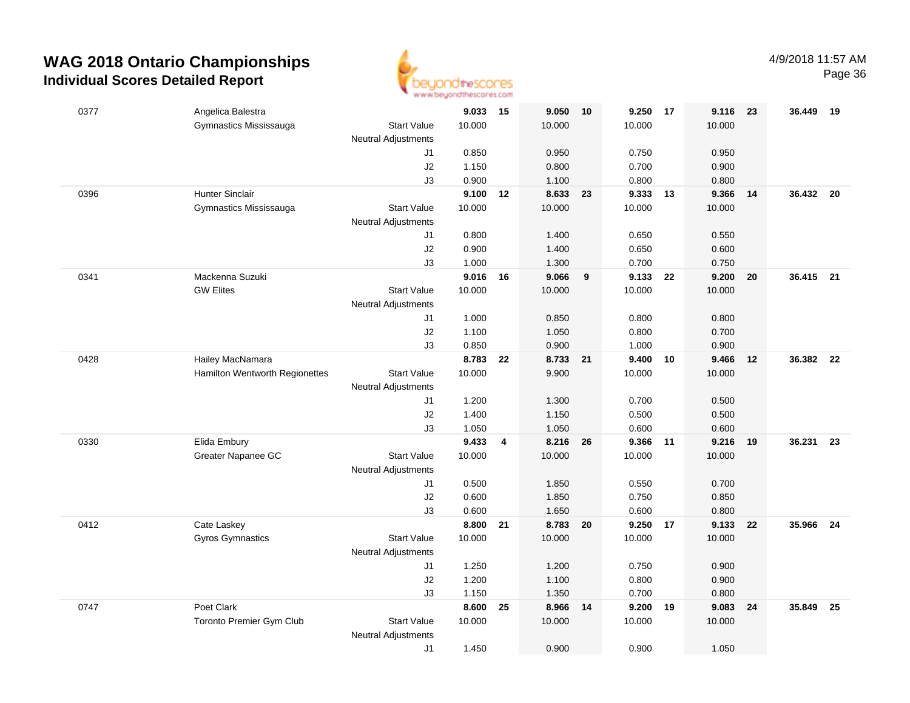# WAG 2018 Ontario Championships
## Individual Scores Detailed Report

4/9/2018 11:57 AM

| # | Name / Club | | Vault | Rank | Bars | Rank | Beam | Rank | Floor | Rank | AA | Rank |
|---|---|---|---|---|---|---|---|---|---|---|---|---|
| 0377 | Angelica Balestra | | 9.033 | 15 | 9.050 | 10 | 9.250 | 17 | 9.116 | 23 | 36.449 | 19 |
| | Gymnastics Mississauga | Start Value | 10.000 | | 10.000 | | 10.000 | | 10.000 | | | |
| | | Neutral Adjustments | | | | | | | | | | |
| | | J1 | 0.850 | | 0.950 | | 0.750 | | 0.950 | | | |
| | | J2 | 1.150 | | 0.800 | | 0.700 | | 0.900 | | | |
| | | J3 | 0.900 | | 1.100 | | 0.800 | | 0.800 | | | |
| 0396 | Hunter Sinclair | | 9.100 | 12 | 8.633 | 23 | 9.333 | 13 | 9.366 | 14 | 36.432 | 20 |
| | Gymnastics Mississauga | Start Value | 10.000 | | 10.000 | | 10.000 | | 10.000 | | | |
| | | Neutral Adjustments | | | | | | | | | | |
| | | J1 | 0.800 | | 1.400 | | 0.650 | | 0.550 | | | |
| | | J2 | 0.900 | | 1.400 | | 0.650 | | 0.600 | | | |
| | | J3 | 1.000 | | 1.300 | | 0.700 | | 0.750 | | | |
| 0341 | Mackenna Suzuki | | 9.016 | 16 | 9.066 | 9 | 9.133 | 22 | 9.200 | 20 | 36.415 | 21 |
| | GW Elites | Start Value | 10.000 | | 10.000 | | 10.000 | | 10.000 | | | |
| | | Neutral Adjustments | | | | | | | | | | |
| | | J1 | 1.000 | | 0.850 | | 0.800 | | 0.800 | | | |
| | | J2 | 1.100 | | 1.050 | | 0.800 | | 0.700 | | | |
| | | J3 | 0.850 | | 0.900 | | 1.000 | | 0.900 | | | |
| 0428 | Hailey MacNamara | | 8.783 | 22 | 8.733 | 21 | 9.400 | 10 | 9.466 | 12 | 36.382 | 22 |
| | Hamilton Wentworth Regionettes | Start Value | 10.000 | | 9.900 | | 10.000 | | 10.000 | | | |
| | | Neutral Adjustments | | | | | | | | | | |
| | | J1 | 1.200 | | 1.300 | | 0.700 | | 0.500 | | | |
| | | J2 | 1.400 | | 1.150 | | 0.500 | | 0.500 | | | |
| | | J3 | 1.050 | | 1.050 | | 0.600 | | 0.600 | | | |
| 0330 | Elida Embury | | 9.433 | 4 | 8.216 | 26 | 9.366 | 11 | 9.216 | 19 | 36.231 | 23 |
| | Greater Napanee GC | Start Value | 10.000 | | 10.000 | | 10.000 | | 10.000 | | | |
| | | Neutral Adjustments | | | | | | | | | | |
| | | J1 | 0.500 | | 1.850 | | 0.550 | | 0.700 | | | |
| | | J2 | 0.600 | | 1.850 | | 0.750 | | 0.850 | | | |
| | | J3 | 0.600 | | 1.650 | | 0.600 | | 0.800 | | | |
| 0412 | Cate Laskey | | 8.800 | 21 | 8.783 | 20 | 9.250 | 17 | 9.133 | 22 | 35.966 | 24 |
| | Gyros Gymnastics | Start Value | 10.000 | | 10.000 | | 10.000 | | 10.000 | | | |
| | | Neutral Adjustments | | | | | | | | | | |
| | | J1 | 1.250 | | 1.200 | | 0.750 | | 0.900 | | | |
| | | J2 | 1.200 | | 1.100 | | 0.800 | | 0.900 | | | |
| | | J3 | 1.150 | | 1.350 | | 0.700 | | 0.800 | | | |
| 0747 | Poet Clark | | 8.600 | 25 | 8.966 | 14 | 9.200 | 19 | 9.083 | 24 | 35.849 | 25 |
| | Toronto Premier Gym Club | Start Value | 10.000 | | 10.000 | | 10.000 | | 10.000 | | | |
| | | Neutral Adjustments | | | | | | | | | | |
| | | J1 | 1.450 | | 0.900 | | 0.900 | | 1.050 | | | |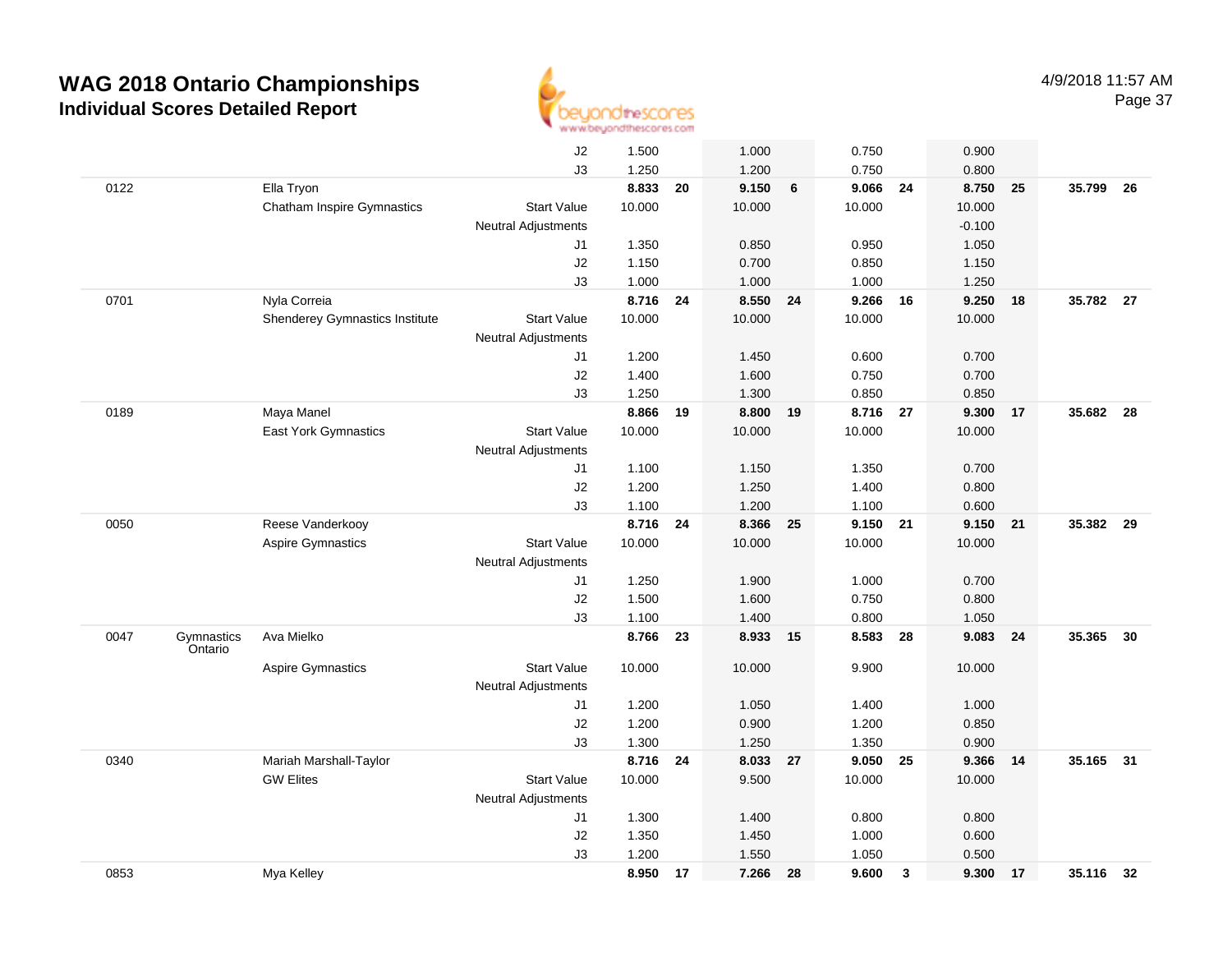# WAG 2018 Ontario Championships

## Individual Scores Detailed Report

4/9/2018 11:57 AM

| | | | | | | | | | | | | | | |
|---|---|---|---|---|---|---|---|---|---|---|---|---|---|---|
| | | | J2 | 1.500 | | 1.000 | | 0.750 | | 0.900 | | | |
| | | | J3 | 1.250 | | 1.200 | | 0.750 | | 0.800 | | | |
| 0122 | | Ella Tryon | | **8.833** | **20** | **9.150** | **6** | **9.066** | **24** | **8.750** | **25** | **35.799** | **26** |
| | | Chatham Inspire Gymnastics | Start Value | 10.000 | | 10.000 | | 10.000 | | 10.000 | | | |
| | | | Neutral Adjustments | | | | | | | -0.100 | | | |
| | | | J1 | 1.350 | | 0.850 | | 0.950 | | 1.050 | | | |
| | | | J2 | 1.150 | | 0.700 | | 0.850 | | 1.150 | | | |
| | | | J3 | 1.000 | | 1.000 | | 1.000 | | 1.250 | | | |
| 0701 | | Nyla Correia | | **8.716** | **24** | **8.550** | **24** | **9.266** | **16** | **9.250** | **18** | **35.782** | **27** |
| | | Shenderey Gymnastics Institute | Start Value | 10.000 | | 10.000 | | 10.000 | | 10.000 | | | |
| | | | Neutral Adjustments | | | | | | | | | | |
| | | | J1 | 1.200 | | 1.450 | | 0.600 | | 0.700 | | | |
| | | | J2 | 1.400 | | 1.600 | | 0.750 | | 0.700 | | | |
| | | | J3 | 1.250 | | 1.300 | | 0.850 | | 0.850 | | | |
| 0189 | | Maya Manel | | **8.866** | **19** | **8.800** | **19** | **8.716** | **27** | **9.300** | **17** | **35.682** | **28** |
| | | East York Gymnastics | Start Value | 10.000 | | 10.000 | | 10.000 | | 10.000 | | | |
| | | | Neutral Adjustments | | | | | | | | | | |
| | | | J1 | 1.100 | | 1.150 | | 1.350 | | 0.700 | | | |
| | | | J2 | 1.200 | | 1.250 | | 1.400 | | 0.800 | | | |
| | | | J3 | 1.100 | | 1.200 | | 1.100 | | 0.600 | | | |
| 0050 | | Reese Vanderkooy | | **8.716** | **24** | **8.366** | **25** | **9.150** | **21** | **9.150** | **21** | **35.382** | **29** |
| | | Aspire Gymnastics | Start Value | 10.000 | | 10.000 | | 10.000 | | 10.000 | | | |
| | | | Neutral Adjustments | | | | | | | | | | |
| | | | J1 | 1.250 | | 1.900 | | 1.000 | | 0.700 | | | |
| | | | J2 | 1.500 | | 1.600 | | 0.750 | | 0.800 | | | |
| | | | J3 | 1.100 | | 1.400 | | 0.800 | | 1.050 | | | |
| 0047 | Gymnastics Ontario | Ava Mielko | | **8.766** | **23** | **8.933** | **15** | **8.583** | **28** | **9.083** | **24** | **35.365** | **30** |
| | | Aspire Gymnastics | Start Value | 10.000 | | 10.000 | | 9.900 | | 10.000 | | | |
| | | | Neutral Adjustments | | | | | | | | | | |
| | | | J1 | 1.200 | | 1.050 | | 1.400 | | 1.000 | | | |
| | | | J2 | 1.200 | | 0.900 | | 1.200 | | 0.850 | | | |
| | | | J3 | 1.300 | | 1.250 | | 1.350 | | 0.900 | | | |
| 0340 | | Mariah Marshall-Taylor | | **8.716** | **24** | **8.033** | **27** | **9.050** | **25** | **9.366** | **14** | **35.165** | **31** |
| | | GW Elites | Start Value | 10.000 | | 9.500 | | 10.000 | | 10.000 | | | |
| | | | Neutral Adjustments | | | | | | | | | | |
| | | | J1 | 1.300 | | 1.400 | | 0.800 | | 0.800 | | | |
| | | | J2 | 1.350 | | 1.450 | | 1.000 | | 0.600 | | | |
| | | | J3 | 1.200 | | 1.550 | | 1.050 | | 0.500 | | | |
| 0853 | | Mya Kelley | | **8.950** | **17** | **7.266** | **28** | **9.600** | **3** | **9.300** | **17** | **35.116** | **32** |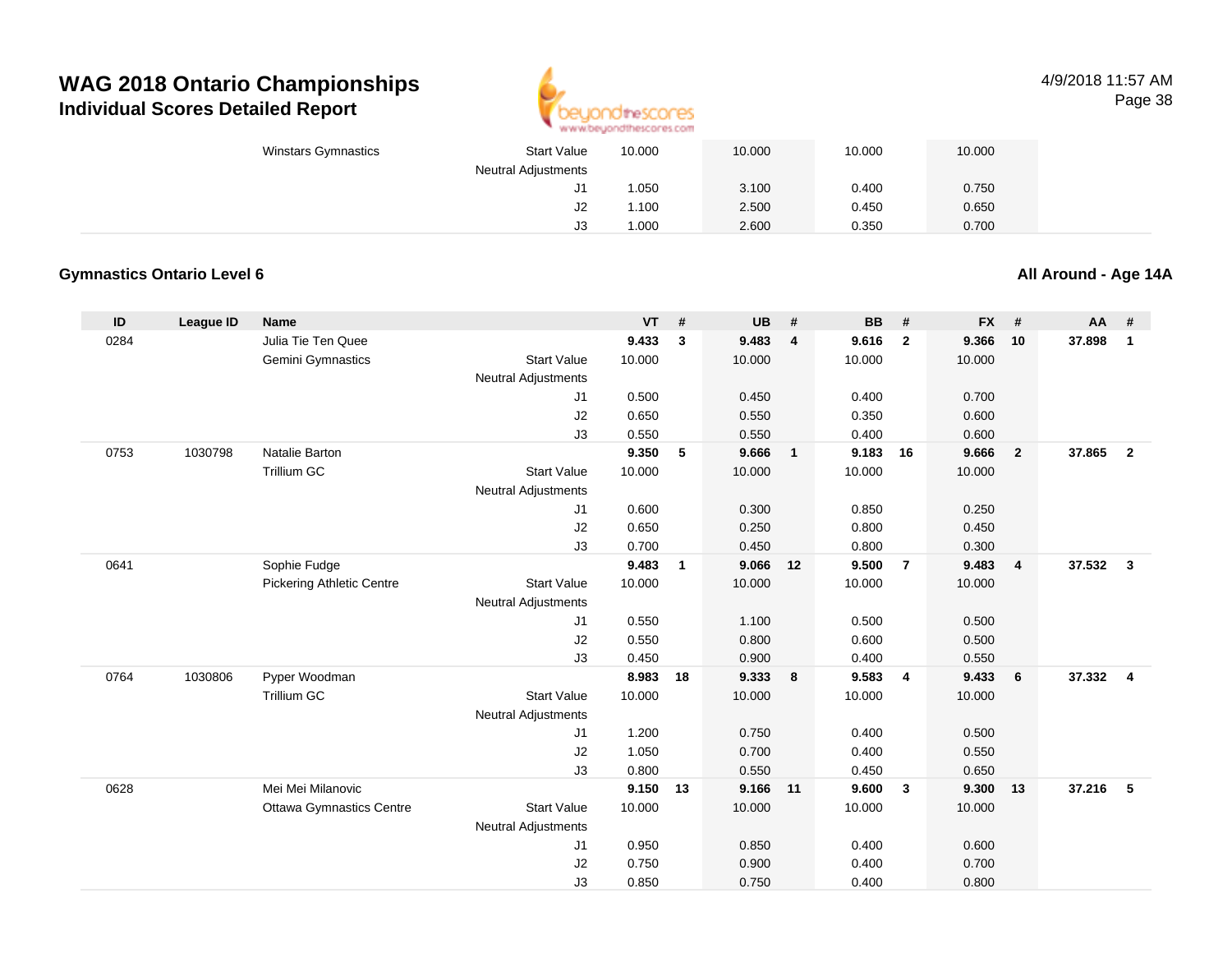# WAG 2018 Ontario Championships
## Individual Scores Detailed Report

4/9/2018 11:57 AM

| | | | | VT | | UB | | BB | | FX | | | |
|---|---|---|---|---|---|---|---|---|---|---|---|---|---|
| | | Winstars Gymnastics | Start Value | 10.000 | | 10.000 | | 10.000 | | 10.000 | | | |
| | | | Neutral Adjustments | | | | | | | | | | |
| | | | J1 | 1.050 | | 3.100 | | 0.400 | | 0.750 | | | |
| | | | J2 | 1.100 | | 2.500 | | 0.450 | | 0.650 | | | |
| | | | J3 | 1.000 | | 2.600 | | 0.350 | | 0.700 | | | |

### Gymnastics Ontario Level 6

**All Around - Age 14A**

| ID | League ID | Name | | VT | # | UB | # | BB | # | FX | # | AA | # |
|---|---|---|---|---|---|---|---|---|---|---|---|---|---|
| 0284 | | Julia Tie Ten Quee | | **9.433** | **3** | **9.483** | **4** | **9.616** | **2** | **9.366** | **10** | **37.898** | **1** |
| | | Gemini Gymnastics | Start Value | 10.000 | | 10.000 | | 10.000 | | 10.000 | | | |
| | | | Neutral Adjustments | | | | | | | | | | |
| | | | J1 | 0.500 | | 0.450 | | 0.400 | | 0.700 | | | |
| | | | J2 | 0.650 | | 0.550 | | 0.350 | | 0.600 | | | |
| | | | J3 | 0.550 | | 0.550 | | 0.400 | | 0.600 | | | |
| 0753 | 1030798 | Natalie Barton | | **9.350** | **5** | **9.666** | **1** | **9.183** | **16** | **9.666** | **2** | **37.865** | **2** |
| | | Trillium GC | Start Value | 10.000 | | 10.000 | | 10.000 | | 10.000 | | | |
| | | | Neutral Adjustments | | | | | | | | | | |
| | | | J1 | 0.600 | | 0.300 | | 0.850 | | 0.250 | | | |
| | | | J2 | 0.650 | | 0.250 | | 0.800 | | 0.450 | | | |
| | | | J3 | 0.700 | | 0.450 | | 0.800 | | 0.300 | | | |
| 0641 | | Sophie Fudge | | **9.483** | **1** | **9.066** | **12** | **9.500** | **7** | **9.483** | **4** | **37.532** | **3** |
| | | Pickering Athletic Centre | Start Value | 10.000 | | 10.000 | | 10.000 | | 10.000 | | | |
| | | | Neutral Adjustments | | | | | | | | | | |
| | | | J1 | 0.550 | | 1.100 | | 0.500 | | 0.500 | | | |
| | | | J2 | 0.550 | | 0.800 | | 0.600 | | 0.500 | | | |
| | | | J3 | 0.450 | | 0.900 | | 0.400 | | 0.550 | | | |
| 0764 | 1030806 | Pyper Woodman | | **8.983** | **18** | **9.333** | **8** | **9.583** | **4** | **9.433** | **6** | **37.332** | **4** |
| | | Trillium GC | Start Value | 10.000 | | 10.000 | | 10.000 | | 10.000 | | | |
| | | | Neutral Adjustments | | | | | | | | | | |
| | | | J1 | 1.200 | | 0.750 | | 0.400 | | 0.500 | | | |
| | | | J2 | 1.050 | | 0.700 | | 0.400 | | 0.550 | | | |
| | | | J3 | 0.800 | | 0.550 | | 0.450 | | 0.650 | | | |
| 0628 | | Mei Mei Milanovic | | **9.150** | **13** | **9.166** | **11** | **9.600** | **3** | **9.300** | **13** | **37.216** | **5** |
| | | Ottawa Gymnastics Centre | Start Value | 10.000 | | 10.000 | | 10.000 | | 10.000 | | | |
| | | | Neutral Adjustments | | | | | | | | | | |
| | | | J1 | 0.950 | | 0.850 | | 0.400 | | 0.600 | | | |
| | | | J2 | 0.750 | | 0.900 | | 0.400 | | 0.700 | | | |
| | | | J3 | 0.850 | | 0.750 | | 0.400 | | 0.800 | | | |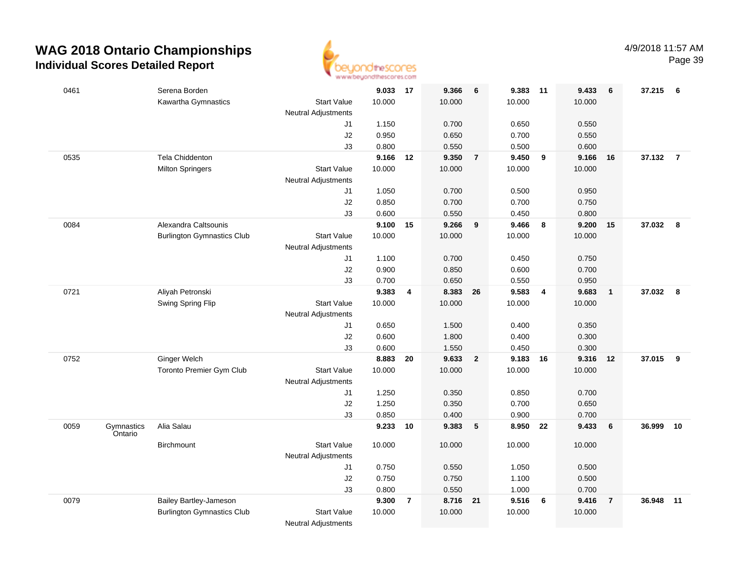# WAG 2018 Ontario Championships

## Individual Scores Detailed Report

4/9/2018 11:57 AM

| # | | Name / Club | | VT | Rank | UB | Rank | BB | Rank | FX | Rank | AA | Rank |
|---|---|---|---|---|---|---|---|---|---|---|---|---|---|
| 0461 | | Serena Borden | | 9.033 | 17 | 9.366 | 6 | 9.383 | 11 | 9.433 | 6 | 37.215 | 6 |
| | | Kawartha Gymnastics | Start Value | 10.000 | | 10.000 | | 10.000 | | 10.000 | | | |
| | | | Neutral Adjustments | | | | | | | | | | |
| | | | J1 | 1.150 | | 0.700 | | 0.650 | | 0.550 | | | |
| | | | J2 | 0.950 | | 0.650 | | 0.700 | | 0.550 | | | |
| | | | J3 | 0.800 | | 0.550 | | 0.500 | | 0.600 | | | |
| 0535 | | Tela Chiddenton | | 9.166 | 12 | 9.350 | 7 | 9.450 | 9 | 9.166 | 16 | 37.132 | 7 |
| | | Milton Springers | Start Value | 10.000 | | 10.000 | | 10.000 | | 10.000 | | | |
| | | | Neutral Adjustments | | | | | | | | | | |
| | | | J1 | 1.050 | | 0.700 | | 0.500 | | 0.950 | | | |
| | | | J2 | 0.850 | | 0.700 | | 0.700 | | 0.750 | | | |
| | | | J3 | 0.600 | | 0.550 | | 0.450 | | 0.800 | | | |
| 0084 | | Alexandra Caltsounis | | 9.100 | 15 | 9.266 | 9 | 9.466 | 8 | 9.200 | 15 | 37.032 | 8 |
| | | Burlington Gymnastics Club | Start Value | 10.000 | | 10.000 | | 10.000 | | 10.000 | | | |
| | | | Neutral Adjustments | | | | | | | | | | |
| | | | J1 | 1.100 | | 0.700 | | 0.450 | | 0.750 | | | |
| | | | J2 | 0.900 | | 0.850 | | 0.600 | | 0.700 | | | |
| | | | J3 | 0.700 | | 0.650 | | 0.550 | | 0.950 | | | |
| 0721 | | Aliyah Petronski | | 9.383 | 4 | 8.383 | 26 | 9.583 | 4 | 9.683 | 1 | 37.032 | 8 |
| | | Swing Spring Flip | Start Value | 10.000 | | 10.000 | | 10.000 | | 10.000 | | | |
| | | | Neutral Adjustments | | | | | | | | | | |
| | | | J1 | 0.650 | | 1.500 | | 0.400 | | 0.350 | | | |
| | | | J2 | 0.600 | | 1.800 | | 0.400 | | 0.300 | | | |
| | | | J3 | 0.600 | | 1.550 | | 0.450 | | 0.300 | | | |
| 0752 | | Ginger Welch | | 8.883 | 20 | 9.633 | 2 | 9.183 | 16 | 9.316 | 12 | 37.015 | 9 |
| | | Toronto Premier Gym Club | Start Value | 10.000 | | 10.000 | | 10.000 | | 10.000 | | | |
| | | | Neutral Adjustments | | | | | | | | | | |
| | | | J1 | 1.250 | | 0.350 | | 0.850 | | 0.700 | | | |
| | | | J2 | 1.250 | | 0.350 | | 0.700 | | 0.650 | | | |
| | | | J3 | 0.850 | | 0.400 | | 0.900 | | 0.700 | | | |
| 0059 | Gymnastics Ontario | Alia Salau | | 9.233 | 10 | 9.383 | 5 | 8.950 | 22 | 9.433 | 6 | 36.999 | 10 |
| | | Birchmount | Start Value | 10.000 | | 10.000 | | 10.000 | | 10.000 | | | |
| | | | Neutral Adjustments | | | | | | | | | | |
| | | | J1 | 0.750 | | 0.550 | | 1.050 | | 0.500 | | | |
| | | | J2 | 0.750 | | 0.750 | | 1.100 | | 0.500 | | | |
| | | | J3 | 0.800 | | 0.550 | | 1.000 | | 0.700 | | | |
| 0079 | | Bailey Bartley-Jameson | | 9.300 | 7 | 8.716 | 21 | 9.516 | 6 | 9.416 | 7 | 36.948 | 11 |
| | | Burlington Gymnastics Club | Start Value | 10.000 | | 10.000 | | 10.000 | | 10.000 | | | |
| | | | Neutral Adjustments | | | | | | | | | | |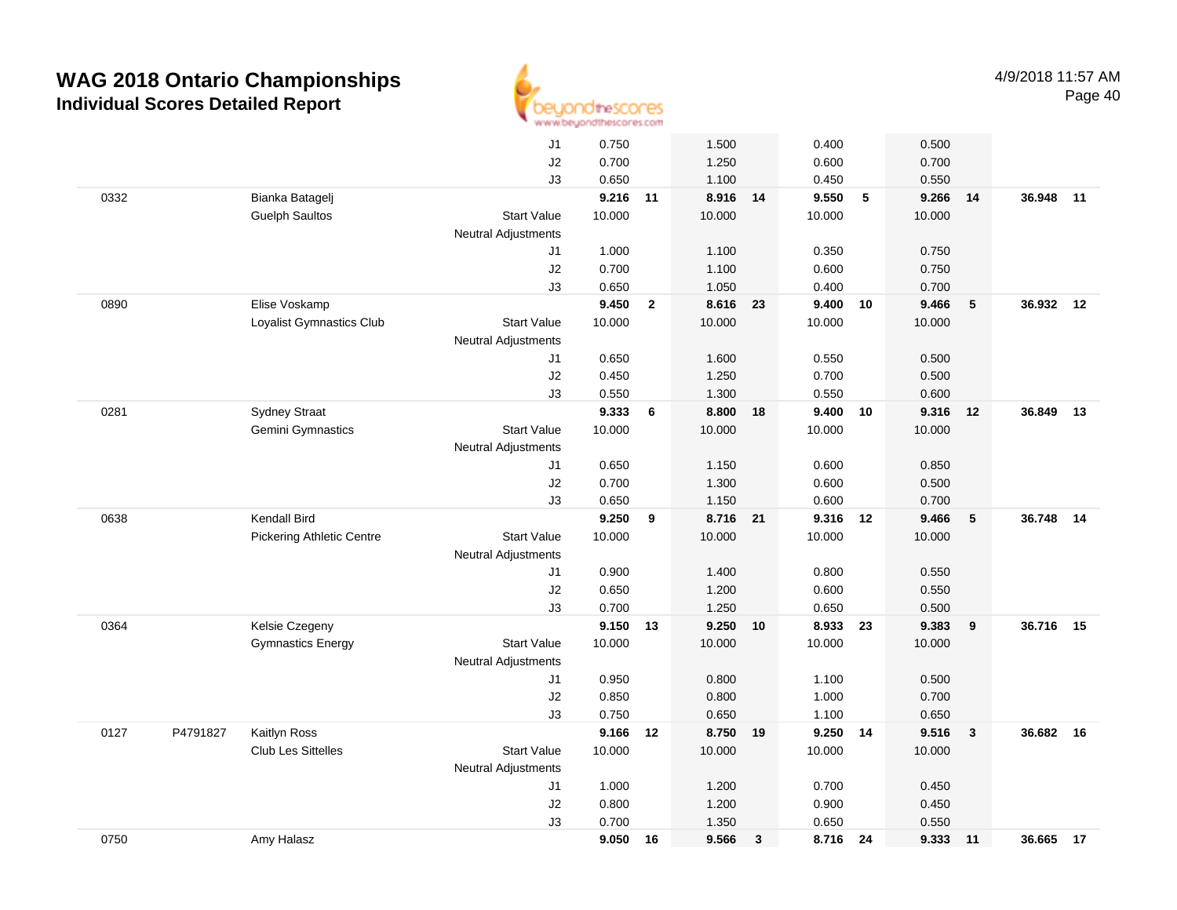# WAG 2018 Ontario Championships

## Individual Scores Detailed Report

4/9/2018 11:57 AM

| | | | | | | | | | | | | | |
|---|---|---|---|---|---|---|---|---|---|---|---|---|---|
| | | | J1 | 0.750 | | 1.500 | | 0.400 | | 0.500 | | | |
| | | | J2 | 0.700 | | 1.250 | | 0.600 | | 0.700 | | | |
| | | | J3 | 0.650 | | 1.100 | | 0.450 | | 0.550 | | | |
| 0332 | | Bianka Batagelj | | **9.216** | **11** | **8.916** | **14** | **9.550** | **5** | **9.266** | **14** | **36.948** | **11** |
| | | Guelph Saultos | Start Value | 10.000 | | 10.000 | | 10.000 | | 10.000 | | | |
| | | | Neutral Adjustments | | | | | | | | | | |
| | | | J1 | 1.000 | | 1.100 | | 0.350 | | 0.750 | | | |
| | | | J2 | 0.700 | | 1.100 | | 0.600 | | 0.750 | | | |
| | | | J3 | 0.650 | | 1.050 | | 0.400 | | 0.700 | | | |
| 0890 | | Elise Voskamp | | **9.450** | **2** | **8.616** | **23** | **9.400** | **10** | **9.466** | **5** | **36.932** | **12** |
| | | Loyalist Gymnastics Club | Start Value | 10.000 | | 10.000 | | 10.000 | | 10.000 | | | |
| | | | Neutral Adjustments | | | | | | | | | | |
| | | | J1 | 0.650 | | 1.600 | | 0.550 | | 0.500 | | | |
| | | | J2 | 0.450 | | 1.250 | | 0.700 | | 0.500 | | | |
| | | | J3 | 0.550 | | 1.300 | | 0.550 | | 0.600 | | | |
| 0281 | | Sydney Straat | | **9.333** | **6** | **8.800** | **18** | **9.400** | **10** | **9.316** | **12** | **36.849** | **13** |
| | | Gemini Gymnastics | Start Value | 10.000 | | 10.000 | | 10.000 | | 10.000 | | | |
| | | | Neutral Adjustments | | | | | | | | | | |
| | | | J1 | 0.650 | | 1.150 | | 0.600 | | 0.850 | | | |
| | | | J2 | 0.700 | | 1.300 | | 0.600 | | 0.500 | | | |
| | | | J3 | 0.650 | | 1.150 | | 0.600 | | 0.700 | | | |
| 0638 | | Kendall Bird | | **9.250** | **9** | **8.716** | **21** | **9.316** | **12** | **9.466** | **5** | **36.748** | **14** |
| | | Pickering Athletic Centre | Start Value | 10.000 | | 10.000 | | 10.000 | | 10.000 | | | |
| | | | Neutral Adjustments | | | | | | | | | | |
| | | | J1 | 0.900 | | 1.400 | | 0.800 | | 0.550 | | | |
| | | | J2 | 0.650 | | 1.200 | | 0.600 | | 0.550 | | | |
| | | | J3 | 0.700 | | 1.250 | | 0.650 | | 0.500 | | | |
| 0364 | | Kelsie Czegeny | | **9.150** | **13** | **9.250** | **10** | **8.933** | **23** | **9.383** | **9** | **36.716** | **15** |
| | | Gymnastics Energy | Start Value | 10.000 | | 10.000 | | 10.000 | | 10.000 | | | |
| | | | Neutral Adjustments | | | | | | | | | | |
| | | | J1 | 0.950 | | 0.800 | | 1.100 | | 0.500 | | | |
| | | | J2 | 0.850 | | 0.800 | | 1.000 | | 0.700 | | | |
| | | | J3 | 0.750 | | 0.650 | | 1.100 | | 0.650 | | | |
| 0127 | P4791827 | Kaitlyn Ross | | **9.166** | **12** | **8.750** | **19** | **9.250** | **14** | **9.516** | **3** | **36.682** | **16** |
| | | Club Les Sittelles | Start Value | 10.000 | | 10.000 | | 10.000 | | 10.000 | | | |
| | | | Neutral Adjustments | | | | | | | | | | |
| | | | J1 | 1.000 | | 1.200 | | 0.700 | | 0.450 | | | |
| | | | J2 | 0.800 | | 1.200 | | 0.900 | | 0.450 | | | |
| | | | J3 | 0.700 | | 1.350 | | 0.650 | | 0.550 | | | |
| 0750 | | Amy Halasz | | **9.050** | **16** | **9.566** | **3** | **8.716** | **24** | **9.333** | **11** | **36.665** | **17** |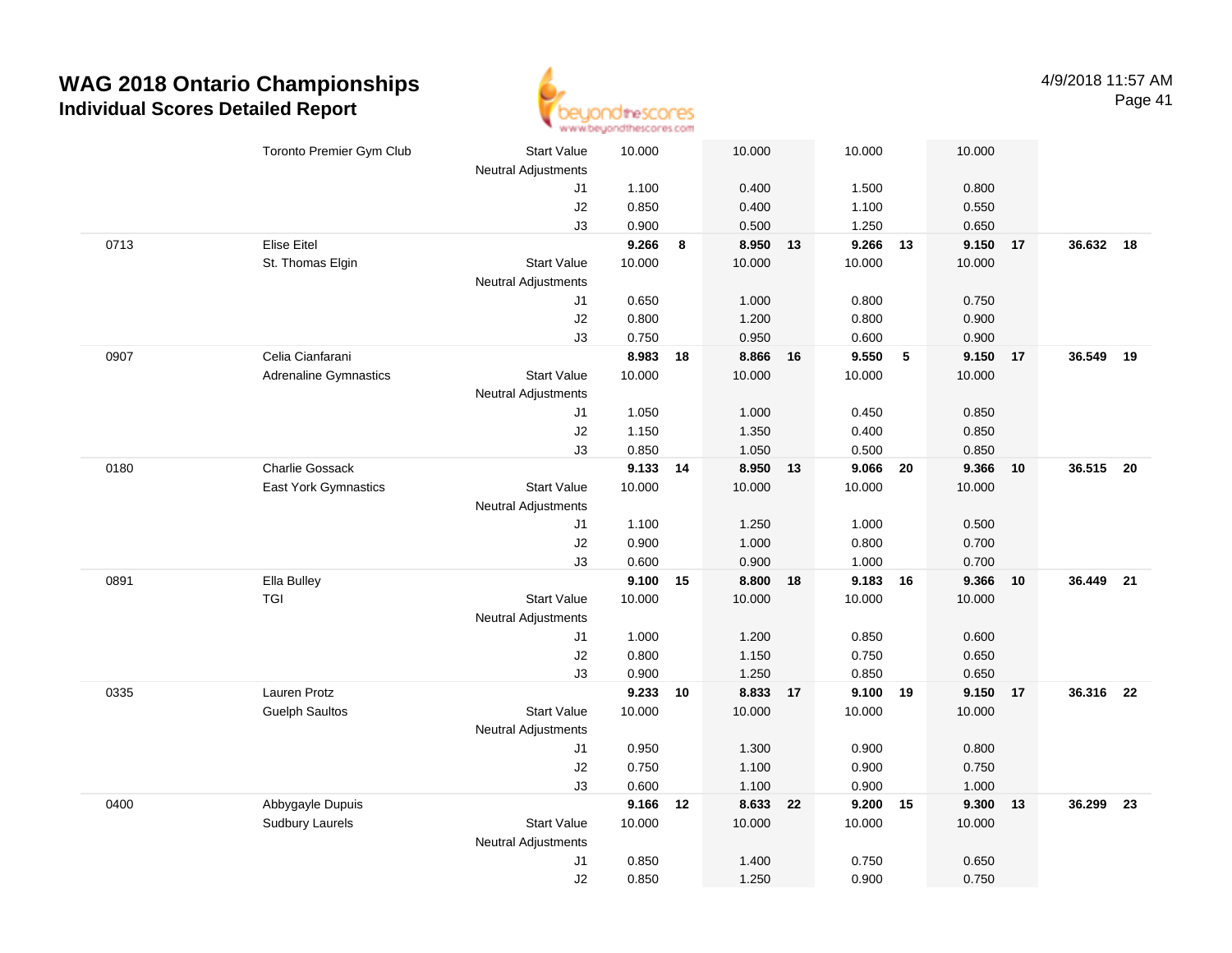# WAG 2018 Ontario Championships

## Individual Scores Detailed Report

4/9/2018 11:57 AM

| | | | Vault | | Bars | | Beam | | Floor | | AA | |
|---|---|---|---|---|---|---|---|---|---|---|---|---|
| | Toronto Premier Gym Club | Start Value | 10.000 | | 10.000 | | 10.000 | | 10.000 | | | |
| | | Neutral Adjustments | | | | | | | | | | |
| | | J1 | 1.100 | | 0.400 | | 1.500 | | 0.800 | | | |
| | | J2 | 0.850 | | 0.400 | | 1.100 | | 0.550 | | | |
| | | J3 | 0.900 | | 0.500 | | 1.250 | | 0.650 | | | |
| 0713 | Elise Eitel | | **9.266** | **8** | **8.950** | **13** | **9.266** | **13** | **9.150** | **17** | **36.632** | **18** |
| | St. Thomas Elgin | Start Value | 10.000 | | 10.000 | | 10.000 | | 10.000 | | | |
| | | Neutral Adjustments | | | | | | | | | | |
| | | J1 | 0.650 | | 1.000 | | 0.800 | | 0.750 | | | |
| | | J2 | 0.800 | | 1.200 | | 0.800 | | 0.900 | | | |
| | | J3 | 0.750 | | 0.950 | | 0.600 | | 0.900 | | | |
| 0907 | Celia Cianfarani | | **8.983** | **18** | **8.866** | **16** | **9.550** | **5** | **9.150** | **17** | **36.549** | **19** |
| | Adrenaline Gymnastics | Start Value | 10.000 | | 10.000 | | 10.000 | | 10.000 | | | |
| | | Neutral Adjustments | | | | | | | | | | |
| | | J1 | 1.050 | | 1.000 | | 0.450 | | 0.850 | | | |
| | | J2 | 1.150 | | 1.350 | | 0.400 | | 0.850 | | | |
| | | J3 | 0.850 | | 1.050 | | 0.500 | | 0.850 | | | |
| 0180 | Charlie Gossack | | **9.133** | **14** | **8.950** | **13** | **9.066** | **20** | **9.366** | **10** | **36.515** | **20** |
| | East York Gymnastics | Start Value | 10.000 | | 10.000 | | 10.000 | | 10.000 | | | |
| | | Neutral Adjustments | | | | | | | | | | |
| | | J1 | 1.100 | | 1.250 | | 1.000 | | 0.500 | | | |
| | | J2 | 0.900 | | 1.000 | | 0.800 | | 0.700 | | | |
| | | J3 | 0.600 | | 0.900 | | 1.000 | | 0.700 | | | |
| 0891 | Ella Bulley | | **9.100** | **15** | **8.800** | **18** | **9.183** | **16** | **9.366** | **10** | **36.449** | **21** |
| | TGI | Start Value | 10.000 | | 10.000 | | 10.000 | | 10.000 | | | |
| | | Neutral Adjustments | | | | | | | | | | |
| | | J1 | 1.000 | | 1.200 | | 0.850 | | 0.600 | | | |
| | | J2 | 0.800 | | 1.150 | | 0.750 | | 0.650 | | | |
| | | J3 | 0.900 | | 1.250 | | 0.850 | | 0.650 | | | |
| 0335 | Lauren Protz | | **9.233** | **10** | **8.833** | **17** | **9.100** | **19** | **9.150** | **17** | **36.316** | **22** |
| | Guelph Saultos | Start Value | 10.000 | | 10.000 | | 10.000 | | 10.000 | | | |
| | | Neutral Adjustments | | | | | | | | | | |
| | | J1 | 0.950 | | 1.300 | | 0.900 | | 0.800 | | | |
| | | J2 | 0.750 | | 1.100 | | 0.900 | | 0.750 | | | |
| | | J3 | 0.600 | | 1.100 | | 0.900 | | 1.000 | | | |
| 0400 | Abbygayle Dupuis | | **9.166** | **12** | **8.633** | **22** | **9.200** | **15** | **9.300** | **13** | **36.299** | **23** |
| | Sudbury Laurels | Start Value | 10.000 | | 10.000 | | 10.000 | | 10.000 | | | |
| | | Neutral Adjustments | | | | | | | | | | |
| | | J1 | 0.850 | | 1.400 | | 0.750 | | 0.650 | | | |
| | | J2 | 0.850 | | 1.250 | | 0.900 | | 0.750 | | | |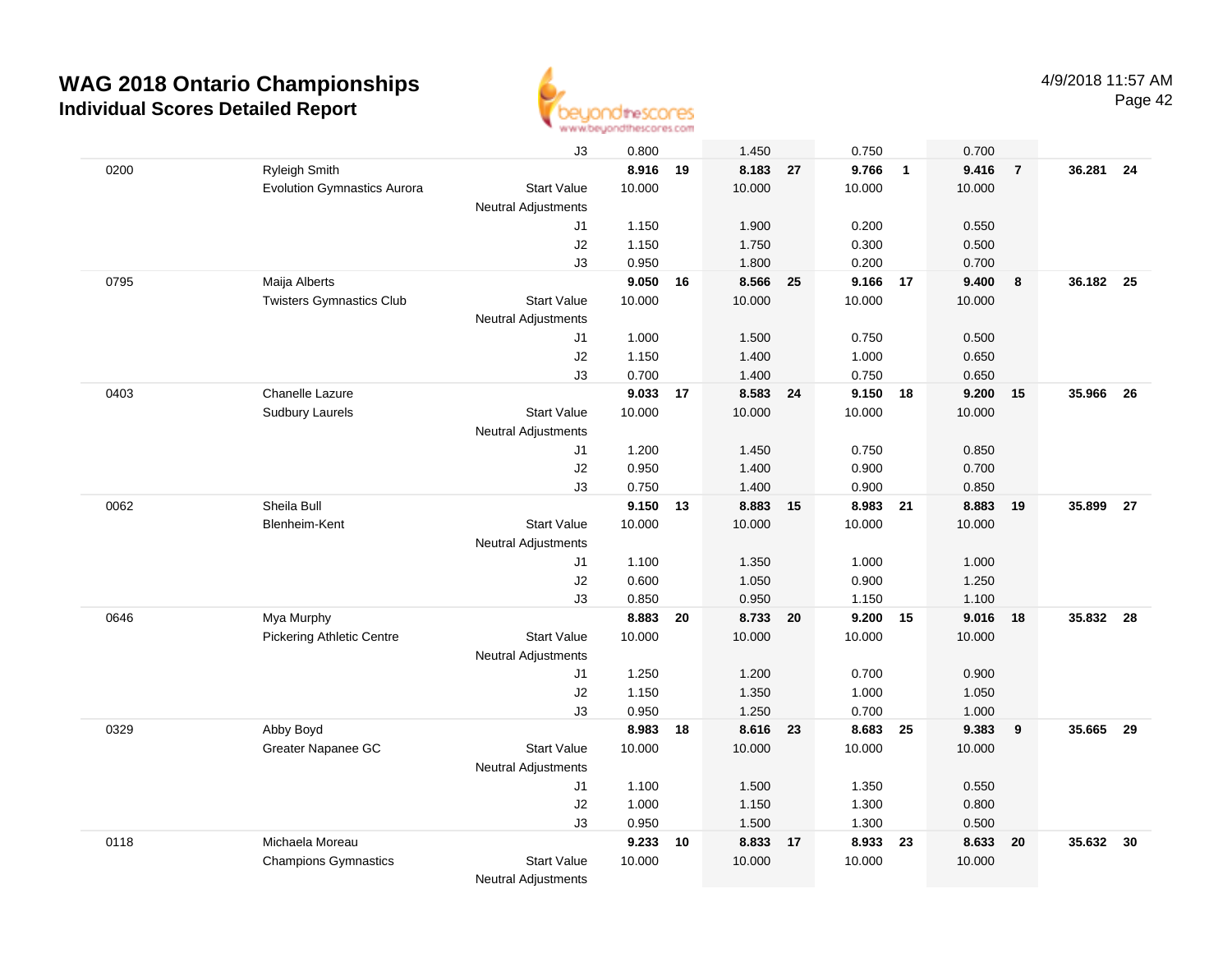# WAG 2018 Ontario Championships

## Individual Scores Detailed Report

4/9/2018 11:57 AM

| | | | Vault | Rank | Bars | Rank | Beam | Rank | Floor | Rank | AA | Rank |
|---|---|---|---|---|---|---|---|---|---|---|---|---|
| | | J3 | 0.800 | | 1.450 | | 0.750 | | 0.700 | | | |
| 0200 | Ryleigh Smith | | **8.916** | **19** | **8.183** | **27** | **9.766** | **1** | **9.416** | **7** | **36.281** | **24** |
| | Evolution Gymnastics Aurora | Start Value | 10.000 | | 10.000 | | 10.000 | | 10.000 | | | |
| | | Neutral Adjustments | | | | | | | | | | |
| | | J1 | 1.150 | | 1.900 | | 0.200 | | 0.550 | | | |
| | | J2 | 1.150 | | 1.750 | | 0.300 | | 0.500 | | | |
| | | J3 | 0.950 | | 1.800 | | 0.200 | | 0.700 | | | |
| 0795 | Maija Alberts | | **9.050** | **16** | **8.566** | **25** | **9.166** | **17** | **9.400** | **8** | **36.182** | **25** |
| | Twisters Gymnastics Club | Start Value | 10.000 | | 10.000 | | 10.000 | | 10.000 | | | |
| | | Neutral Adjustments | | | | | | | | | | |
| | | J1 | 1.000 | | 1.500 | | 0.750 | | 0.500 | | | |
| | | J2 | 1.150 | | 1.400 | | 1.000 | | 0.650 | | | |
| | | J3 | 0.700 | | 1.400 | | 0.750 | | 0.650 | | | |
| 0403 | Chanelle Lazure | | **9.033** | **17** | **8.583** | **24** | **9.150** | **18** | **9.200** | **15** | **35.966** | **26** |
| | Sudbury Laurels | Start Value | 10.000 | | 10.000 | | 10.000 | | 10.000 | | | |
| | | Neutral Adjustments | | | | | | | | | | |
| | | J1 | 1.200 | | 1.450 | | 0.750 | | 0.850 | | | |
| | | J2 | 0.950 | | 1.400 | | 0.900 | | 0.700 | | | |
| | | J3 | 0.750 | | 1.400 | | 0.900 | | 0.850 | | | |
| 0062 | Sheila Bull | | **9.150** | **13** | **8.883** | **15** | **8.983** | **21** | **8.883** | **19** | **35.899** | **27** |
| | Blenheim-Kent | Start Value | 10.000 | | 10.000 | | 10.000 | | 10.000 | | | |
| | | Neutral Adjustments | | | | | | | | | | |
| | | J1 | 1.100 | | 1.350 | | 1.000 | | 1.000 | | | |
| | | J2 | 0.600 | | 1.050 | | 0.900 | | 1.250 | | | |
| | | J3 | 0.850 | | 0.950 | | 1.150 | | 1.100 | | | |
| 0646 | Mya Murphy | | **8.883** | **20** | **8.733** | **20** | **9.200** | **15** | **9.016** | **18** | **35.832** | **28** |
| | Pickering Athletic Centre | Start Value | 10.000 | | 10.000 | | 10.000 | | 10.000 | | | |
| | | Neutral Adjustments | | | | | | | | | | |
| | | J1 | 1.250 | | 1.200 | | 0.700 | | 0.900 | | | |
| | | J2 | 1.150 | | 1.350 | | 1.000 | | 1.050 | | | |
| | | J3 | 0.950 | | 1.250 | | 0.700 | | 1.000 | | | |
| 0329 | Abby Boyd | | **8.983** | **18** | **8.616** | **23** | **8.683** | **25** | **9.383** | **9** | **35.665** | **29** |
| | Greater Napanee GC | Start Value | 10.000 | | 10.000 | | 10.000 | | 10.000 | | | |
| | | Neutral Adjustments | | | | | | | | | | |
| | | J1 | 1.100 | | 1.500 | | 1.350 | | 0.550 | | | |
| | | J2 | 1.000 | | 1.150 | | 1.300 | | 0.800 | | | |
| | | J3 | 0.950 | | 1.500 | | 1.300 | | 0.500 | | | |
| 0118 | Michaela Moreau | | **9.233** | **10** | **8.833** | **17** | **8.933** | **23** | **8.633** | **20** | **35.632** | **30** |
| | Champions Gymnastics | Start Value | 10.000 | | 10.000 | | 10.000 | | 10.000 | | | |
| | | Neutral Adjustments | | | | | | | | | | |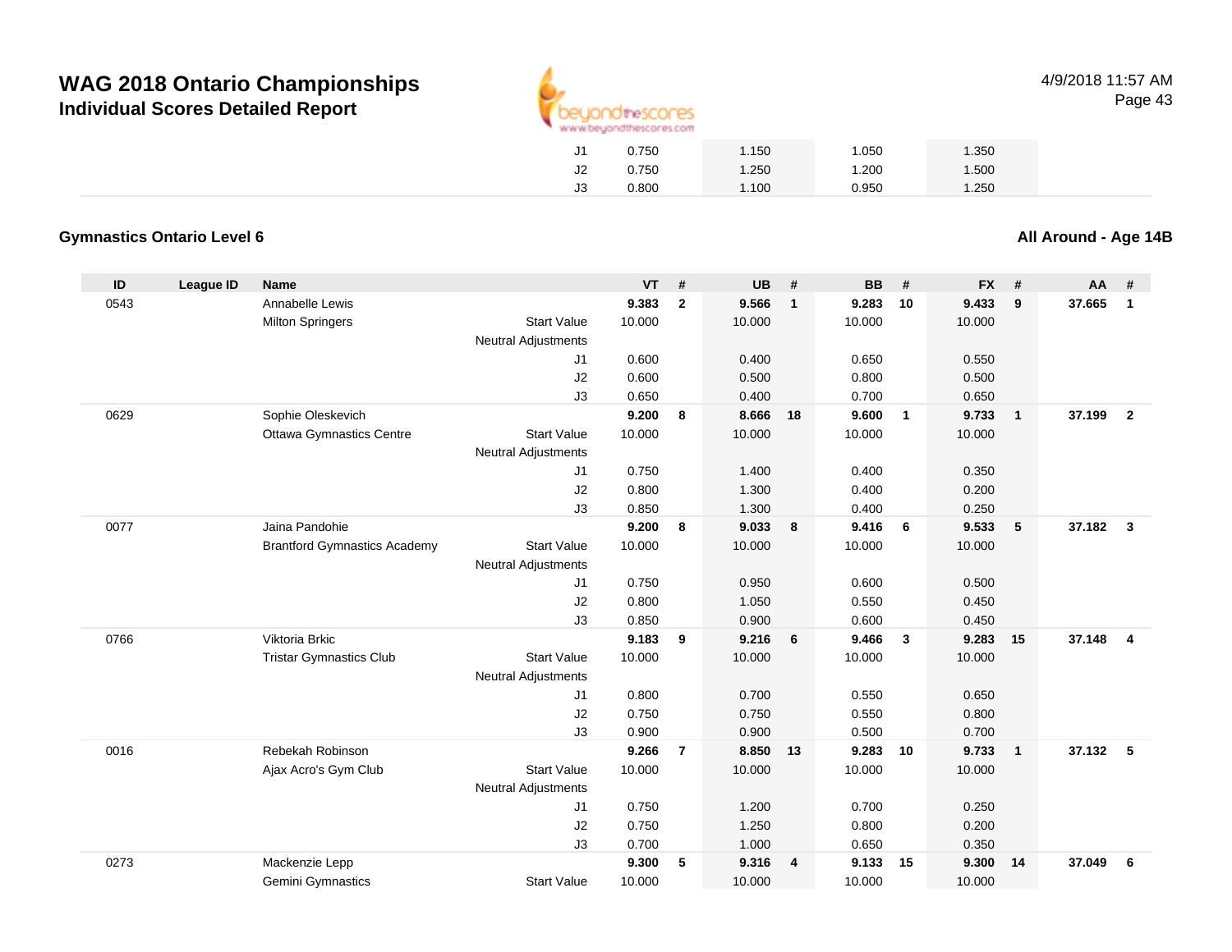# WAG 2018 Ontario Championships

## Individual Scores Detailed Report

4/9/2018 11:57 AM

| | | | | | | |
|---|---|---|---|---|---|---|
| J1 | 0.750 | 1.150 | 1.050 | 1.350 |
| J2 | 0.750 | 1.250 | 1.200 | 1.500 |
| J3 | 0.800 | 1.100 | 0.950 | 1.250 |

### Gymnastics Ontario Level 6

### All Around - Age 14B

| ID | League ID | Name | | VT | # | UB | # | BB | # | FX | # | AA | # |
|---|---|---|---|---|---|---|---|---|---|---|---|---|---|
| 0543 | | Annabelle Lewis | | **9.383** | **2** | **9.566** | **1** | **9.283** | **10** | **9.433** | **9** | **37.665** | **1** |
| | | Milton Springers | Start Value | 10.000 | | 10.000 | | 10.000 | | 10.000 | | | |
| | | | Neutral Adjustments | | | | | | | | | | |
| | | | J1 | 0.600 | | 0.400 | | 0.650 | | 0.550 | | | |
| | | | J2 | 0.600 | | 0.500 | | 0.800 | | 0.500 | | | |
| | | | J3 | 0.650 | | 0.400 | | 0.700 | | 0.650 | | | |
| 0629 | | Sophie Oleskevich | | **9.200** | **8** | **8.666** | **18** | **9.600** | **1** | **9.733** | **1** | **37.199** | **2** |
| | | Ottawa Gymnastics Centre | Start Value | 10.000 | | 10.000 | | 10.000 | | 10.000 | | | |
| | | | Neutral Adjustments | | | | | | | | | | |
| | | | J1 | 0.750 | | 1.400 | | 0.400 | | 0.350 | | | |
| | | | J2 | 0.800 | | 1.300 | | 0.400 | | 0.200 | | | |
| | | | J3 | 0.850 | | 1.300 | | 0.400 | | 0.250 | | | |
| 0077 | | Jaina Pandohie | | **9.200** | **8** | **9.033** | **8** | **9.416** | **6** | **9.533** | **5** | **37.182** | **3** |
| | | Brantford Gymnastics Academy | Start Value | 10.000 | | 10.000 | | 10.000 | | 10.000 | | | |
| | | | Neutral Adjustments | | | | | | | | | | |
| | | | J1 | 0.750 | | 0.950 | | 0.600 | | 0.500 | | | |
| | | | J2 | 0.800 | | 1.050 | | 0.550 | | 0.450 | | | |
| | | | J3 | 0.850 | | 0.900 | | 0.600 | | 0.450 | | | |
| 0766 | | Viktoria Brkic | | **9.183** | **9** | **9.216** | **6** | **9.466** | **3** | **9.283** | **15** | **37.148** | **4** |
| | | Tristar Gymnastics Club | Start Value | 10.000 | | 10.000 | | 10.000 | | 10.000 | | | |
| | | | Neutral Adjustments | | | | | | | | | | |
| | | | J1 | 0.800 | | 0.700 | | 0.550 | | 0.650 | | | |
| | | | J2 | 0.750 | | 0.750 | | 0.550 | | 0.800 | | | |
| | | | J3 | 0.900 | | 0.900 | | 0.500 | | 0.700 | | | |
| 0016 | | Rebekah Robinson | | **9.266** | **7** | **8.850** | **13** | **9.283** | **10** | **9.733** | **1** | **37.132** | **5** |
| | | Ajax Acro's Gym Club | Start Value | 10.000 | | 10.000 | | 10.000 | | 10.000 | | | |
| | | | Neutral Adjustments | | | | | | | | | | |
| | | | J1 | 0.750 | | 1.200 | | 0.700 | | 0.250 | | | |
| | | | J2 | 0.750 | | 1.250 | | 0.800 | | 0.200 | | | |
| | | | J3 | 0.700 | | 1.000 | | 0.650 | | 0.350 | | | |
| 0273 | | Mackenzie Lepp | | **9.300** | **5** | **9.316** | **4** | **9.133** | **15** | **9.300** | **14** | **37.049** | **6** |
| | | Gemini Gymnastics | Start Value | 10.000 | | 10.000 | | 10.000 | | 10.000 | | | |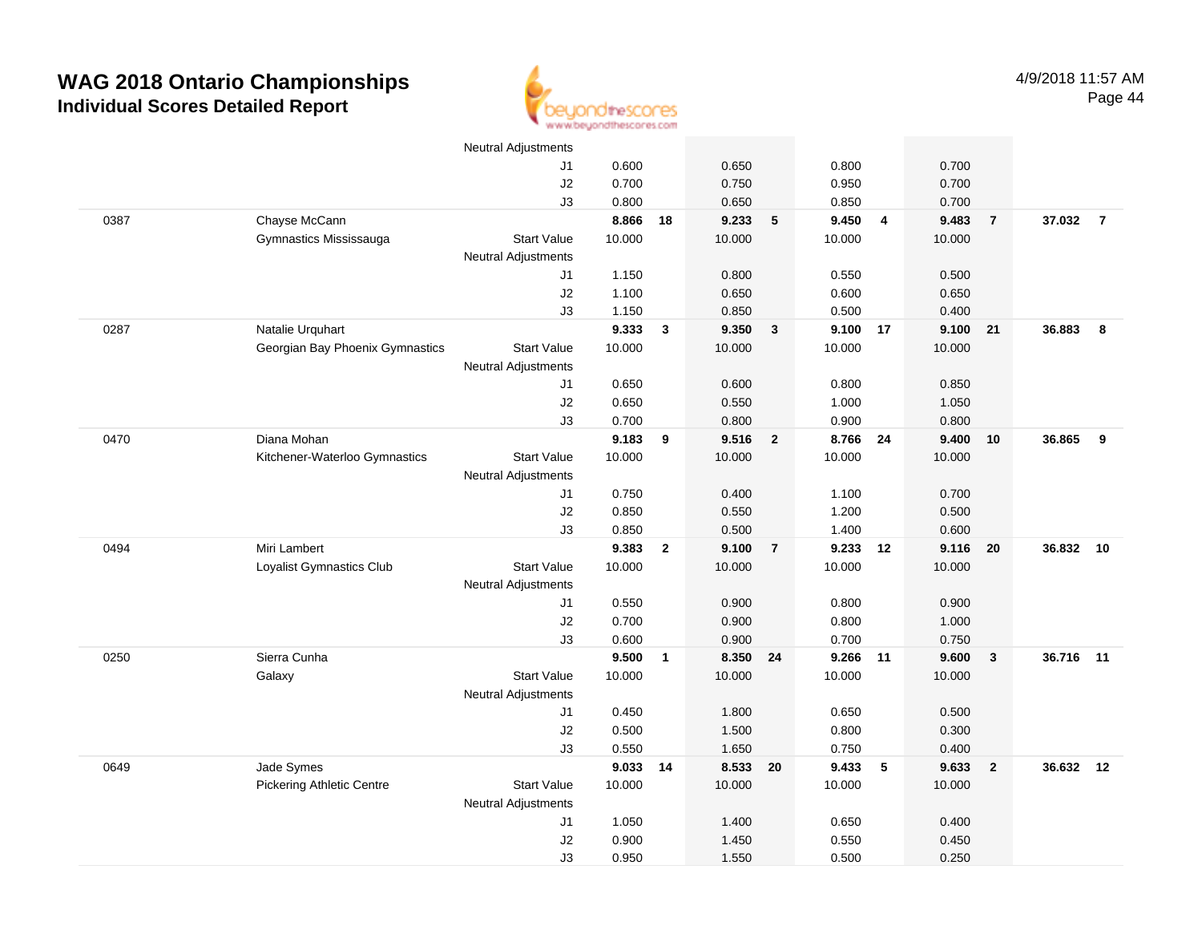# WAG 2018 Ontario Championships

## Individual Scores Detailed Report

4/9/2018 11:57 AM

| # | Name / Club | | Vault | Rank | Bars | Rank | Beam | Rank | Floor | Rank | AA | Rank |
|---|---|---|---|---|---|---|---|---|---|---|---|---|
| | | Neutral Adjustments | | | | | | | | | | |
| | | J1 | 0.600 | | 0.650 | | 0.800 | | 0.700 | | | |
| | | J2 | 0.700 | | 0.750 | | 0.950 | | 0.700 | | | |
| | | J3 | 0.800 | | 0.650 | | 0.850 | | 0.700 | | | |
| 0387 | Chayse McCann | | **8.866** | **18** | **9.233** | **5** | **9.450** | **4** | **9.483** | **7** | **37.032** | **7** |
| | Gymnastics Mississauga | Start Value | 10.000 | | 10.000 | | 10.000 | | 10.000 | | | |
| | | Neutral Adjustments | | | | | | | | | | |
| | | J1 | 1.150 | | 0.800 | | 0.550 | | 0.500 | | | |
| | | J2 | 1.100 | | 0.650 | | 0.600 | | 0.650 | | | |
| | | J3 | 1.150 | | 0.850 | | 0.500 | | 0.400 | | | |
| 0287 | Natalie Urquhart | | **9.333** | **3** | **9.350** | **3** | **9.100** | **17** | **9.100** | **21** | **36.883** | **8** |
| | Georgian Bay Phoenix Gymnastics | Start Value | 10.000 | | 10.000 | | 10.000 | | 10.000 | | | |
| | | Neutral Adjustments | | | | | | | | | | |
| | | J1 | 0.650 | | 0.600 | | 0.800 | | 0.850 | | | |
| | | J2 | 0.650 | | 0.550 | | 1.000 | | 1.050 | | | |
| | | J3 | 0.700 | | 0.800 | | 0.900 | | 0.800 | | | |
| 0470 | Diana Mohan | | **9.183** | **9** | **9.516** | **2** | **8.766** | **24** | **9.400** | **10** | **36.865** | **9** |
| | Kitchener-Waterloo Gymnastics | Start Value | 10.000 | | 10.000 | | 10.000 | | 10.000 | | | |
| | | Neutral Adjustments | | | | | | | | | | |
| | | J1 | 0.750 | | 0.400 | | 1.100 | | 0.700 | | | |
| | | J2 | 0.850 | | 0.550 | | 1.200 | | 0.500 | | | |
| | | J3 | 0.850 | | 0.500 | | 1.400 | | 0.600 | | | |
| 0494 | Miri Lambert | | **9.383** | **2** | **9.100** | **7** | **9.233** | **12** | **9.116** | **20** | **36.832** | **10** |
| | Loyalist Gymnastics Club | Start Value | 10.000 | | 10.000 | | 10.000 | | 10.000 | | | |
| | | Neutral Adjustments | | | | | | | | | | |
| | | J1 | 0.550 | | 0.900 | | 0.800 | | 0.900 | | | |
| | | J2 | 0.700 | | 0.900 | | 0.800 | | 1.000 | | | |
| | | J3 | 0.600 | | 0.900 | | 0.700 | | 0.750 | | | |
| 0250 | Sierra Cunha | | **9.500** | **1** | **8.350** | **24** | **9.266** | **11** | **9.600** | **3** | **36.716** | **11** |
| | Galaxy | Start Value | 10.000 | | 10.000 | | 10.000 | | 10.000 | | | |
| | | Neutral Adjustments | | | | | | | | | | |
| | | J1 | 0.450 | | 1.800 | | 0.650 | | 0.500 | | | |
| | | J2 | 0.500 | | 1.500 | | 0.800 | | 0.300 | | | |
| | | J3 | 0.550 | | 1.650 | | 0.750 | | 0.400 | | | |
| 0649 | Jade Symes | | **9.033** | **14** | **8.533** | **20** | **9.433** | **5** | **9.633** | **2** | **36.632** | **12** |
| | Pickering Athletic Centre | Start Value | 10.000 | | 10.000 | | 10.000 | | 10.000 | | | |
| | | Neutral Adjustments | | | | | | | | | | |
| | | J1 | 1.050 | | 1.400 | | 0.650 | | 0.400 | | | |
| | | J2 | 0.900 | | 1.450 | | 0.550 | | 0.450 | | | |
| | | J3 | 0.950 | | 1.550 | | 0.500 | | 0.250 | | | |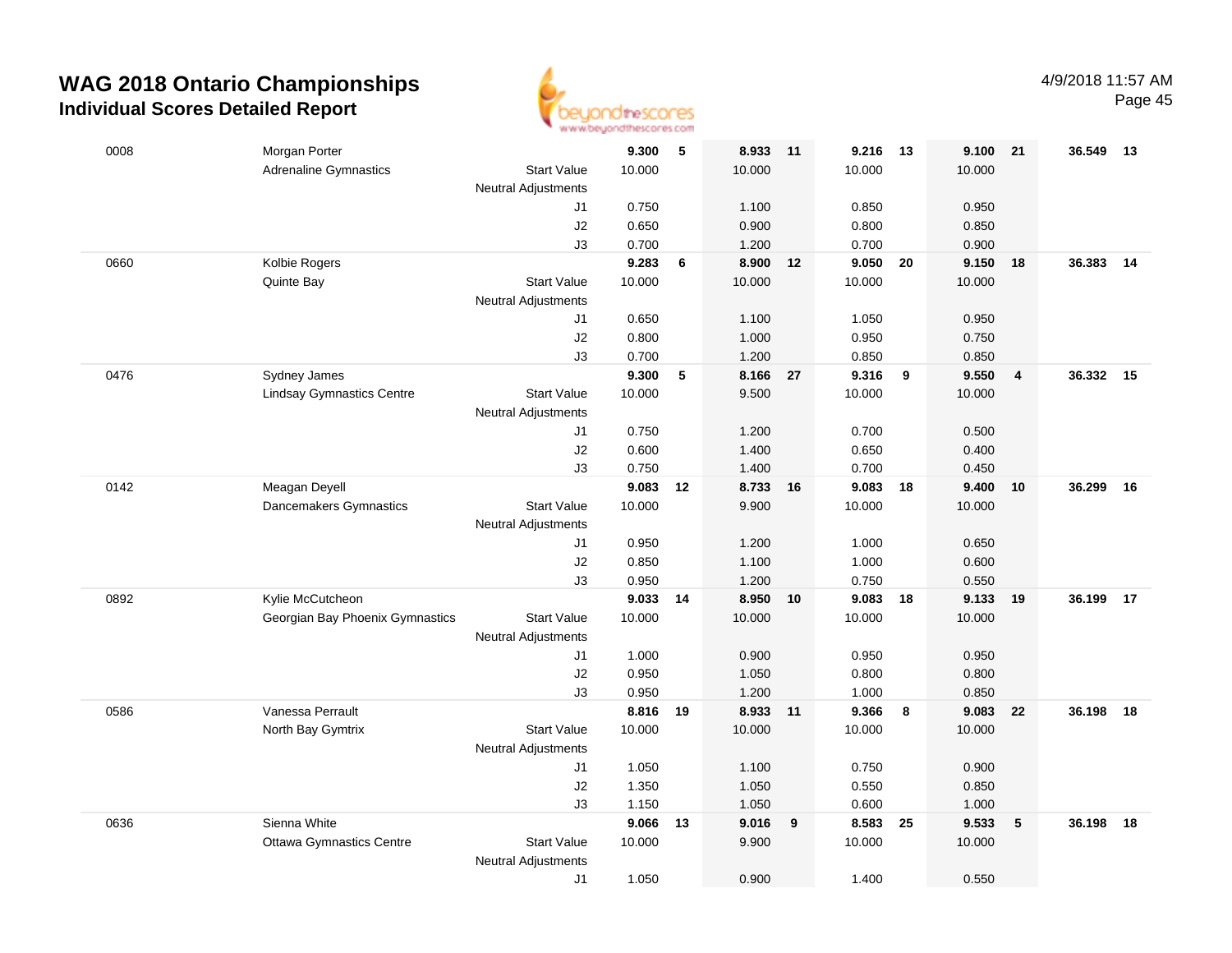# WAG 2018 Ontario Championships

## Individual Scores Detailed Report

4/9/2018 11:57 AM

| # | Name / Club | | Vault | Rank | Bars | Rank | Beam | Rank | Floor | Rank | AA | Rank |
|---|---|---|---|---|---|---|---|---|---|---|---|---|
| 0008 | Morgan Porter | | **9.300** | **5** | **8.933** | **11** | **9.216** | **13** | **9.100** | **21** | **36.549** | **13** |
| | Adrenaline Gymnastics | Start Value | 10.000 | | 10.000 | | 10.000 | | 10.000 | | | |
| | | Neutral Adjustments | | | | | | | | | | |
| | | J1 | 0.750 | | 1.100 | | 0.850 | | 0.950 | | | |
| | | J2 | 0.650 | | 0.900 | | 0.800 | | 0.850 | | | |
| | | J3 | 0.700 | | 1.200 | | 0.700 | | 0.900 | | | |
| 0660 | Kolbie Rogers | | **9.283** | **6** | **8.900** | **12** | **9.050** | **20** | **9.150** | **18** | **36.383** | **14** |
| | Quinte Bay | Start Value | 10.000 | | 10.000 | | 10.000 | | 10.000 | | | |
| | | Neutral Adjustments | | | | | | | | | | |
| | | J1 | 0.650 | | 1.100 | | 1.050 | | 0.950 | | | |
| | | J2 | 0.800 | | 1.000 | | 0.950 | | 0.750 | | | |
| | | J3 | 0.700 | | 1.200 | | 0.850 | | 0.850 | | | |
| 0476 | Sydney James | | **9.300** | **5** | **8.166** | **27** | **9.316** | **9** | **9.550** | **4** | **36.332** | **15** |
| | Lindsay Gymnastics Centre | Start Value | 10.000 | | 9.500 | | 10.000 | | 10.000 | | | |
| | | Neutral Adjustments | | | | | | | | | | |
| | | J1 | 0.750 | | 1.200 | | 0.700 | | 0.500 | | | |
| | | J2 | 0.600 | | 1.400 | | 0.650 | | 0.400 | | | |
| | | J3 | 0.750 | | 1.400 | | 0.700 | | 0.450 | | | |
| 0142 | Meagan Deyell | | **9.083** | **12** | **8.733** | **16** | **9.083** | **18** | **9.400** | **10** | **36.299** | **16** |
| | Dancemakers Gymnastics | Start Value | 10.000 | | 9.900 | | 10.000 | | 10.000 | | | |
| | | Neutral Adjustments | | | | | | | | | | |
| | | J1 | 0.950 | | 1.200 | | 1.000 | | 0.650 | | | |
| | | J2 | 0.850 | | 1.100 | | 1.000 | | 0.600 | | | |
| | | J3 | 0.950 | | 1.200 | | 0.750 | | 0.550 | | | |
| 0892 | Kylie McCutcheon | | **9.033** | **14** | **8.950** | **10** | **9.083** | **18** | **9.133** | **19** | **36.199** | **17** |
| | Georgian Bay Phoenix Gymnastics | Start Value | 10.000 | | 10.000 | | 10.000 | | 10.000 | | | |
| | | Neutral Adjustments | | | | | | | | | | |
| | | J1 | 1.000 | | 0.900 | | 0.950 | | 0.950 | | | |
| | | J2 | 0.950 | | 1.050 | | 0.800 | | 0.800 | | | |
| | | J3 | 0.950 | | 1.200 | | 1.000 | | 0.850 | | | |
| 0586 | Vanessa Perrault | | **8.816** | **19** | **8.933** | **11** | **9.366** | **8** | **9.083** | **22** | **36.198** | **18** |
| | North Bay Gymtrix | Start Value | 10.000 | | 10.000 | | 10.000 | | 10.000 | | | |
| | | Neutral Adjustments | | | | | | | | | | |
| | | J1 | 1.050 | | 1.100 | | 0.750 | | 0.900 | | | |
| | | J2 | 1.350 | | 1.050 | | 0.550 | | 0.850 | | | |
| | | J3 | 1.150 | | 1.050 | | 0.600 | | 1.000 | | | |
| 0636 | Sienna White | | **9.066** | **13** | **9.016** | **9** | **8.583** | **25** | **9.533** | **5** | **36.198** | **18** |
| | Ottawa Gymnastics Centre | Start Value | 10.000 | | 9.900 | | 10.000 | | 10.000 | | | |
| | | Neutral Adjustments | | | | | | | | | | |
| | | J1 | 1.050 | | 0.900 | | 1.400 | | 0.550 | | | |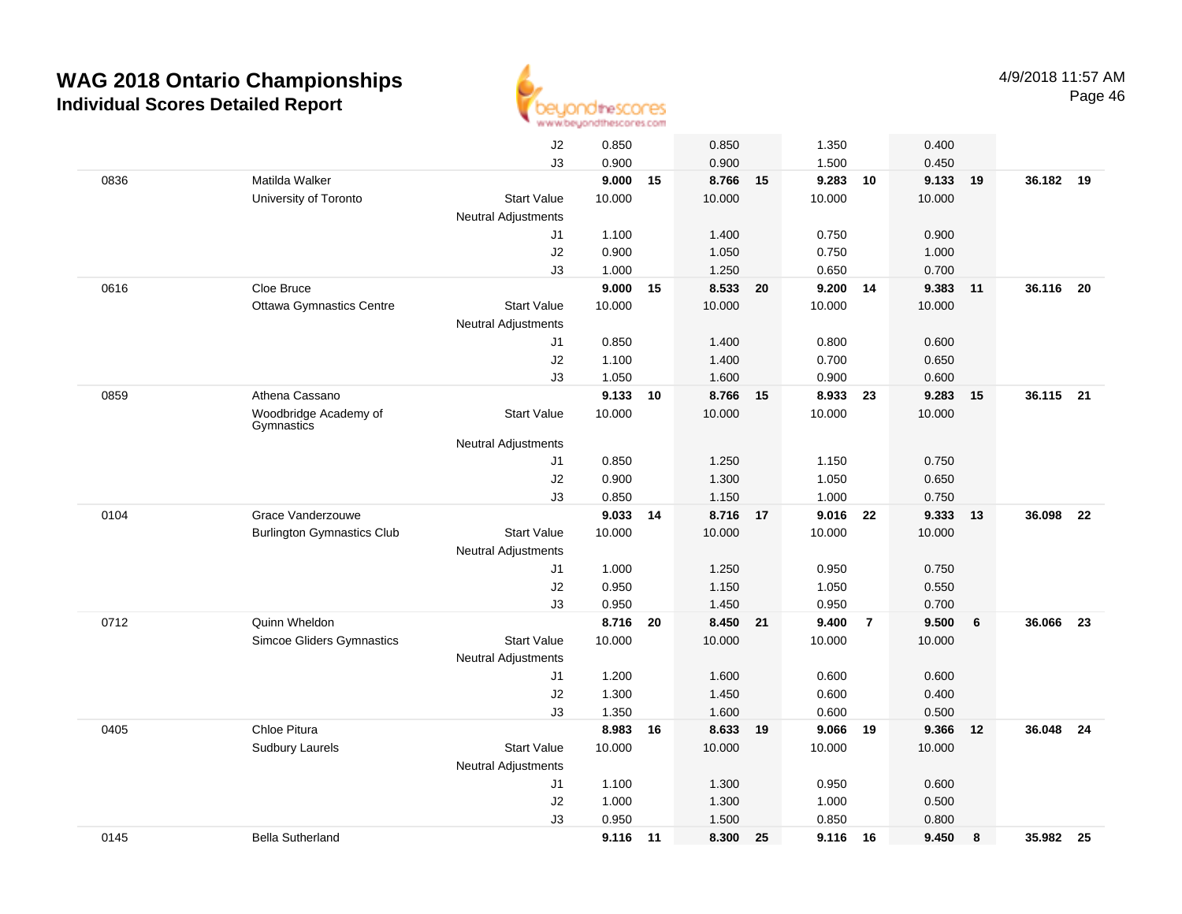# WAG 2018 Ontario Championships

## Individual Scores Detailed Report

4/9/2018 11:57 AM

| | | | | | | | | | | | | |
|---|---|---|---|---|---|---|---|---|---|---|---|---|
| | | J2 | 0.850 | | 0.850 | | 1.350 | | 0.400 | | | |
| | | J3 | 0.900 | | 0.900 | | 1.500 | | 0.450 | | | |
| 0836 | Matilda Walker | | **9.000** | **15** | **8.766** | **15** | **9.283** | **10** | **9.133** | **19** | **36.182** | **19** |
| | University of Toronto | Start Value | 10.000 | | 10.000 | | 10.000 | | 10.000 | | | |
| | | Neutral Adjustments | | | | | | | | | | |
| | | J1 | 1.100 | | 1.400 | | 0.750 | | 0.900 | | | |
| | | J2 | 0.900 | | 1.050 | | 0.750 | | 1.000 | | | |
| | | J3 | 1.000 | | 1.250 | | 0.650 | | 0.700 | | | |
| 0616 | Cloe Bruce | | **9.000** | **15** | **8.533** | **20** | **9.200** | **14** | **9.383** | **11** | **36.116** | **20** |
| | Ottawa Gymnastics Centre | Start Value | 10.000 | | 10.000 | | 10.000 | | 10.000 | | | |
| | | Neutral Adjustments | | | | | | | | | | |
| | | J1 | 0.850 | | 1.400 | | 0.800 | | 0.600 | | | |
| | | J2 | 1.100 | | 1.400 | | 0.700 | | 0.650 | | | |
| | | J3 | 1.050 | | 1.600 | | 0.900 | | 0.600 | | | |
| 0859 | Athena Cassano | | **9.133** | **10** | **8.766** | **15** | **8.933** | **23** | **9.283** | **15** | **36.115** | **21** |
| | Woodbridge Academy of Gymnastics | Start Value | 10.000 | | 10.000 | | 10.000 | | 10.000 | | | |
| | | Neutral Adjustments | | | | | | | | | | |
| | | J1 | 0.850 | | 1.250 | | 1.150 | | 0.750 | | | |
| | | J2 | 0.900 | | 1.300 | | 1.050 | | 0.650 | | | |
| | | J3 | 0.850 | | 1.150 | | 1.000 | | 0.750 | | | |
| 0104 | Grace Vanderzouwe | | **9.033** | **14** | **8.716** | **17** | **9.016** | **22** | **9.333** | **13** | **36.098** | **22** |
| | Burlington Gymnastics Club | Start Value | 10.000 | | 10.000 | | 10.000 | | 10.000 | | | |
| | | Neutral Adjustments | | | | | | | | | | |
| | | J1 | 1.000 | | 1.250 | | 0.950 | | 0.750 | | | |
| | | J2 | 0.950 | | 1.150 | | 1.050 | | 0.550 | | | |
| | | J3 | 0.950 | | 1.450 | | 0.950 | | 0.700 | | | |
| 0712 | Quinn Wheldon | | **8.716** | **20** | **8.450** | **21** | **9.400** | **7** | **9.500** | **6** | **36.066** | **23** |
| | Simcoe Gliders Gymnastics | Start Value | 10.000 | | 10.000 | | 10.000 | | 10.000 | | | |
| | | Neutral Adjustments | | | | | | | | | | |
| | | J1 | 1.200 | | 1.600 | | 0.600 | | 0.600 | | | |
| | | J2 | 1.300 | | 1.450 | | 0.600 | | 0.400 | | | |
| | | J3 | 1.350 | | 1.600 | | 0.600 | | 0.500 | | | |
| 0405 | Chloe Pitura | | **8.983** | **16** | **8.633** | **19** | **9.066** | **19** | **9.366** | **12** | **36.048** | **24** |
| | Sudbury Laurels | Start Value | 10.000 | | 10.000 | | 10.000 | | 10.000 | | | |
| | | Neutral Adjustments | | | | | | | | | | |
| | | J1 | 1.100 | | 1.300 | | 0.950 | | 0.600 | | | |
| | | J2 | 1.000 | | 1.300 | | 1.000 | | 0.500 | | | |
| | | J3 | 0.950 | | 1.500 | | 0.850 | | 0.800 | | | |
| 0145 | Bella Sutherland | | **9.116** | **11** | **8.300** | **25** | **9.116** | **16** | **9.450** | **8** | **35.982** | **25** |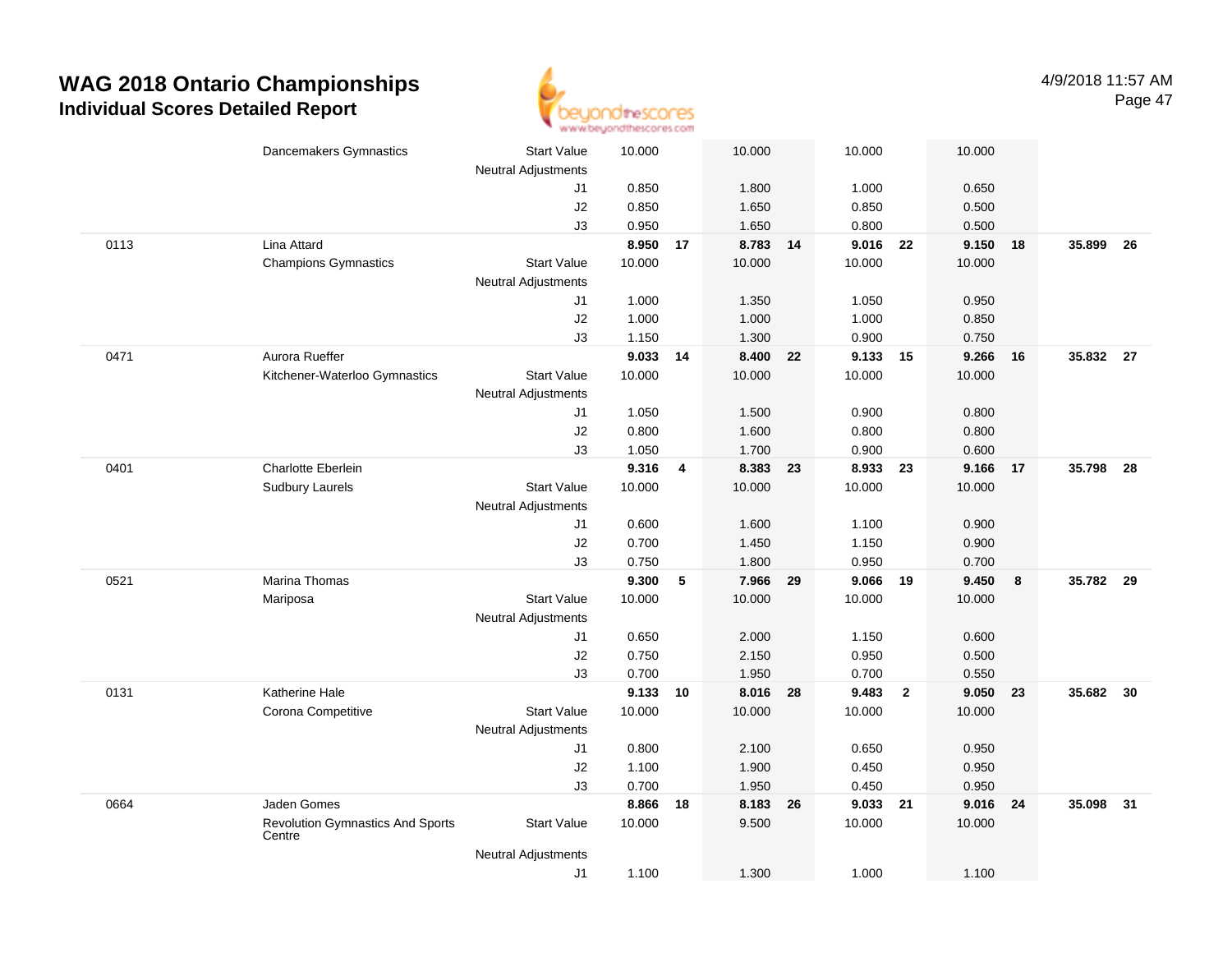# WAG 2018 Ontario Championships
## Individual Scores Detailed Report

4/9/2018 11:57 AM

| # | Name / Club | | Vault | Rank | Bars | Rank | Beam | Rank | Floor | Rank | AA | Rank |
|---|---|---|---|---|---|---|---|---|---|---|---|---|
| | Dancemakers Gymnastics | Start Value | 10.000 | | 10.000 | | 10.000 | | 10.000 | | | |
| | | Neutral Adjustments | | | | | | | | | | |
| | | J1 | 0.850 | | 1.800 | | 1.000 | | 0.650 | | | |
| | | J2 | 0.850 | | 1.650 | | 0.850 | | 0.500 | | | |
| | | J3 | 0.950 | | 1.650 | | 0.800 | | 0.500 | | | |
| 0113 | Lina Attard | | **8.950** | **17** | **8.783** | **14** | **9.016** | **22** | **9.150** | **18** | **35.899** | **26** |
| | Champions Gymnastics | Start Value | 10.000 | | 10.000 | | 10.000 | | 10.000 | | | |
| | | Neutral Adjustments | | | | | | | | | | |
| | | J1 | 1.000 | | 1.350 | | 1.050 | | 0.950 | | | |
| | | J2 | 1.000 | | 1.000 | | 1.000 | | 0.850 | | | |
| | | J3 | 1.150 | | 1.300 | | 0.900 | | 0.750 | | | |
| 0471 | Aurora Rueffer | | **9.033** | **14** | **8.400** | **22** | **9.133** | **15** | **9.266** | **16** | **35.832** | **27** |
| | Kitchener-Waterloo Gymnastics | Start Value | 10.000 | | 10.000 | | 10.000 | | 10.000 | | | |
| | | Neutral Adjustments | | | | | | | | | | |
| | | J1 | 1.050 | | 1.500 | | 0.900 | | 0.800 | | | |
| | | J2 | 0.800 | | 1.600 | | 0.800 | | 0.800 | | | |
| | | J3 | 1.050 | | 1.700 | | 0.900 | | 0.600 | | | |
| 0401 | Charlotte Eberlein | | **9.316** | **4** | **8.383** | **23** | **8.933** | **23** | **9.166** | **17** | **35.798** | **28** |
| | Sudbury Laurels | Start Value | 10.000 | | 10.000 | | 10.000 | | 10.000 | | | |
| | | Neutral Adjustments | | | | | | | | | | |
| | | J1 | 0.600 | | 1.600 | | 1.100 | | 0.900 | | | |
| | | J2 | 0.700 | | 1.450 | | 1.150 | | 0.900 | | | |
| | | J3 | 0.750 | | 1.800 | | 0.950 | | 0.700 | | | |
| 0521 | Marina Thomas | | **9.300** | **5** | **7.966** | **29** | **9.066** | **19** | **9.450** | **8** | **35.782** | **29** |
| | Mariposa | Start Value | 10.000 | | 10.000 | | 10.000 | | 10.000 | | | |
| | | Neutral Adjustments | | | | | | | | | | |
| | | J1 | 0.650 | | 2.000 | | 1.150 | | 0.600 | | | |
| | | J2 | 0.750 | | 2.150 | | 0.950 | | 0.500 | | | |
| | | J3 | 0.700 | | 1.950 | | 0.700 | | 0.550 | | | |
| 0131 | Katherine Hale | | **9.133** | **10** | **8.016** | **28** | **9.483** | **2** | **9.050** | **23** | **35.682** | **30** |
| | Corona Competitive | Start Value | 10.000 | | 10.000 | | 10.000 | | 10.000 | | | |
| | | Neutral Adjustments | | | | | | | | | | |
| | | J1 | 0.800 | | 2.100 | | 0.650 | | 0.950 | | | |
| | | J2 | 1.100 | | 1.900 | | 0.450 | | 0.950 | | | |
| | | J3 | 0.700 | | 1.950 | | 0.450 | | 0.950 | | | |
| 0664 | Jaden Gomes | | **8.866** | **18** | **8.183** | **26** | **9.033** | **21** | **9.016** | **24** | **35.098** | **31** |
| | Revolution Gymnastics And Sports Centre | Start Value | 10.000 | | 9.500 | | 10.000 | | 10.000 | | | |
| | | Neutral Adjustments | | | | | | | | | | |
| | | J1 | 1.100 | | 1.300 | | 1.000 | | 1.100 | | | |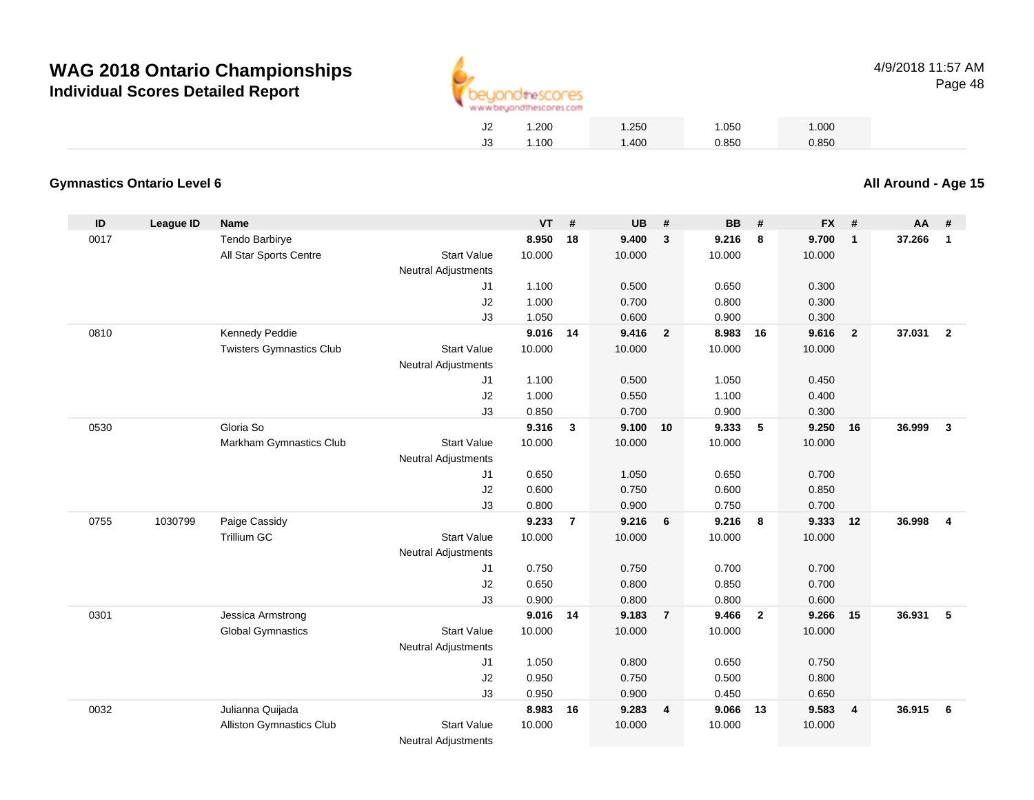# WAG 2018 Ontario Championships
## Individual Scores Detailed Report

4/9/2018 11:57 AM

| | | | | |
|---|---|---|---|---|
| J2 | 1.200 | 1.250 | 1.050 | 1.000 |
| J3 | 1.100 | 1.400 | 0.850 | 0.850 |

### Gymnastics Ontario Level 6

**All Around - Age 15**

| ID | League ID | Name | | VT | # | UB | # | BB | # | FX | # | AA | # |
|---|---|---|---|---|---|---|---|---|---|---|---|---|---|
| 0017 | | Tendo Barbirye | | **8.950** | **18** | **9.400** | **3** | **9.216** | **8** | **9.700** | **1** | **37.266** | **1** |
| | | All Star Sports Centre | Start Value | 10.000 | | 10.000 | | 10.000 | | 10.000 | | | |
| | | | Neutral Adjustments | | | | | | | | | | |
| | | | J1 | 1.100 | | 0.500 | | 0.650 | | 0.300 | | | |
| | | | J2 | 1.000 | | 0.700 | | 0.800 | | 0.300 | | | |
| | | | J3 | 1.050 | | 0.600 | | 0.900 | | 0.300 | | | |
| 0810 | | Kennedy Peddie | | **9.016** | **14** | **9.416** | **2** | **8.983** | **16** | **9.616** | **2** | **37.031** | **2** |
| | | Twisters Gymnastics Club | Start Value | 10.000 | | 10.000 | | 10.000 | | 10.000 | | | |
| | | | Neutral Adjustments | | | | | | | | | | |
| | | | J1 | 1.100 | | 0.500 | | 1.050 | | 0.450 | | | |
| | | | J2 | 1.000 | | 0.550 | | 1.100 | | 0.400 | | | |
| | | | J3 | 0.850 | | 0.700 | | 0.900 | | 0.300 | | | |
| 0530 | | Gloria So | | **9.316** | **3** | **9.100** | **10** | **9.333** | **5** | **9.250** | **16** | **36.999** | **3** |
| | | Markham Gymnastics Club | Start Value | 10.000 | | 10.000 | | 10.000 | | 10.000 | | | |
| | | | Neutral Adjustments | | | | | | | | | | |
| | | | J1 | 0.650 | | 1.050 | | 0.650 | | 0.700 | | | |
| | | | J2 | 0.600 | | 0.750 | | 0.600 | | 0.850 | | | |
| | | | J3 | 0.800 | | 0.900 | | 0.750 | | 0.700 | | | |
| 0755 | 1030799 | Paige Cassidy | | **9.233** | **7** | **9.216** | **6** | **9.216** | **8** | **9.333** | **12** | **36.998** | **4** |
| | | Trillium GC | Start Value | 10.000 | | 10.000 | | 10.000 | | 10.000 | | | |
| | | | Neutral Adjustments | | | | | | | | | | |
| | | | J1 | 0.750 | | 0.750 | | 0.700 | | 0.700 | | | |
| | | | J2 | 0.650 | | 0.800 | | 0.850 | | 0.700 | | | |
| | | | J3 | 0.900 | | 0.800 | | 0.800 | | 0.600 | | | |
| 0301 | | Jessica Armstrong | | **9.016** | **14** | **9.183** | **7** | **9.466** | **2** | **9.266** | **15** | **36.931** | **5** |
| | | Global Gymnastics | Start Value | 10.000 | | 10.000 | | 10.000 | | 10.000 | | | |
| | | | Neutral Adjustments | | | | | | | | | | |
| | | | J1 | 1.050 | | 0.800 | | 0.650 | | 0.750 | | | |
| | | | J2 | 0.950 | | 0.750 | | 0.500 | | 0.800 | | | |
| | | | J3 | 0.950 | | 0.900 | | 0.450 | | 0.650 | | | |
| 0032 | | Julianna Quijada | | **8.983** | **16** | **9.283** | **4** | **9.066** | **13** | **9.583** | **4** | **36.915** | **6** |
| | | Alliston Gymnastics Club | Start Value | 10.000 | | 10.000 | | 10.000 | | 10.000 | | | |
| | | | Neutral Adjustments | | | | | | | | | | |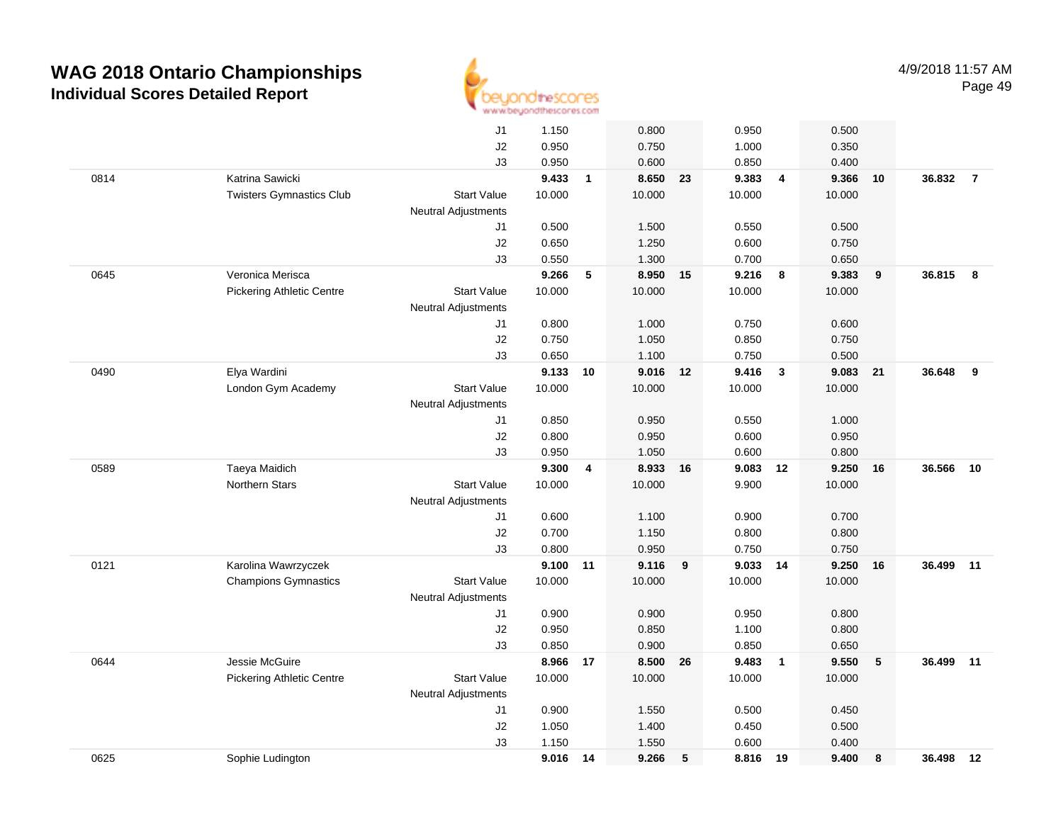# WAG 2018 Ontario Championships
## Individual Scores Detailed Report

4/9/2018 11:57 AM

| # | Name | | | Vault | Rank | Bars | Rank | Beam | Rank | Floor | Rank | AA | Rank |
|---|---|---|---|---|---|---|---|---|---|---|---|---|---|
| | | | J1 | 1.150 | | 0.800 | | 0.950 | | 0.500 | | | |
| | | | J2 | 0.950 | | 0.750 | | 1.000 | | 0.350 | | | |
| | | | J3 | 0.950 | | 0.600 | | 0.850 | | 0.400 | | | |
| 0814 | Katrina Sawicki | | | **9.433** | **1** | **8.650** | **23** | **9.383** | **4** | **9.366** | **10** | **36.832** | **7** |
| | Twisters Gymnastics Club | Start Value | | 10.000 | | 10.000 | | 10.000 | | 10.000 | | | |
| | | Neutral Adjustments | | | | | | | | | | | |
| | | | J1 | 0.500 | | 1.500 | | 0.550 | | 0.500 | | | |
| | | | J2 | 0.650 | | 1.250 | | 0.600 | | 0.750 | | | |
| | | | J3 | 0.550 | | 1.300 | | 0.700 | | 0.650 | | | |
| 0645 | Veronica Merisca | | | **9.266** | **5** | **8.950** | **15** | **9.216** | **8** | **9.383** | **9** | **36.815** | **8** |
| | Pickering Athletic Centre | Start Value | | 10.000 | | 10.000 | | 10.000 | | 10.000 | | | |
| | | Neutral Adjustments | | | | | | | | | | | |
| | | | J1 | 0.800 | | 1.000 | | 0.750 | | 0.600 | | | |
| | | | J2 | 0.750 | | 1.050 | | 0.850 | | 0.750 | | | |
| | | | J3 | 0.650 | | 1.100 | | 0.750 | | 0.500 | | | |
| 0490 | Elya Wardini | | | **9.133** | **10** | **9.016** | **12** | **9.416** | **3** | **9.083** | **21** | **36.648** | **9** |
| | London Gym Academy | Start Value | | 10.000 | | 10.000 | | 10.000 | | 10.000 | | | |
| | | Neutral Adjustments | | | | | | | | | | | |
| | | | J1 | 0.850 | | 0.950 | | 0.550 | | 1.000 | | | |
| | | | J2 | 0.800 | | 0.950 | | 0.600 | | 0.950 | | | |
| | | | J3 | 0.950 | | 1.050 | | 0.600 | | 0.800 | | | |
| 0589 | Taeya Maidich | | | **9.300** | **4** | **8.933** | **16** | **9.083** | **12** | **9.250** | **16** | **36.566** | **10** |
| | Northern Stars | Start Value | | 10.000 | | 10.000 | | 9.900 | | 10.000 | | | |
| | | Neutral Adjustments | | | | | | | | | | | |
| | | | J1 | 0.600 | | 1.100 | | 0.900 | | 0.700 | | | |
| | | | J2 | 0.700 | | 1.150 | | 0.800 | | 0.800 | | | |
| | | | J3 | 0.800 | | 0.950 | | 0.750 | | 0.750 | | | |
| 0121 | Karolina Wawrzyczek | | | **9.100** | **11** | **9.116** | **9** | **9.033** | **14** | **9.250** | **16** | **36.499** | **11** |
| | Champions Gymnastics | Start Value | | 10.000 | | 10.000 | | 10.000 | | 10.000 | | | |
| | | Neutral Adjustments | | | | | | | | | | | |
| | | | J1 | 0.900 | | 0.900 | | 0.950 | | 0.800 | | | |
| | | | J2 | 0.950 | | 0.850 | | 1.100 | | 0.800 | | | |
| | | | J3 | 0.850 | | 0.900 | | 0.850 | | 0.650 | | | |
| 0644 | Jessie McGuire | | | **8.966** | **17** | **8.500** | **26** | **9.483** | **1** | **9.550** | **5** | **36.499** | **11** |
| | Pickering Athletic Centre | Start Value | | 10.000 | | 10.000 | | 10.000 | | 10.000 | | | |
| | | Neutral Adjustments | | | | | | | | | | | |
| | | | J1 | 0.900 | | 1.550 | | 0.500 | | 0.450 | | | |
| | | | J2 | 1.050 | | 1.400 | | 0.450 | | 0.500 | | | |
| | | | J3 | 1.150 | | 1.550 | | 0.600 | | 0.400 | | | |
| 0625 | Sophie Ludington | | | **9.016** | **14** | **9.266** | **5** | **8.816** | **19** | **9.400** | **8** | **36.498** | **12** |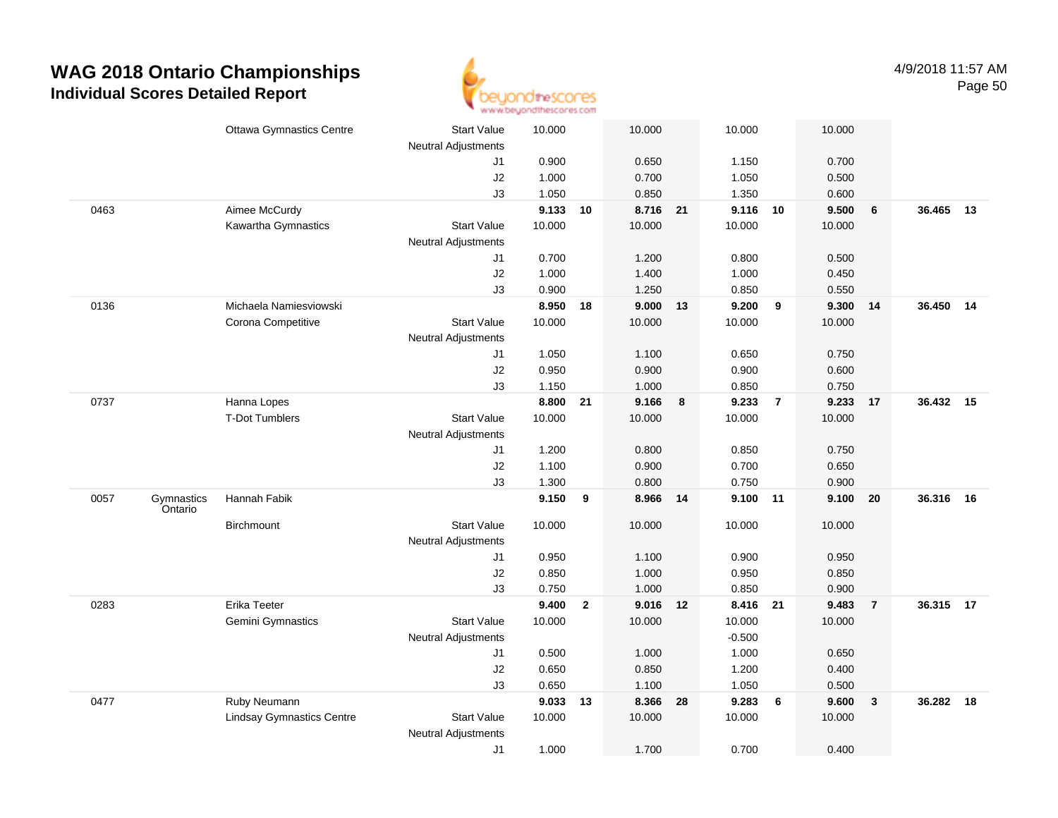# WAG 2018 Ontario Championships

## Individual Scores Detailed Report

4/9/2018 11:57 AM

| # | Prov | Name / Club | | Vault | | Bars | | Beam | | Floor | | AA | |
|---|---|---|---|---|---|---|---|---|---|---|---|---|---|
| | | Ottawa Gymnastics Centre | Start Value | 10.000 | | 10.000 | | 10.000 | | 10.000 | | | |
| | | | Neutral Adjustments | | | | | | | | | | |
| | | | J1 | 0.900 | | 0.650 | | 1.150 | | 0.700 | | | |
| | | | J2 | 1.000 | | 0.700 | | 1.050 | | 0.500 | | | |
| | | | J3 | 1.050 | | 0.850 | | 1.350 | | 0.600 | | | |
| 0463 | | Aimee McCurdy | | **9.133** | **10** | **8.716** | **21** | **9.116** | **10** | **9.500** | **6** | **36.465** | **13** |
| | | Kawartha Gymnastics | Start Value | 10.000 | | 10.000 | | 10.000 | | 10.000 | | | |
| | | | Neutral Adjustments | | | | | | | | | | |
| | | | J1 | 0.700 | | 1.200 | | 0.800 | | 0.500 | | | |
| | | | J2 | 1.000 | | 1.400 | | 1.000 | | 0.450 | | | |
| | | | J3 | 0.900 | | 1.250 | | 0.850 | | 0.550 | | | |
| 0136 | | Michaela Namiesviowski | | **8.950** | **18** | **9.000** | **13** | **9.200** | **9** | **9.300** | **14** | **36.450** | **14** |
| | | Corona Competitive | Start Value | 10.000 | | 10.000 | | 10.000 | | 10.000 | | | |
| | | | Neutral Adjustments | | | | | | | | | | |
| | | | J1 | 1.050 | | 1.100 | | 0.650 | | 0.750 | | | |
| | | | J2 | 0.950 | | 0.900 | | 0.900 | | 0.600 | | | |
| | | | J3 | 1.150 | | 1.000 | | 0.850 | | 0.750 | | | |
| 0737 | | Hanna Lopes | | **8.800** | **21** | **9.166** | **8** | **9.233** | **7** | **9.233** | **17** | **36.432** | **15** |
| | | T-Dot Tumblers | Start Value | 10.000 | | 10.000 | | 10.000 | | 10.000 | | | |
| | | | Neutral Adjustments | | | | | | | | | | |
| | | | J1 | 1.200 | | 0.800 | | 0.850 | | 0.750 | | | |
| | | | J2 | 1.100 | | 0.900 | | 0.700 | | 0.650 | | | |
| | | | J3 | 1.300 | | 0.800 | | 0.750 | | 0.900 | | | |
| 0057 | Gymnastics Ontario | Hannah Fabik | | **9.150** | **9** | **8.966** | **14** | **9.100** | **11** | **9.100** | **20** | **36.316** | **16** |
| | | Birchmount | Start Value | 10.000 | | 10.000 | | 10.000 | | 10.000 | | | |
| | | | Neutral Adjustments | | | | | | | | | | |
| | | | J1 | 0.950 | | 1.100 | | 0.900 | | 0.950 | | | |
| | | | J2 | 0.850 | | 1.000 | | 0.950 | | 0.850 | | | |
| | | | J3 | 0.750 | | 1.000 | | 0.850 | | 0.900 | | | |
| 0283 | | Erika Teeter | | **9.400** | **2** | **9.016** | **12** | **8.416** | **21** | **9.483** | **7** | **36.315** | **17** |
| | | Gemini Gymnastics | Start Value | 10.000 | | 10.000 | | 10.000 | | 10.000 | | | |
| | | | Neutral Adjustments | | | | | -0.500 | | | | | |
| | | | J1 | 0.500 | | 1.000 | | 1.000 | | 0.650 | | | |
| | | | J2 | 0.650 | | 0.850 | | 1.200 | | 0.400 | | | |
| | | | J3 | 0.650 | | 1.100 | | 1.050 | | 0.500 | | | |
| 0477 | | Ruby Neumann | | **9.033** | **13** | **8.366** | **28** | **9.283** | **6** | **9.600** | **3** | **36.282** | **18** |
| | | Lindsay Gymnastics Centre | Start Value | 10.000 | | 10.000 | | 10.000 | | 10.000 | | | |
| | | | Neutral Adjustments | | | | | | | | | | |
| | | | J1 | 1.000 | | 1.700 | | 0.700 | | 0.400 | | | |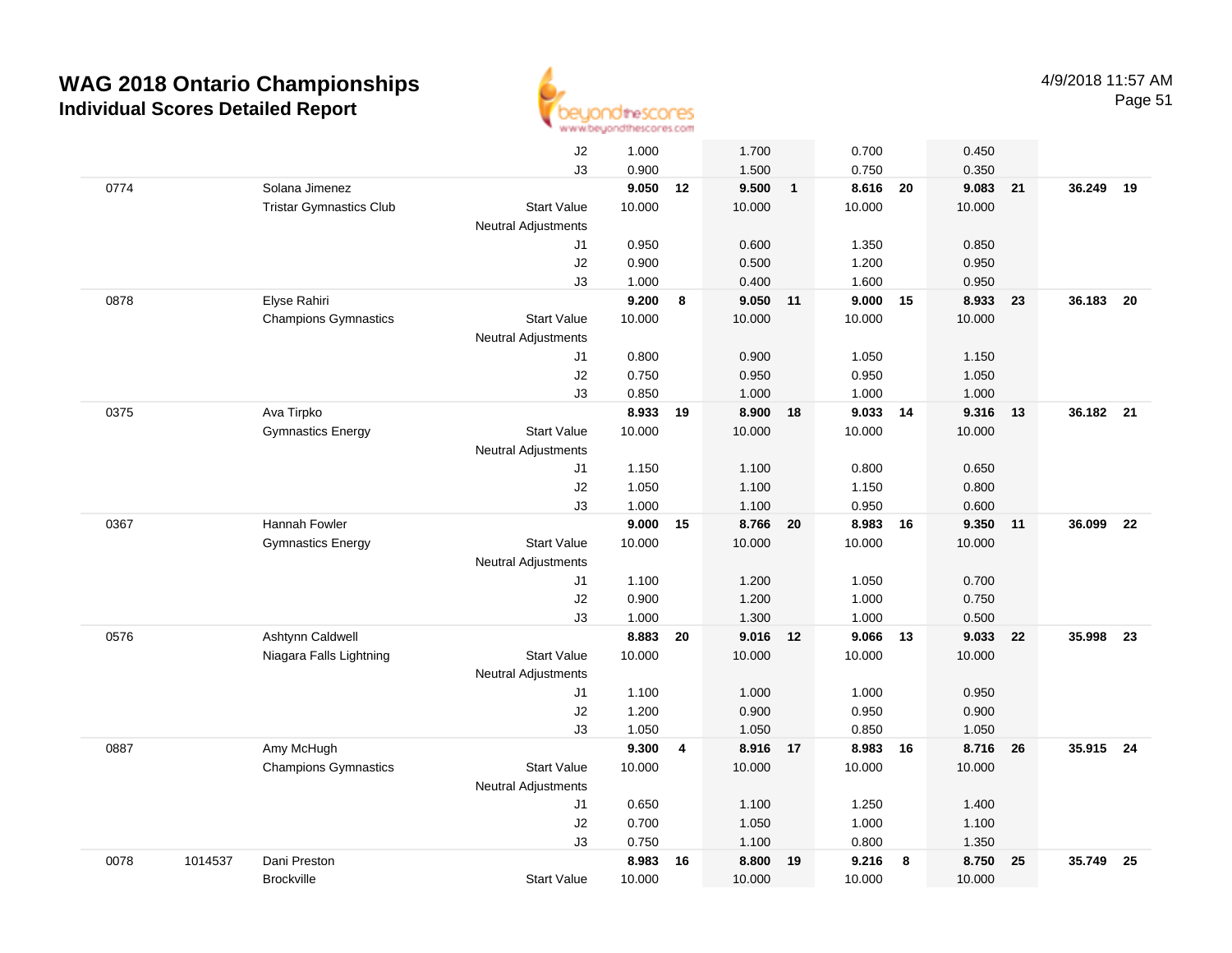# WAG 2018 Ontario Championships

## Individual Scores Detailed Report

4/9/2018 11:57 AM

| | | | | | | | | | | | | | |
|---|---|---|---|---|---|---|---|---|---|---|---|---|---|
| | | | J2 | 1.000 | | 1.700 | | 0.700 | | 0.450 | | | |
| | | | J3 | 0.900 | | 1.500 | | 0.750 | | 0.350 | | | |
| 0774 | | Solana Jimenez | | **9.050** | **12** | **9.500** | **1** | **8.616** | **20** | **9.083** | **21** | **36.249** | **19** |
| | | Tristar Gymnastics Club | Start Value | 10.000 | | 10.000 | | 10.000 | | 10.000 | | | |
| | | | Neutral Adjustments | | | | | | | | | | |
| | | | J1 | 0.950 | | 0.600 | | 1.350 | | 0.850 | | | |
| | | | J2 | 0.900 | | 0.500 | | 1.200 | | 0.950 | | | |
| | | | J3 | 1.000 | | 0.400 | | 1.600 | | 0.950 | | | |
| 0878 | | Elyse Rahiri | | **9.200** | **8** | **9.050** | **11** | **9.000** | **15** | **8.933** | **23** | **36.183** | **20** |
| | | Champions Gymnastics | Start Value | 10.000 | | 10.000 | | 10.000 | | 10.000 | | | |
| | | | Neutral Adjustments | | | | | | | | | | |
| | | | J1 | 0.800 | | 0.900 | | 1.050 | | 1.150 | | | |
| | | | J2 | 0.750 | | 0.950 | | 0.950 | | 1.050 | | | |
| | | | J3 | 0.850 | | 1.000 | | 1.000 | | 1.000 | | | |
| 0375 | | Ava Tirpko | | **8.933** | **19** | **8.900** | **18** | **9.033** | **14** | **9.316** | **13** | **36.182** | **21** |
| | | Gymnastics Energy | Start Value | 10.000 | | 10.000 | | 10.000 | | 10.000 | | | |
| | | | Neutral Adjustments | | | | | | | | | | |
| | | | J1 | 1.150 | | 1.100 | | 0.800 | | 0.650 | | | |
| | | | J2 | 1.050 | | 1.100 | | 1.150 | | 0.800 | | | |
| | | | J3 | 1.000 | | 1.100 | | 0.950 | | 0.600 | | | |
| 0367 | | Hannah Fowler | | **9.000** | **15** | **8.766** | **20** | **8.983** | **16** | **9.350** | **11** | **36.099** | **22** |
| | | Gymnastics Energy | Start Value | 10.000 | | 10.000 | | 10.000 | | 10.000 | | | |
| | | | Neutral Adjustments | | | | | | | | | | |
| | | | J1 | 1.100 | | 1.200 | | 1.050 | | 0.700 | | | |
| | | | J2 | 0.900 | | 1.200 | | 1.000 | | 0.750 | | | |
| | | | J3 | 1.000 | | 1.300 | | 1.000 | | 0.500 | | | |
| 0576 | | Ashtynn Caldwell | | **8.883** | **20** | **9.016** | **12** | **9.066** | **13** | **9.033** | **22** | **35.998** | **23** |
| | | Niagara Falls Lightning | Start Value | 10.000 | | 10.000 | | 10.000 | | 10.000 | | | |
| | | | Neutral Adjustments | | | | | | | | | | |
| | | | J1 | 1.100 | | 1.000 | | 1.000 | | 0.950 | | | |
| | | | J2 | 1.200 | | 0.900 | | 0.950 | | 0.900 | | | |
| | | | J3 | 1.050 | | 1.050 | | 0.850 | | 1.050 | | | |
| 0887 | | Amy McHugh | | **9.300** | **4** | **8.916** | **17** | **8.983** | **16** | **8.716** | **26** | **35.915** | **24** |
| | | Champions Gymnastics | Start Value | 10.000 | | 10.000 | | 10.000 | | 10.000 | | | |
| | | | Neutral Adjustments | | | | | | | | | | |
| | | | J1 | 0.650 | | 1.100 | | 1.250 | | 1.400 | | | |
| | | | J2 | 0.700 | | 1.050 | | 1.000 | | 1.100 | | | |
| | | | J3 | 0.750 | | 1.100 | | 0.800 | | 1.350 | | | |
| 0078 | 1014537 | Dani Preston | | **8.983** | **16** | **8.800** | **19** | **9.216** | **8** | **8.750** | **25** | **35.749** | **25** |
| | | Brockville | Start Value | 10.000 | | 10.000 | | 10.000 | | 10.000 | | | |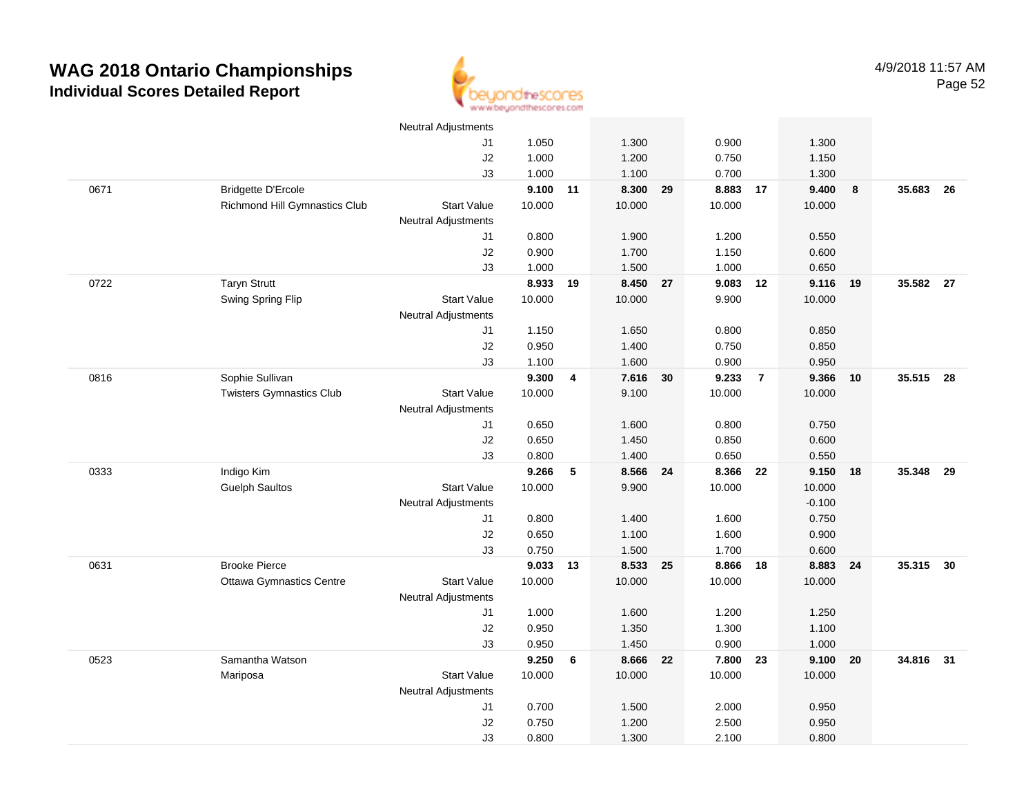# WAG 2018 Ontario Championships
## Individual Scores Detailed Report

4/9/2018 11:57 AM

| | | | | | | | | | | | | |
|---|---|---|---|---|---|---|---|---|---|---|---|---|
| | | Neutral Adjustments | | | | | | | | | | |
| | | J1 | 1.050 | | 1.300 | | 0.900 | | 1.300 | | | |
| | | J2 | 1.000 | | 1.200 | | 0.750 | | 1.150 | | | |
| | | J3 | 1.000 | | 1.100 | | 0.700 | | 1.300 | | | |
| 0671 | Bridgette D'Ercole | | **9.100** | **11** | **8.300** | **29** | **8.883** | **17** | **9.400** | **8** | **35.683** | **26** |
| | Richmond Hill Gymnastics Club | Start Value | 10.000 | | 10.000 | | 10.000 | | 10.000 | | | |
| | | Neutral Adjustments | | | | | | | | | | |
| | | J1 | 0.800 | | 1.900 | | 1.200 | | 0.550 | | | |
| | | J2 | 0.900 | | 1.700 | | 1.150 | | 0.600 | | | |
| | | J3 | 1.000 | | 1.500 | | 1.000 | | 0.650 | | | |
| 0722 | Taryn Strutt | | **8.933** | **19** | **8.450** | **27** | **9.083** | **12** | **9.116** | **19** | **35.582** | **27** |
| | Swing Spring Flip | Start Value | 10.000 | | 10.000 | | 9.900 | | 10.000 | | | |
| | | Neutral Adjustments | | | | | | | | | | |
| | | J1 | 1.150 | | 1.650 | | 0.800 | | 0.850 | | | |
| | | J2 | 0.950 | | 1.400 | | 0.750 | | 0.850 | | | |
| | | J3 | 1.100 | | 1.600 | | 0.900 | | 0.950 | | | |
| 0816 | Sophie Sullivan | | **9.300** | **4** | **7.616** | **30** | **9.233** | **7** | **9.366** | **10** | **35.515** | **28** |
| | Twisters Gymnastics Club | Start Value | 10.000 | | 9.100 | | 10.000 | | 10.000 | | | |
| | | Neutral Adjustments | | | | | | | | | | |
| | | J1 | 0.650 | | 1.600 | | 0.800 | | 0.750 | | | |
| | | J2 | 0.650 | | 1.450 | | 0.850 | | 0.600 | | | |
| | | J3 | 0.800 | | 1.400 | | 0.650 | | 0.550 | | | |
| 0333 | Indigo Kim | | **9.266** | **5** | **8.566** | **24** | **8.366** | **22** | **9.150** | **18** | **35.348** | **29** |
| | Guelph Saultos | Start Value | 10.000 | | 9.900 | | 10.000 | | 10.000 | | | |
| | | Neutral Adjustments | | | | | | | -0.100 | | | |
| | | J1 | 0.800 | | 1.400 | | 1.600 | | 0.750 | | | |
| | | J2 | 0.650 | | 1.100 | | 1.600 | | 0.900 | | | |
| | | J3 | 0.750 | | 1.500 | | 1.700 | | 0.600 | | | |
| 0631 | Brooke Pierce | | **9.033** | **13** | **8.533** | **25** | **8.866** | **18** | **8.883** | **24** | **35.315** | **30** |
| | Ottawa Gymnastics Centre | Start Value | 10.000 | | 10.000 | | 10.000 | | 10.000 | | | |
| | | Neutral Adjustments | | | | | | | | | | |
| | | J1 | 1.000 | | 1.600 | | 1.200 | | 1.250 | | | |
| | | J2 | 0.950 | | 1.350 | | 1.300 | | 1.100 | | | |
| | | J3 | 0.950 | | 1.450 | | 0.900 | | 1.000 | | | |
| 0523 | Samantha Watson | | **9.250** | **6** | **8.666** | **22** | **7.800** | **23** | **9.100** | **20** | **34.816** | **31** |
| | Mariposa | Start Value | 10.000 | | 10.000 | | 10.000 | | 10.000 | | | |
| | | Neutral Adjustments | | | | | | | | | | |
| | | J1 | 0.700 | | 1.500 | | 2.000 | | 0.950 | | | |
| | | J2 | 0.750 | | 1.200 | | 2.500 | | 0.950 | | | |
| | | J3 | 0.800 | | 1.300 | | 2.100 | | 0.800 | | | |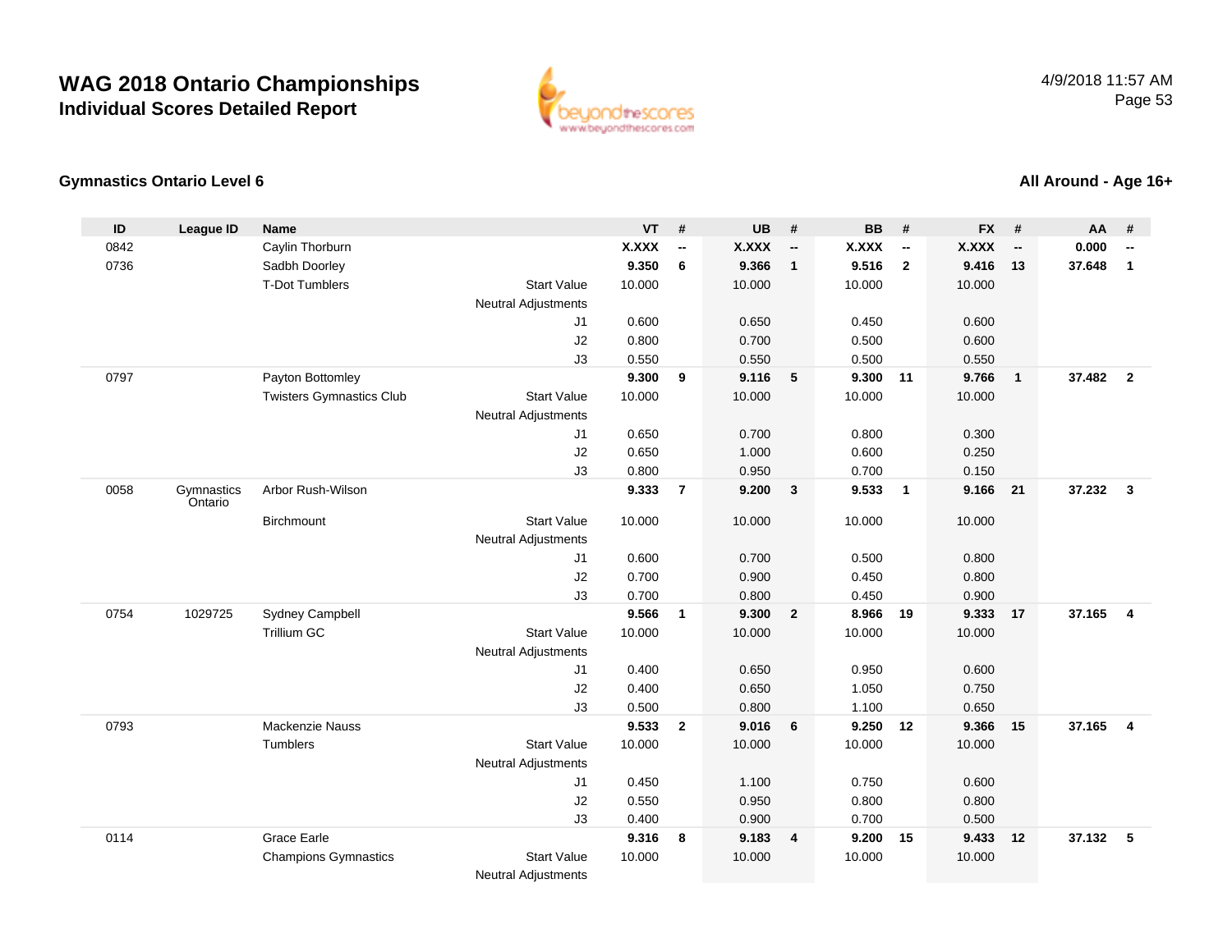# WAG 2018 Ontario Championships
## Individual Scores Detailed Report

4/9/2018 11:57 AM

### Gymnastics Ontario Level 6

### All Around - Age 16+

| ID | League ID | Name | | VT | # | UB | # | BB | # | FX | # | AA | # |
|---|---|---|---|---|---|---|---|---|---|---|---|---|---|
| 0842 | | Caylin Thorburn | | **X.XXX** | **--** | **X.XXX** | **--** | **X.XXX** | **--** | **X.XXX** | **--** | **0.000** | **--** |
| 0736 | | Sadhb Doorley | | **9.350** | **6** | **9.366** | **1** | **9.516** | **2** | **9.416** | **13** | **37.648** | **1** |
| | | T-Dot Tumblers | Start Value | 10.000 | | 10.000 | | 10.000 | | 10.000 | | | |
| | | | Neutral Adjustments | | | | | | | | | | |
| | | | J1 | 0.600 | | 0.650 | | 0.450 | | 0.600 | | | |
| | | | J2 | 0.800 | | 0.700 | | 0.500 | | 0.600 | | | |
| | | | J3 | 0.550 | | 0.550 | | 0.500 | | 0.550 | | | |
| 0797 | | Payton Bottomley | | **9.300** | **9** | **9.116** | **5** | **9.300** | **11** | **9.766** | **1** | **37.482** | **2** |
| | | Twisters Gymnastics Club | Start Value | 10.000 | | 10.000 | | 10.000 | | 10.000 | | | |
| | | | Neutral Adjustments | | | | | | | | | | |
| | | | J1 | 0.650 | | 0.700 | | 0.800 | | 0.300 | | | |
| | | | J2 | 0.650 | | 1.000 | | 0.600 | | 0.250 | | | |
| | | | J3 | 0.800 | | 0.950 | | 0.700 | | 0.150 | | | |
| 0058 | Gymnastics Ontario | Arbor Rush-Wilson | | **9.333** | **7** | **9.200** | **3** | **9.533** | **1** | **9.166** | **21** | **37.232** | **3** |
| | | Birchmount | Start Value | 10.000 | | 10.000 | | 10.000 | | 10.000 | | | |
| | | | Neutral Adjustments | | | | | | | | | | |
| | | | J1 | 0.600 | | 0.700 | | 0.500 | | 0.800 | | | |
| | | | J2 | 0.700 | | 0.900 | | 0.450 | | 0.800 | | | |
| | | | J3 | 0.700 | | 0.800 | | 0.450 | | 0.900 | | | |
| 0754 | 1029725 | Sydney Campbell | | **9.566** | **1** | **9.300** | **2** | **8.966** | **19** | **9.333** | **17** | **37.165** | **4** |
| | | Trillium GC | Start Value | 10.000 | | 10.000 | | 10.000 | | 10.000 | | | |
| | | | Neutral Adjustments | | | | | | | | | | |
| | | | J1 | 0.400 | | 0.650 | | 0.950 | | 0.600 | | | |
| | | | J2 | 0.400 | | 0.650 | | 1.050 | | 0.750 | | | |
| | | | J3 | 0.500 | | 0.800 | | 1.100 | | 0.650 | | | |
| 0793 | | Mackenzie Nauss | | **9.533** | **2** | **9.016** | **6** | **9.250** | **12** | **9.366** | **15** | **37.165** | **4** |
| | | Tumblers | Start Value | 10.000 | | 10.000 | | 10.000 | | 10.000 | | | |
| | | | Neutral Adjustments | | | | | | | | | | |
| | | | J1 | 0.450 | | 1.100 | | 0.750 | | 0.600 | | | |
| | | | J2 | 0.550 | | 0.950 | | 0.800 | | 0.800 | | | |
| | | | J3 | 0.400 | | 0.900 | | 0.700 | | 0.500 | | | |
| 0114 | | Grace Earle | | **9.316** | **8** | **9.183** | **4** | **9.200** | **15** | **9.433** | **12** | **37.132** | **5** |
| | | Champions Gymnastics | Start Value | 10.000 | | 10.000 | | 10.000 | | 10.000 | | | |
| | | | Neutral Adjustments | | | | | | | | | | |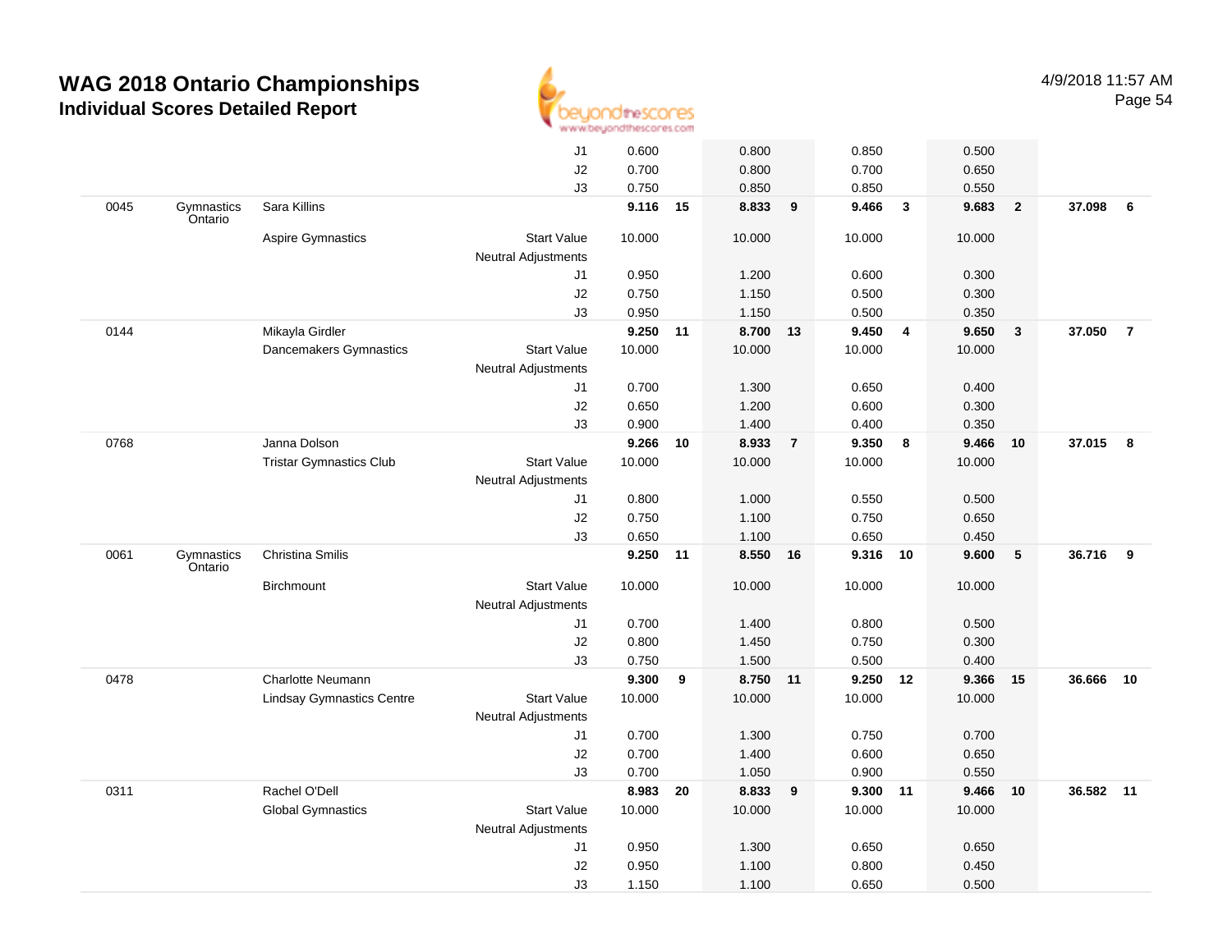# WAG 2018 Ontario Championships

## Individual Scores Detailed Report

4/9/2018 11:57 AM

| # | Province | Name / Club | | Vault | Rank | Bars | Rank | Beam | Rank | Floor | Rank | AA | Rank |
|---|---|---|---|---|---|---|---|---|---|---|---|---|---|
| | | | J1 | 0.600 | | 0.800 | | 0.850 | | 0.500 | | | |
| | | | J2 | 0.700 | | 0.800 | | 0.700 | | 0.650 | | | |
| | | | J3 | 0.750 | | 0.850 | | 0.850 | | 0.550 | | | |
| 0045 | Gymnastics Ontario | Sara Killins | | 9.116 | 15 | 8.833 | 9 | 9.466 | 3 | 9.683 | 2 | 37.098 | 6 |
| | | Aspire Gymnastics | Start Value | 10.000 | | 10.000 | | 10.000 | | 10.000 | | | |
| | | | Neutral Adjustments | | | | | | | | | | |
| | | | J1 | 0.950 | | 1.200 | | 0.600 | | 0.300 | | | |
| | | | J2 | 0.750 | | 1.150 | | 0.500 | | 0.300 | | | |
| | | | J3 | 0.950 | | 1.150 | | 0.500 | | 0.350 | | | |
| 0144 | | Mikayla Girdler | | 9.250 | 11 | 8.700 | 13 | 9.450 | 4 | 9.650 | 3 | 37.050 | 7 |
| | | Dancemakers Gymnastics | Start Value | 10.000 | | 10.000 | | 10.000 | | 10.000 | | | |
| | | | Neutral Adjustments | | | | | | | | | | |
| | | | J1 | 0.700 | | 1.300 | | 0.650 | | 0.400 | | | |
| | | | J2 | 0.650 | | 1.200 | | 0.600 | | 0.300 | | | |
| | | | J3 | 0.900 | | 1.400 | | 0.400 | | 0.350 | | | |
| 0768 | | Janna Dolson | | 9.266 | 10 | 8.933 | 7 | 9.350 | 8 | 9.466 | 10 | 37.015 | 8 |
| | | Tristar Gymnastics Club | Start Value | 10.000 | | 10.000 | | 10.000 | | 10.000 | | | |
| | | | Neutral Adjustments | | | | | | | | | | |
| | | | J1 | 0.800 | | 1.000 | | 0.550 | | 0.500 | | | |
| | | | J2 | 0.750 | | 1.100 | | 0.750 | | 0.650 | | | |
| | | | J3 | 0.650 | | 1.100 | | 0.650 | | 0.450 | | | |
| 0061 | Gymnastics Ontario | Christina Smilis | | 9.250 | 11 | 8.550 | 16 | 9.316 | 10 | 9.600 | 5 | 36.716 | 9 |
| | | Birchmount | Start Value | 10.000 | | 10.000 | | 10.000 | | 10.000 | | | |
| | | | Neutral Adjustments | | | | | | | | | | |
| | | | J1 | 0.700 | | 1.400 | | 0.800 | | 0.500 | | | |
| | | | J2 | 0.800 | | 1.450 | | 0.750 | | 0.300 | | | |
| | | | J3 | 0.750 | | 1.500 | | 0.500 | | 0.400 | | | |
| 0478 | | Charlotte Neumann | | 9.300 | 9 | 8.750 | 11 | 9.250 | 12 | 9.366 | 15 | 36.666 | 10 |
| | | Lindsay Gymnastics Centre | Start Value | 10.000 | | 10.000 | | 10.000 | | 10.000 | | | |
| | | | Neutral Adjustments | | | | | | | | | | |
| | | | J1 | 0.700 | | 1.300 | | 0.750 | | 0.700 | | | |
| | | | J2 | 0.700 | | 1.400 | | 0.600 | | 0.650 | | | |
| | | | J3 | 0.700 | | 1.050 | | 0.900 | | 0.550 | | | |
| 0311 | | Rachel O'Dell | | 8.983 | 20 | 8.833 | 9 | 9.300 | 11 | 9.466 | 10 | 36.582 | 11 |
| | | Global Gymnastics | Start Value | 10.000 | | 10.000 | | 10.000 | | 10.000 | | | |
| | | | Neutral Adjustments | | | | | | | | | | |
| | | | J1 | 0.950 | | 1.300 | | 0.650 | | 0.650 | | | |
| | | | J2 | 0.950 | | 1.100 | | 0.800 | | 0.450 | | | |
| | | | J3 | 1.150 | | 1.100 | | 0.650 | | 0.500 | | | |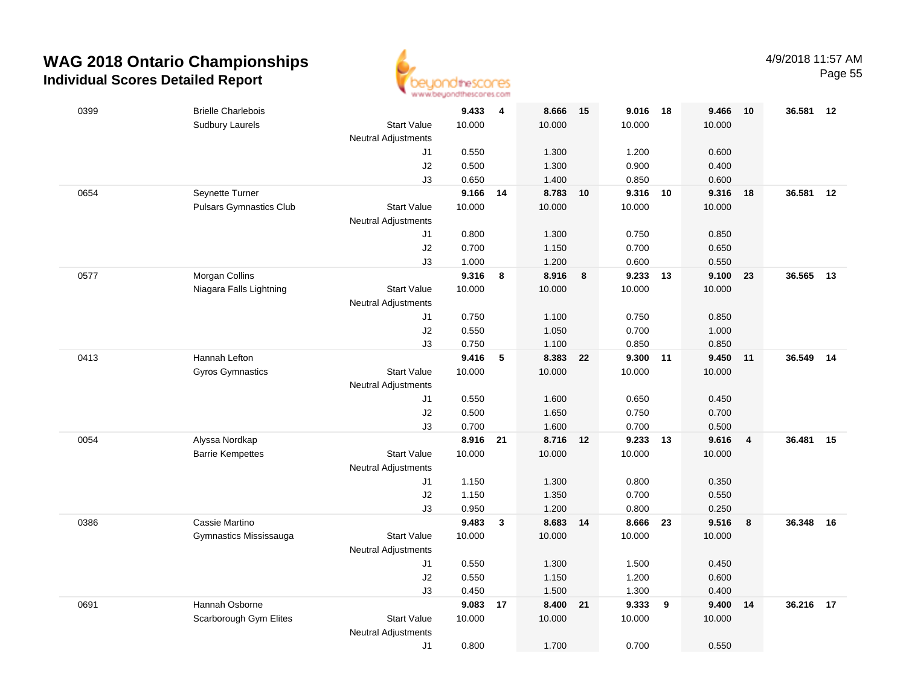# WAG 2018 Ontario Championships

## Individual Scores Detailed Report

4/9/2018 11:57 AM

| | | | | | | | | | | | | |
|---|---|---|---|---|---|---|---|---|---|---|---|---|
| 0399 | Brielle Charlebois | | **9.433** | **4** | **8.666** | **15** | **9.016** | **18** | **9.466** | **10** | **36.581** | **12** |
| | Sudbury Laurels | Start Value | 10.000 | | 10.000 | | 10.000 | | 10.000 | | | |
| | | Neutral Adjustments | | | | | | | | | | |
| | | J1 | 0.550 | | 1.300 | | 1.200 | | 0.600 | | | |
| | | J2 | 0.500 | | 1.300 | | 0.900 | | 0.400 | | | |
| | | J3 | 0.650 | | 1.400 | | 0.850 | | 0.600 | | | |
| 0654 | Seynette Turner | | **9.166** | **14** | **8.783** | **10** | **9.316** | **10** | **9.316** | **18** | **36.581** | **12** |
| | Pulsars Gymnastics Club | Start Value | 10.000 | | 10.000 | | 10.000 | | 10.000 | | | |
| | | Neutral Adjustments | | | | | | | | | | |
| | | J1 | 0.800 | | 1.300 | | 0.750 | | 0.850 | | | |
| | | J2 | 0.700 | | 1.150 | | 0.700 | | 0.650 | | | |
| | | J3 | 1.000 | | 1.200 | | 0.600 | | 0.550 | | | |
| 0577 | Morgan Collins | | **9.316** | **8** | **8.916** | **8** | **9.233** | **13** | **9.100** | **23** | **36.565** | **13** |
| | Niagara Falls Lightning | Start Value | 10.000 | | 10.000 | | 10.000 | | 10.000 | | | |
| | | Neutral Adjustments | | | | | | | | | | |
| | | J1 | 0.750 | | 1.100 | | 0.750 | | 0.850 | | | |
| | | J2 | 0.550 | | 1.050 | | 0.700 | | 1.000 | | | |
| | | J3 | 0.750 | | 1.100 | | 0.850 | | 0.850 | | | |
| 0413 | Hannah Lefton | | **9.416** | **5** | **8.383** | **22** | **9.300** | **11** | **9.450** | **11** | **36.549** | **14** |
| | Gyros Gymnastics | Start Value | 10.000 | | 10.000 | | 10.000 | | 10.000 | | | |
| | | Neutral Adjustments | | | | | | | | | | |
| | | J1 | 0.550 | | 1.600 | | 0.650 | | 0.450 | | | |
| | | J2 | 0.500 | | 1.650 | | 0.750 | | 0.700 | | | |
| | | J3 | 0.700 | | 1.600 | | 0.700 | | 0.500 | | | |
| 0054 | Alyssa Nordkap | | **8.916** | **21** | **8.716** | **12** | **9.233** | **13** | **9.616** | **4** | **36.481** | **15** |
| | Barrie Kempettes | Start Value | 10.000 | | 10.000 | | 10.000 | | 10.000 | | | |
| | | Neutral Adjustments | | | | | | | | | | |
| | | J1 | 1.150 | | 1.300 | | 0.800 | | 0.350 | | | |
| | | J2 | 1.150 | | 1.350 | | 0.700 | | 0.550 | | | |
| | | J3 | 0.950 | | 1.200 | | 0.800 | | 0.250 | | | |
| 0386 | Cassie Martino | | **9.483** | **3** | **8.683** | **14** | **8.666** | **23** | **9.516** | **8** | **36.348** | **16** |
| | Gymnastics Mississauga | Start Value | 10.000 | | 10.000 | | 10.000 | | 10.000 | | | |
| | | Neutral Adjustments | | | | | | | | | | |
| | | J1 | 0.550 | | 1.300 | | 1.500 | | 0.450 | | | |
| | | J2 | 0.550 | | 1.150 | | 1.200 | | 0.600 | | | |
| | | J3 | 0.450 | | 1.500 | | 1.300 | | 0.400 | | | |
| 0691 | Hannah Osborne | | **9.083** | **17** | **8.400** | **21** | **9.333** | **9** | **9.400** | **14** | **36.216** | **17** |
| | Scarborough Gym Elites | Start Value | 10.000 | | 10.000 | | 10.000 | | 10.000 | | | |
| | | Neutral Adjustments | | | | | | | | | | |
| | | J1 | 0.800 | | 1.700 | | 0.700 | | 0.550 | | | |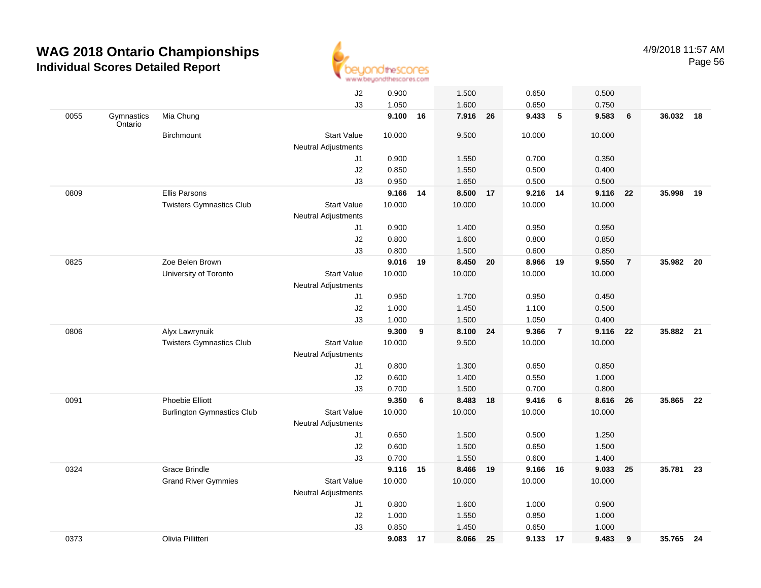# WAG 2018 Ontario Championships

## Individual Scores Detailed Report

4/9/2018 11:57 AM

| | | | | | | | | | | | | | |
|---|---|---|---|---|---|---|---|---|---|---|---|---|---|
| | | | J2 | 0.900 | | 1.500 | | 0.650 | | 0.500 | | | |
| | | | J3 | 1.050 | | 1.600 | | 0.650 | | 0.750 | | | |
| 0055 | Gymnastics Ontario | Mia Chung | | **9.100** | **16** | **7.916** | **26** | **9.433** | **5** | **9.583** | **6** | **36.032** | **18** |
| | | Birchmount | Start Value | 10.000 | | 9.500 | | 10.000 | | 10.000 | | | |
| | | | Neutral Adjustments | | | | | | | | | | |
| | | | J1 | 0.900 | | 1.550 | | 0.700 | | 0.350 | | | |
| | | | J2 | 0.850 | | 1.550 | | 0.500 | | 0.400 | | | |
| | | | J3 | 0.950 | | 1.650 | | 0.500 | | 0.500 | | | |
| 0809 | | Ellis Parsons | | **9.166** | **14** | **8.500** | **17** | **9.216** | **14** | **9.116** | **22** | **35.998** | **19** |
| | | Twisters Gymnastics Club | Start Value | 10.000 | | 10.000 | | 10.000 | | 10.000 | | | |
| | | | Neutral Adjustments | | | | | | | | | | |
| | | | J1 | 0.900 | | 1.400 | | 0.950 | | 0.950 | | | |
| | | | J2 | 0.800 | | 1.600 | | 0.800 | | 0.850 | | | |
| | | | J3 | 0.800 | | 1.500 | | 0.600 | | 0.850 | | | |
| 0825 | | Zoe Belen Brown | | **9.016** | **19** | **8.450** | **20** | **8.966** | **19** | **9.550** | **7** | **35.982** | **20** |
| | | University of Toronto | Start Value | 10.000 | | 10.000 | | 10.000 | | 10.000 | | | |
| | | | Neutral Adjustments | | | | | | | | | | |
| | | | J1 | 0.950 | | 1.700 | | 0.950 | | 0.450 | | | |
| | | | J2 | 1.000 | | 1.450 | | 1.100 | | 0.500 | | | |
| | | | J3 | 1.000 | | 1.500 | | 1.050 | | 0.400 | | | |
| 0806 | | Alyx Lawrynuik | | **9.300** | **9** | **8.100** | **24** | **9.366** | **7** | **9.116** | **22** | **35.882** | **21** |
| | | Twisters Gymnastics Club | Start Value | 10.000 | | 9.500 | | 10.000 | | 10.000 | | | |
| | | | Neutral Adjustments | | | | | | | | | | |
| | | | J1 | 0.800 | | 1.300 | | 0.650 | | 0.850 | | | |
| | | | J2 | 0.600 | | 1.400 | | 0.550 | | 1.000 | | | |
| | | | J3 | 0.700 | | 1.500 | | 0.700 | | 0.800 | | | |
| 0091 | | Phoebie Elliott | | **9.350** | **6** | **8.483** | **18** | **9.416** | **6** | **8.616** | **26** | **35.865** | **22** |
| | | Burlington Gymnastics Club | Start Value | 10.000 | | 10.000 | | 10.000 | | 10.000 | | | |
| | | | Neutral Adjustments | | | | | | | | | | |
| | | | J1 | 0.650 | | 1.500 | | 0.500 | | 1.250 | | | |
| | | | J2 | 0.600 | | 1.500 | | 0.650 | | 1.500 | | | |
| | | | J3 | 0.700 | | 1.550 | | 0.600 | | 1.400 | | | |
| 0324 | | Grace Brindle | | **9.116** | **15** | **8.466** | **19** | **9.166** | **16** | **9.033** | **25** | **35.781** | **23** |
| | | Grand River Gymmies | Start Value | 10.000 | | 10.000 | | 10.000 | | 10.000 | | | |
| | | | Neutral Adjustments | | | | | | | | | | |
| | | | J1 | 0.800 | | 1.600 | | 1.000 | | 0.900 | | | |
| | | | J2 | 1.000 | | 1.550 | | 0.850 | | 1.000 | | | |
| | | | J3 | 0.850 | | 1.450 | | 0.650 | | 1.000 | | | |
| 0373 | | Olivia Pillitteri | | **9.083** | **17** | **8.066** | **25** | **9.133** | **17** | **9.483** | **9** | **35.765** | **24** |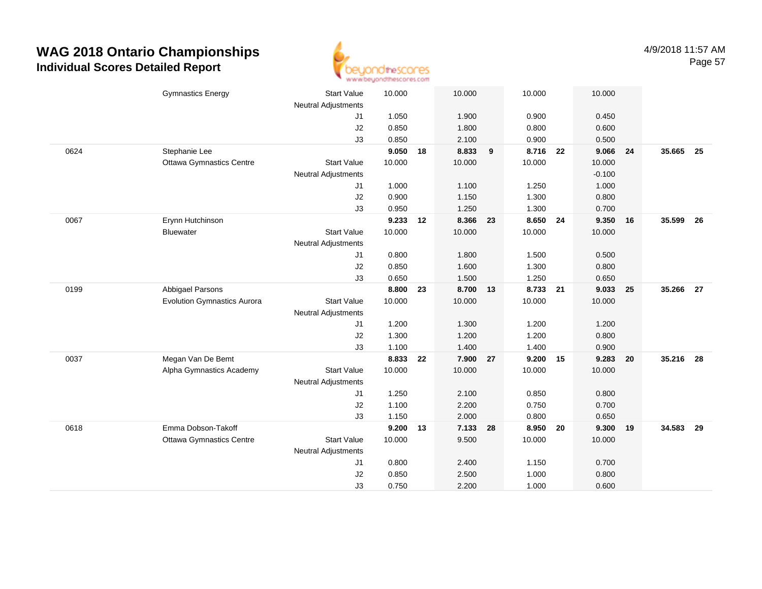# WAG 2018 Ontario Championships

## Individual Scores Detailed Report

4/9/2018 11:57 AM

| | | | | | | | | | | | | |
|---|---|---|---|---|---|---|---|---|---|---|---|---|
| | Gymnastics Energy | Start Value | 10.000 | | 10.000 | | 10.000 | | 10.000 | | | |
| | | Neutral Adjustments | | | | | | | | | | |
| | | J1 | 1.050 | | 1.900 | | 0.900 | | 0.450 | | | |
| | | J2 | 0.850 | | 1.800 | | 0.800 | | 0.600 | | | |
| | | J3 | 0.850 | | 2.100 | | 0.900 | | 0.500 | | | |
| 0624 | Stephanie Lee | | **9.050** | **18** | **8.833** | **9** | **8.716** | **22** | **9.066** | **24** | **35.665** | **25** |
| | Ottawa Gymnastics Centre | Start Value | 10.000 | | 10.000 | | 10.000 | | 10.000 | | | |
| | | Neutral Adjustments | | | | | | | -0.100 | | | |
| | | J1 | 1.000 | | 1.100 | | 1.250 | | 1.000 | | | |
| | | J2 | 0.900 | | 1.150 | | 1.300 | | 0.800 | | | |
| | | J3 | 0.950 | | 1.250 | | 1.300 | | 0.700 | | | |
| 0067 | Erynn Hutchinson | | **9.233** | **12** | **8.366** | **23** | **8.650** | **24** | **9.350** | **16** | **35.599** | **26** |
| | Bluewater | Start Value | 10.000 | | 10.000 | | 10.000 | | 10.000 | | | |
| | | Neutral Adjustments | | | | | | | | | | |
| | | J1 | 0.800 | | 1.800 | | 1.500 | | 0.500 | | | |
| | | J2 | 0.850 | | 1.600 | | 1.300 | | 0.800 | | | |
| | | J3 | 0.650 | | 1.500 | | 1.250 | | 0.650 | | | |
| 0199 | Abbigael Parsons | | **8.800** | **23** | **8.700** | **13** | **8.733** | **21** | **9.033** | **25** | **35.266** | **27** |
| | Evolution Gymnastics Aurora | Start Value | 10.000 | | 10.000 | | 10.000 | | 10.000 | | | |
| | | Neutral Adjustments | | | | | | | | | | |
| | | J1 | 1.200 | | 1.300 | | 1.200 | | 1.200 | | | |
| | | J2 | 1.300 | | 1.200 | | 1.200 | | 0.800 | | | |
| | | J3 | 1.100 | | 1.400 | | 1.400 | | 0.900 | | | |
| 0037 | Megan Van De Bemt | | **8.833** | **22** | **7.900** | **27** | **9.200** | **15** | **9.283** | **20** | **35.216** | **28** |
| | Alpha Gymnastics Academy | Start Value | 10.000 | | 10.000 | | 10.000 | | 10.000 | | | |
| | | Neutral Adjustments | | | | | | | | | | |
| | | J1 | 1.250 | | 2.100 | | 0.850 | | 0.800 | | | |
| | | J2 | 1.100 | | 2.200 | | 0.750 | | 0.700 | | | |
| | | J3 | 1.150 | | 2.000 | | 0.800 | | 0.650 | | | |
| 0618 | Emma Dobson-Takoff | | **9.200** | **13** | **7.133** | **28** | **8.950** | **20** | **9.300** | **19** | **34.583** | **29** |
| | Ottawa Gymnastics Centre | Start Value | 10.000 | | 9.500 | | 10.000 | | 10.000 | | | |
| | | Neutral Adjustments | | | | | | | | | | |
| | | J1 | 0.800 | | 2.400 | | 1.150 | | 0.700 | | | |
| | | J2 | 0.850 | | 2.500 | | 1.000 | | 0.800 | | | |
| | | J3 | 0.750 | | 2.200 | | 1.000 | | 0.600 | | | |